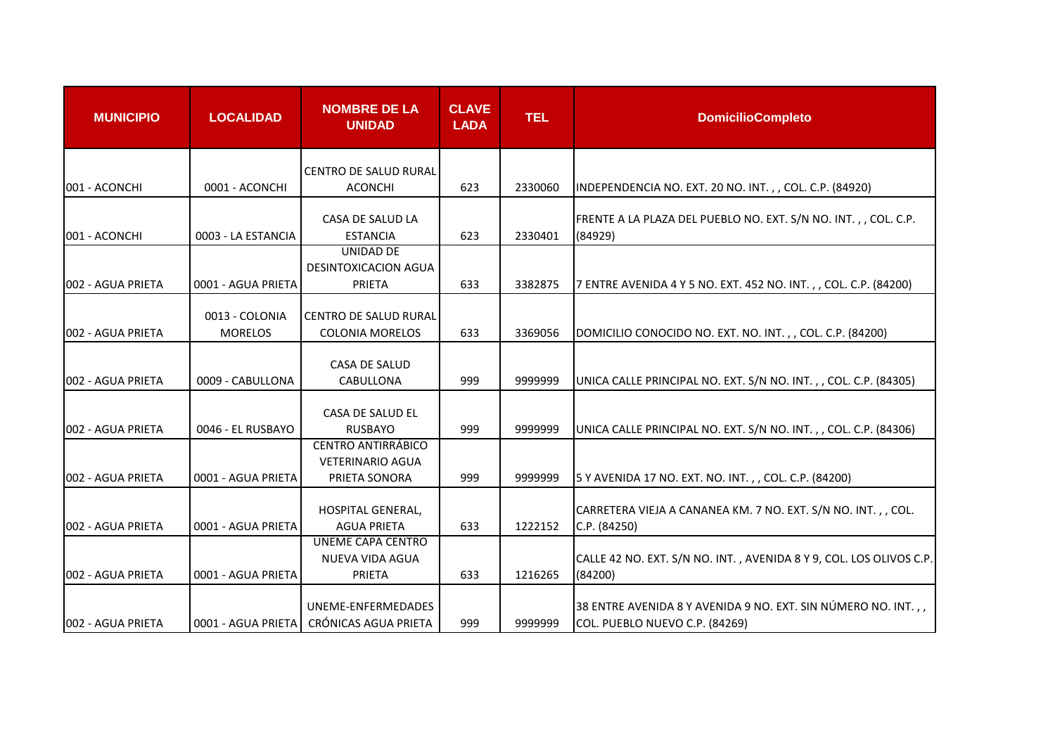| MUNICIPIO | LOCALIDAD | NOMBRE DE LA UNIDAD | CLAVE LADA | TEL | DomicilioCompleto |
|---|---|---|---|---|---|
| 001 - ACONCHI | 0001 - ACONCHI | CENTRO DE SALUD RURAL ACONCHI | 623 | 2330060 | INDEPENDENCIA NO. EXT. 20 NO. INT. , , COL. C.P. (84920) |
| 001 - ACONCHI | 0003 - LA ESTANCIA | CASA DE SALUD LA ESTANCIA | 623 | 2330401 | FRENTE A LA PLAZA DEL PUEBLO NO. EXT. S/N NO. INT. , , COL. C.P. (84929) |
| 002 - AGUA PRIETA | 0001 - AGUA PRIETA | UNIDAD DE DESINTOXICACION AGUA PRIETA | 633 | 3382875 | 7 ENTRE AVENIDA 4 Y 5 NO. EXT. 452 NO. INT. , , COL. C.P. (84200) |
| 002 - AGUA PRIETA | 0013 - COLONIA MORELOS | CENTRO DE SALUD RURAL COLONIA MORELOS | 633 | 3369056 | DOMICILIO CONOCIDO NO. EXT. NO. INT. , , COL. C.P. (84200) |
| 002 - AGUA PRIETA | 0009 - CABULLONA | CASA DE SALUD CABULLONA | 999 | 9999999 | UNICA CALLE PRINCIPAL NO. EXT. S/N NO. INT. , , COL. C.P. (84305) |
| 002 - AGUA PRIETA | 0046 - EL RUSBAYO | CASA DE SALUD EL RUSBAYO | 999 | 9999999 | UNICA CALLE PRINCIPAL NO. EXT. S/N NO. INT. , , COL. C.P. (84306) |
| 002 - AGUA PRIETA | 0001 - AGUA PRIETA | CENTRO ANTIRRÁBICO VETERINARIO AGUA PRIETA SONORA | 999 | 9999999 | 5 Y AVENIDA 17 NO. EXT. NO. INT. , , COL. C.P. (84200) |
| 002 - AGUA PRIETA | 0001 - AGUA PRIETA | HOSPITAL GENERAL, AGUA PRIETA | 633 | 1222152 | CARRETERA VIEJA A CANANEA KM. 7 NO. EXT. S/N NO. INT. , , COL. C.P. (84250) |
| 002 - AGUA PRIETA | 0001 - AGUA PRIETA | UNEME CAPA CENTRO NUEVA VIDA AGUA PRIETA | 633 | 1216265 | CALLE 42 NO. EXT. S/N NO. INT. , AVENIDA 8 Y 9, COL. LOS OLIVOS C.P. (84200) |
| 002 - AGUA PRIETA | 0001 - AGUA PRIETA | UNEME-ENFERMEDADES CRÓNICAS AGUA PRIETA | 999 | 9999999 | 38 ENTRE AVENIDA 8 Y AVENIDA 9 NO. EXT. SIN NÚMERO NO. INT. , , COL. PUEBLO NUEVO C.P. (84269) |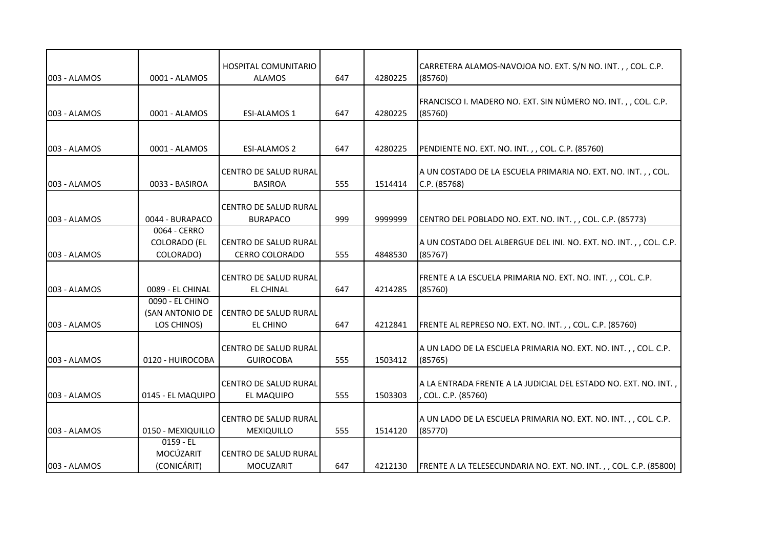| | | | | | |
|---|---|---|---|---|---|
| 003 - ALAMOS | 0001 - ALAMOS | HOSPITAL COMUNITARIO ALAMOS | 647 | 4280225 | CARRETERA ALAMOS-NAVOJOA NO. EXT. S/N NO. INT. , , COL. C.P. (85760) |
| 003 - ALAMOS | 0001 - ALAMOS | ESI-ALAMOS 1 | 647 | 4280225 | FRANCISCO I. MADERO NO. EXT. SIN NÚMERO NO. INT. , , COL. C.P. (85760) |
| 003 - ALAMOS | 0001 - ALAMOS | ESI-ALAMOS 2 | 647 | 4280225 | PENDIENTE NO. EXT. NO. INT. , , COL. C.P. (85760) |
| 003 - ALAMOS | 0033 - BASIROA | CENTRO DE SALUD RURAL BASIROA | 555 | 1514414 | A UN COSTADO DE LA ESCUELA PRIMARIA NO. EXT. NO. INT. , , COL. C.P. (85768) |
| 003 - ALAMOS | 0044 - BURAPACO | CENTRO DE SALUD RURAL BURAPACO | 999 | 9999999 | CENTRO DEL POBLADO NO. EXT. NO. INT. , , COL. C.P. (85773) |
| 003 - ALAMOS | 0064 - CERRO COLORADO (EL COLORADO) | CENTRO DE SALUD RURAL CERRO COLORADO | 555 | 4848530 | A UN COSTADO DEL ALBERGUE DEL INI. NO. EXT. NO. INT. , , COL. C.P. (85767) |
| 003 - ALAMOS | 0089 - EL CHINAL | CENTRO DE SALUD RURAL EL CHINAL | 647 | 4214285 | FRENTE A LA ESCUELA PRIMARIA NO. EXT. NO. INT. , , COL. C.P. (85760) |
| 003 - ALAMOS | 0090 - EL CHINO (SAN ANTONIO DE LOS CHINOS) | CENTRO DE SALUD RURAL EL CHINO | 647 | 4212841 | FRENTE AL REPRESO NO. EXT. NO. INT. , , COL. C.P. (85760) |
| 003 - ALAMOS | 0120 - HUIROCOBA | CENTRO DE SALUD RURAL GUIROCOBA | 555 | 1503412 | A UN LADO DE LA ESCUELA PRIMARIA NO. EXT. NO. INT. , , COL. C.P. (85765) |
| 003 - ALAMOS | 0145 - EL MAQUIPO | CENTRO DE SALUD RURAL EL MAQUIPO | 555 | 1503303 | A LA ENTRADA FRENTE A LA JUDICIAL DEL ESTADO NO. EXT. NO. INT. , , COL. C.P. (85760) |
| 003 - ALAMOS | 0150 - MEXIQUILLO | CENTRO DE SALUD RURAL MEXIQUILLO | 555 | 1514120 | A UN LADO DE LA ESCUELA PRIMARIA NO. EXT. NO. INT. , , COL. C.P. (85770) |
| 003 - ALAMOS | 0159 - EL MOCÚZARIT (CONICÁRIT) | CENTRO DE SALUD RURAL MOCUZARIT | 647 | 4212130 | FRENTE A LA TELESECUNDARIA NO. EXT. NO. INT. , , COL. C.P. (85800) |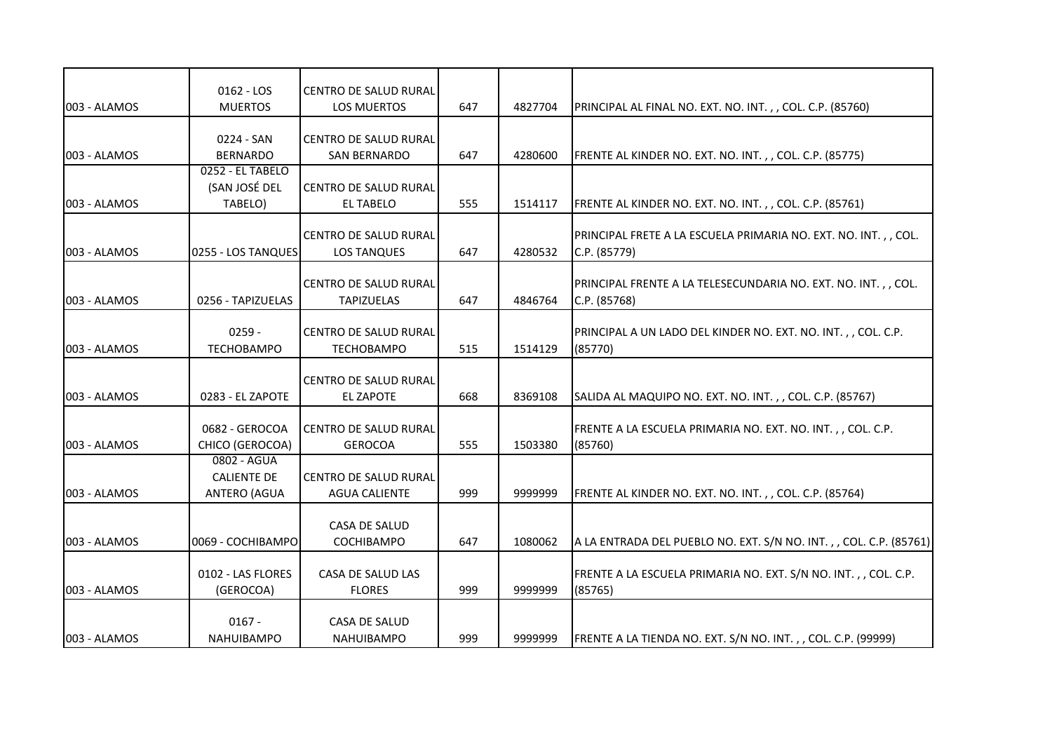| | | | | | |
|---|---|---|---|---|---|
| 003 - ALAMOS | 0162 - LOS MUERTOS | CENTRO DE SALUD RURAL LOS MUERTOS | 647 | 4827704 | PRINCIPAL AL FINAL NO. EXT. NO. INT. , , COL. C.P. (85760) |
| 003 - ALAMOS | 0224 - SAN BERNARDO | CENTRO DE SALUD RURAL SAN BERNARDO | 647 | 4280600 | FRENTE AL KINDER NO. EXT. NO. INT. , , COL. C.P. (85775) |
| 003 - ALAMOS | 0252 - EL TABELO (SAN JOSÉ DEL TABELO) | CENTRO DE SALUD RURAL EL TABELO | 555 | 1514117 | FRENTE AL KINDER NO. EXT. NO. INT. , , COL. C.P. (85761) |
| 003 - ALAMOS | 0255 - LOS TANQUES | CENTRO DE SALUD RURAL LOS TANQUES | 647 | 4280532 | PRINCIPAL FRETE A LA ESCUELA PRIMARIA NO. EXT. NO. INT. , , COL. C.P. (85779) |
| 003 - ALAMOS | 0256 - TAPIZUELAS | CENTRO DE SALUD RURAL TAPIZUELAS | 647 | 4846764 | PRINCIPAL FRENTE A LA TELESECUNDARIA NO. EXT. NO. INT. , , COL. C.P. (85768) |
| 003 - ALAMOS | 0259 - TECHOBAMPO | CENTRO DE SALUD RURAL TECHOBAMPO | 515 | 1514129 | PRINCIPAL A UN LADO DEL KINDER NO. EXT. NO. INT. , , COL. C.P. (85770) |
| 003 - ALAMOS | 0283 - EL ZAPOTE | CENTRO DE SALUD RURAL EL ZAPOTE | 668 | 8369108 | SALIDA AL MAQUIPO NO. EXT. NO. INT. , , COL. C.P. (85767) |
| 003 - ALAMOS | 0682 - GEROCOA CHICO (GEROCOA) | CENTRO DE SALUD RURAL GEROCOA | 555 | 1503380 | FRENTE A LA ESCUELA PRIMARIA NO. EXT. NO. INT. , , COL. C.P. (85760) |
| 003 - ALAMOS | 0802 - AGUA CALIENTE DE ANTERO (AGUA | CENTRO DE SALUD RURAL AGUA CALIENTE | 999 | 9999999 | FRENTE AL KINDER NO. EXT. NO. INT. , , COL. C.P. (85764) |
| 003 - ALAMOS | 0069 - COCHIBAMPO | CASA DE SALUD COCHIBAMPO | 647 | 1080062 | A LA ENTRADA DEL PUEBLO NO. EXT. S/N NO. INT. , , COL. C.P. (85761) |
| 003 - ALAMOS | 0102 - LAS FLORES (GEROCOA) | CASA DE SALUD LAS FLORES | 999 | 9999999 | FRENTE A LA ESCUELA PRIMARIA NO. EXT. S/N NO. INT. , , COL. C.P. (85765) |
| 003 - ALAMOS | 0167 - NAHUIBAMPO | CASA DE SALUD NAHUIBAMPO | 999 | 9999999 | FRENTE A LA TIENDA NO. EXT. S/N NO. INT. , , COL. C.P. (99999) |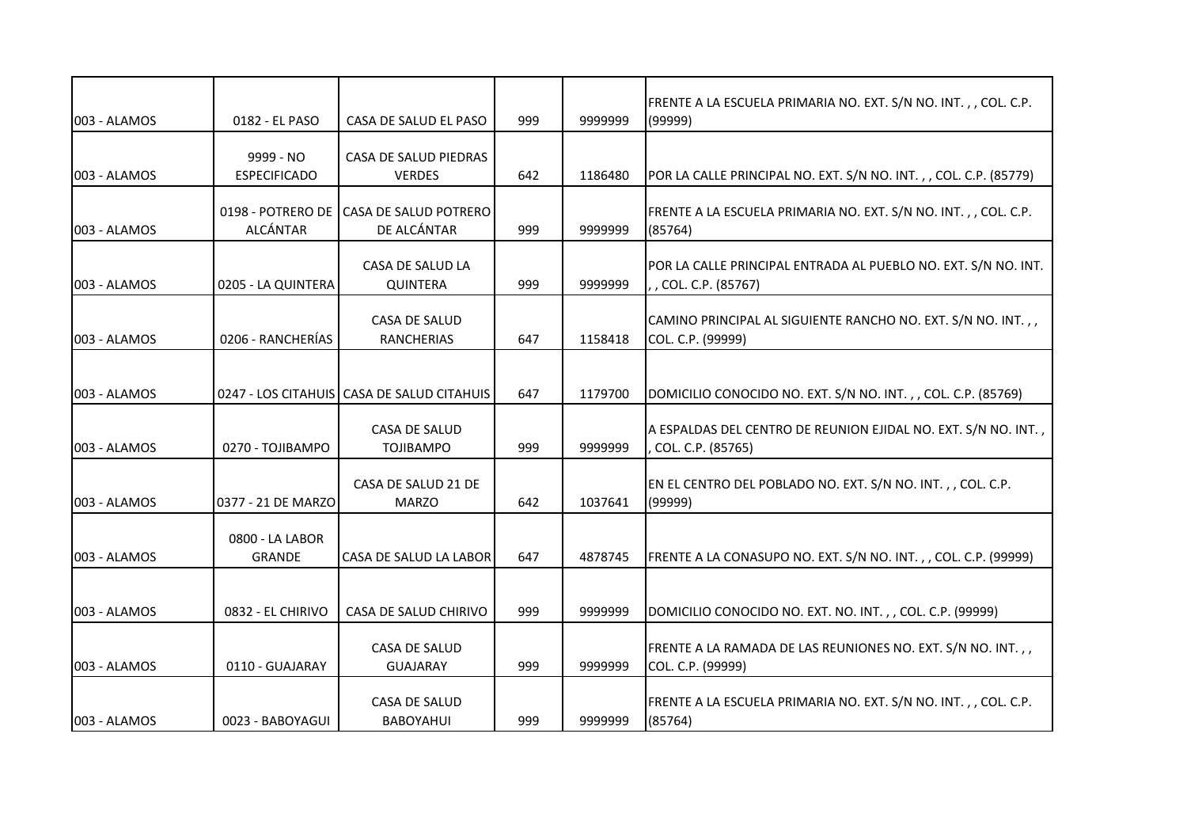| | | | | | |
|---|---|---|---|---|---|
| 003 - ALAMOS | 0182 - EL PASO | CASA DE SALUD EL PASO | 999 | 9999999 | FRENTE A LA ESCUELA PRIMARIA NO. EXT. S/N NO. INT. , , COL. C.P. (99999) |
| 003 - ALAMOS | 9999 - NO ESPECIFICADO | CASA DE SALUD PIEDRAS VERDES | 642 | 1186480 | POR LA CALLE PRINCIPAL NO. EXT. S/N NO. INT. , , COL. C.P. (85779) |
| 003 - ALAMOS | 0198 - POTRERO DE ALCÁNTAR | CASA DE SALUD POTRERO DE ALCÁNTAR | 999 | 9999999 | FRENTE A LA ESCUELA PRIMARIA NO. EXT. S/N NO. INT. , , COL. C.P. (85764) |
| 003 - ALAMOS | 0205 - LA QUINTERA | CASA DE SALUD LA QUINTERA | 999 | 9999999 | POR LA CALLE PRINCIPAL ENTRADA AL PUEBLO NO. EXT. S/N NO. INT. , , COL. C.P. (85767) |
| 003 - ALAMOS | 0206 - RANCHERÍAS | CASA DE SALUD RANCHERIAS | 647 | 1158418 | CAMINO PRINCIPAL AL SIGUIENTE RANCHO NO. EXT. S/N NO. INT. , , COL. C.P. (99999) |
| 003 - ALAMOS | 0247 - LOS CITAHUIS | CASA DE SALUD CITAHUIS | 647 | 1179700 | DOMICILIO CONOCIDO NO. EXT. S/N NO. INT. , , COL. C.P. (85769) |
| 003 - ALAMOS | 0270 - TOJIBAMPO | CASA DE SALUD TOJIBAMPO | 999 | 9999999 | A ESPALDAS DEL CENTRO DE REUNION EJIDAL NO. EXT. S/N NO. INT. , , COL. C.P. (85765) |
| 003 - ALAMOS | 0377 - 21 DE MARZO | CASA DE SALUD 21 DE MARZO | 642 | 1037641 | EN EL CENTRO DEL POBLADO NO. EXT. S/N NO. INT. , , COL. C.P. (99999) |
| 003 - ALAMOS | 0800 - LA LABOR GRANDE | CASA DE SALUD LA LABOR | 647 | 4878745 | FRENTE A LA CONASUPO NO. EXT. S/N NO. INT. , , COL. C.P. (99999) |
| 003 - ALAMOS | 0832 - EL CHIRIVO | CASA DE SALUD CHIRIVO | 999 | 9999999 | DOMICILIO CONOCIDO NO. EXT. NO. INT. , , COL. C.P. (99999) |
| 003 - ALAMOS | 0110 - GUAJARAY | CASA DE SALUD GUAJARAY | 999 | 9999999 | FRENTE A LA RAMADA DE LAS REUNIONES NO. EXT. S/N NO. INT. , , COL. C.P. (99999) |
| 003 - ALAMOS | 0023 - BABOYAGUI | CASA DE SALUD BABOYAHUI | 999 | 9999999 | FRENTE A LA ESCUELA PRIMARIA NO. EXT. S/N NO. INT. , , COL. C.P. (85764) |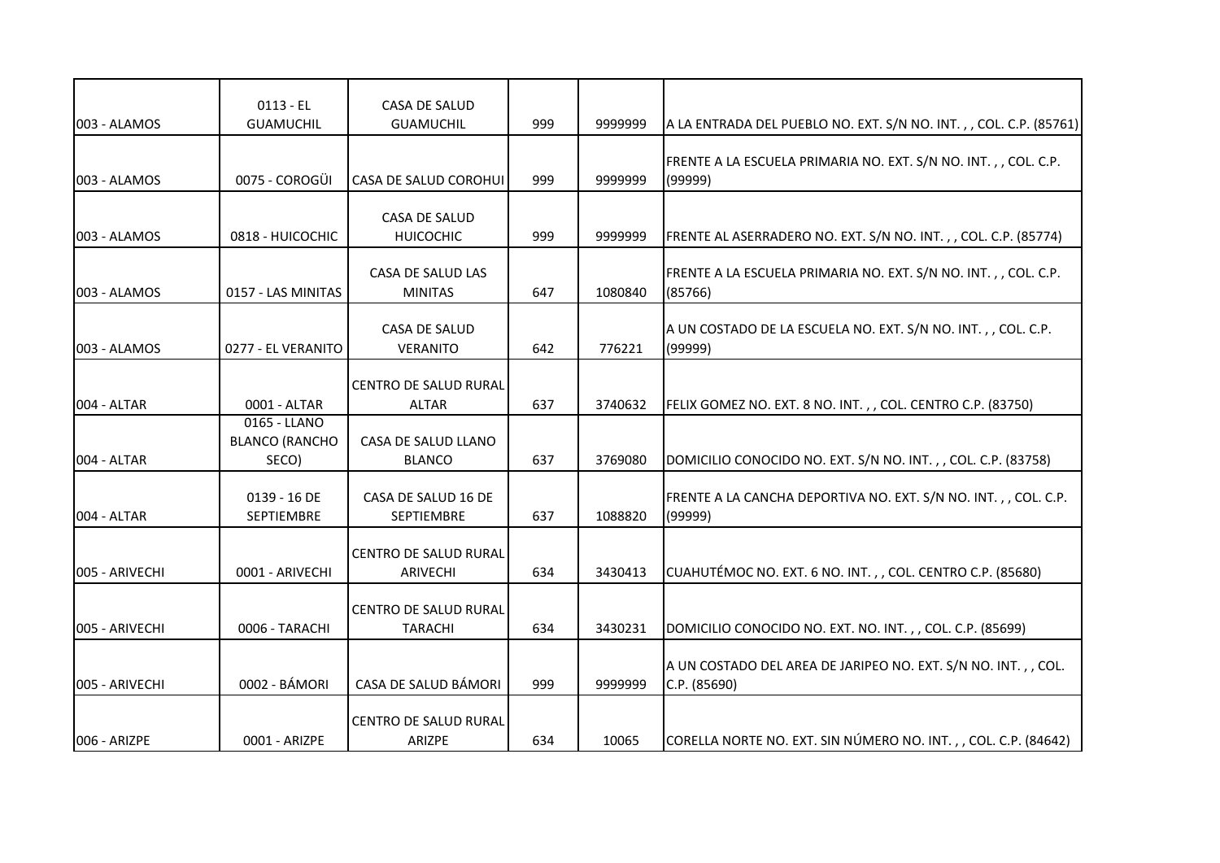| | | | | | |
|---|---|---|---|---|---|
| 003 - ALAMOS | 0113 - EL GUAMUCHIL | CASA DE SALUD GUAMUCHIL | 999 | 9999999 | A LA ENTRADA DEL PUEBLO NO. EXT. S/N NO. INT. , , COL. C.P. (85761) |
| 003 - ALAMOS | 0075 - COROGÜI | CASA DE SALUD COROHUI | 999 | 9999999 | FRENTE A LA ESCUELA PRIMARIA NO. EXT. S/N NO. INT. , , COL. C.P. (99999) |
| 003 - ALAMOS | 0818 - HUICOCHIC | CASA DE SALUD HUICOCHIC | 999 | 9999999 | FRENTE AL ASERRADERO NO. EXT. S/N NO. INT. , , COL. C.P. (85774) |
| 003 - ALAMOS | 0157 - LAS MINITAS | CASA DE SALUD LAS MINITAS | 647 | 1080840 | FRENTE A LA ESCUELA PRIMARIA NO. EXT. S/N NO. INT. , , COL. C.P. (85766) |
| 003 - ALAMOS | 0277 - EL VERANITO | CASA DE SALUD VERANITO | 642 | 776221 | A UN COSTADO DE LA ESCUELA NO. EXT. S/N NO. INT. , , COL. C.P. (99999) |
| 004 - ALTAR | 0001 - ALTAR | CENTRO DE SALUD RURAL ALTAR | 637 | 3740632 | FELIX GOMEZ NO. EXT. 8 NO. INT. , , COL. CENTRO C.P. (83750) |
| 004 - ALTAR | 0165 - LLANO BLANCO (RANCHO SECO) | CASA DE SALUD LLANO BLANCO | 637 | 3769080 | DOMICILIO CONOCIDO NO. EXT. S/N NO. INT. , , COL. C.P. (83758) |
| 004 - ALTAR | 0139 - 16 DE SEPTIEMBRE | CASA DE SALUD 16 DE SEPTIEMBRE | 637 | 1088820 | FRENTE A LA CANCHA DEPORTIVA NO. EXT. S/N NO. INT. , , COL. C.P. (99999) |
| 005 - ARIVECHI | 0001 - ARIVECHI | CENTRO DE SALUD RURAL ARIVECHI | 634 | 3430413 | CUAHUTÉMOC NO. EXT. 6 NO. INT. , , COL. CENTRO C.P. (85680) |
| 005 - ARIVECHI | 0006 - TARACHI | CENTRO DE SALUD RURAL TARACHI | 634 | 3430231 | DOMICILIO CONOCIDO NO. EXT. NO. INT. , , COL. C.P. (85699) |
| 005 - ARIVECHI | 0002 - BÁMORI | CASA DE SALUD BÁMORI | 999 | 9999999 | A UN COSTADO DEL AREA DE JARIPEO NO. EXT. S/N NO. INT. , , COL. C.P. (85690) |
| 006 - ARIZPE | 0001 - ARIZPE | CENTRO DE SALUD RURAL ARIZPE | 634 | 10065 | CORELLA NORTE NO. EXT. SIN NÚMERO NO. INT. , , COL. C.P. (84642) |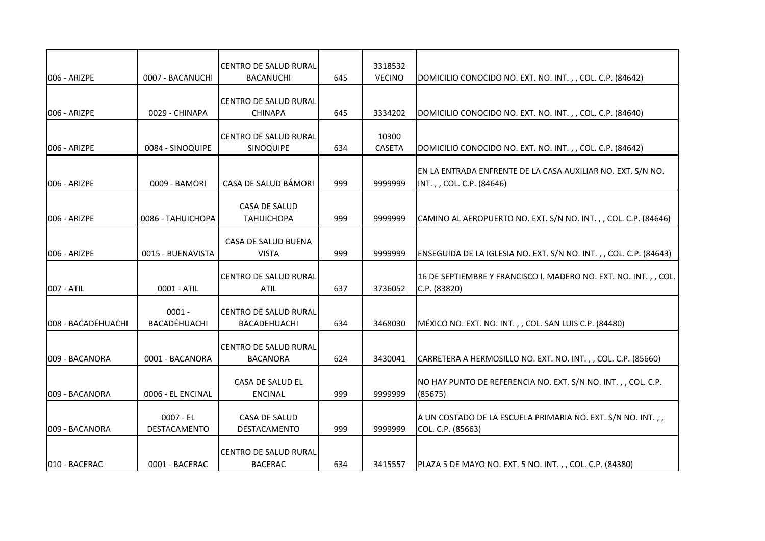| | | | | | |
|---|---|---|---|---|---|
| 006 - ARIZPE | 0007 - BACANUCHI | CENTRO DE SALUD RURAL BACANUCHI | 645 | 3318532 VECINO | DOMICILIO CONOCIDO NO. EXT. NO. INT. , , COL. C.P. (84642) |
| 006 - ARIZPE | 0029 - CHINAPA | CENTRO DE SALUD RURAL CHINAPA | 645 | 3334202 | DOMICILIO CONOCIDO NO. EXT. NO. INT. , , COL. C.P. (84640) |
| 006 - ARIZPE | 0084 - SINOQUIPE | CENTRO DE SALUD RURAL SINOQUIPE | 634 | 10300 CASETA | DOMICILIO CONOCIDO NO. EXT. NO. INT. , , COL. C.P. (84642) |
| 006 - ARIZPE | 0009 - BAMORI | CASA DE SALUD BÁMORI | 999 | 9999999 | EN LA ENTRADA ENFRENTE DE LA CASA AUXILIAR NO. EXT. S/N NO. INT. , , COL. C.P. (84646) |
| 006 - ARIZPE | 0086 - TAHUICHOPA | CASA DE SALUD TAHUICHOPA | 999 | 9999999 | CAMINO AL AEROPUERTO NO. EXT. S/N NO. INT. , , COL. C.P. (84646) |
| 006 - ARIZPE | 0015 - BUENAVISTA | CASA DE SALUD BUENA VISTA | 999 | 9999999 | ENSEGUIDA DE LA IGLESIA NO. EXT. S/N NO. INT. , , COL. C.P. (84643) |
| 007 - ATIL | 0001 - ATIL | CENTRO DE SALUD RURAL ATIL | 637 | 3736052 | 16 DE SEPTIEMBRE Y FRANCISCO I. MADERO NO. EXT. NO. INT. , , COL. C.P. (83820) |
| 008 - BACADÉHUACHI | 0001 - BACADÉHUACHI | CENTRO DE SALUD RURAL BACADEHUACHI | 634 | 3468030 | MÉXICO NO. EXT. NO. INT. , , COL. SAN LUIS C.P. (84480) |
| 009 - BACANORA | 0001 - BACANORA | CENTRO DE SALUD RURAL BACANORA | 624 | 3430041 | CARRETERA A HERMOSILLO NO. EXT. NO. INT. , , COL. C.P. (85660) |
| 009 - BACANORA | 0006 - EL ENCINAL | CASA DE SALUD EL ENCINAL | 999 | 9999999 | NO HAY PUNTO DE REFERENCIA NO. EXT. S/N NO. INT. , , COL. C.P. (85675) |
| 009 - BACANORA | 0007 - EL DESTACAMENTO | CASA DE SALUD DESTACAMENTO | 999 | 9999999 | A UN COSTADO DE LA ESCUELA PRIMARIA NO. EXT. S/N NO. INT. , , COL. C.P. (85663) |
| 010 - BACERAC | 0001 - BACERAC | CENTRO DE SALUD RURAL BACERAC | 634 | 3415557 | PLAZA 5 DE MAYO NO. EXT. 5 NO. INT. , , COL. C.P. (84380) |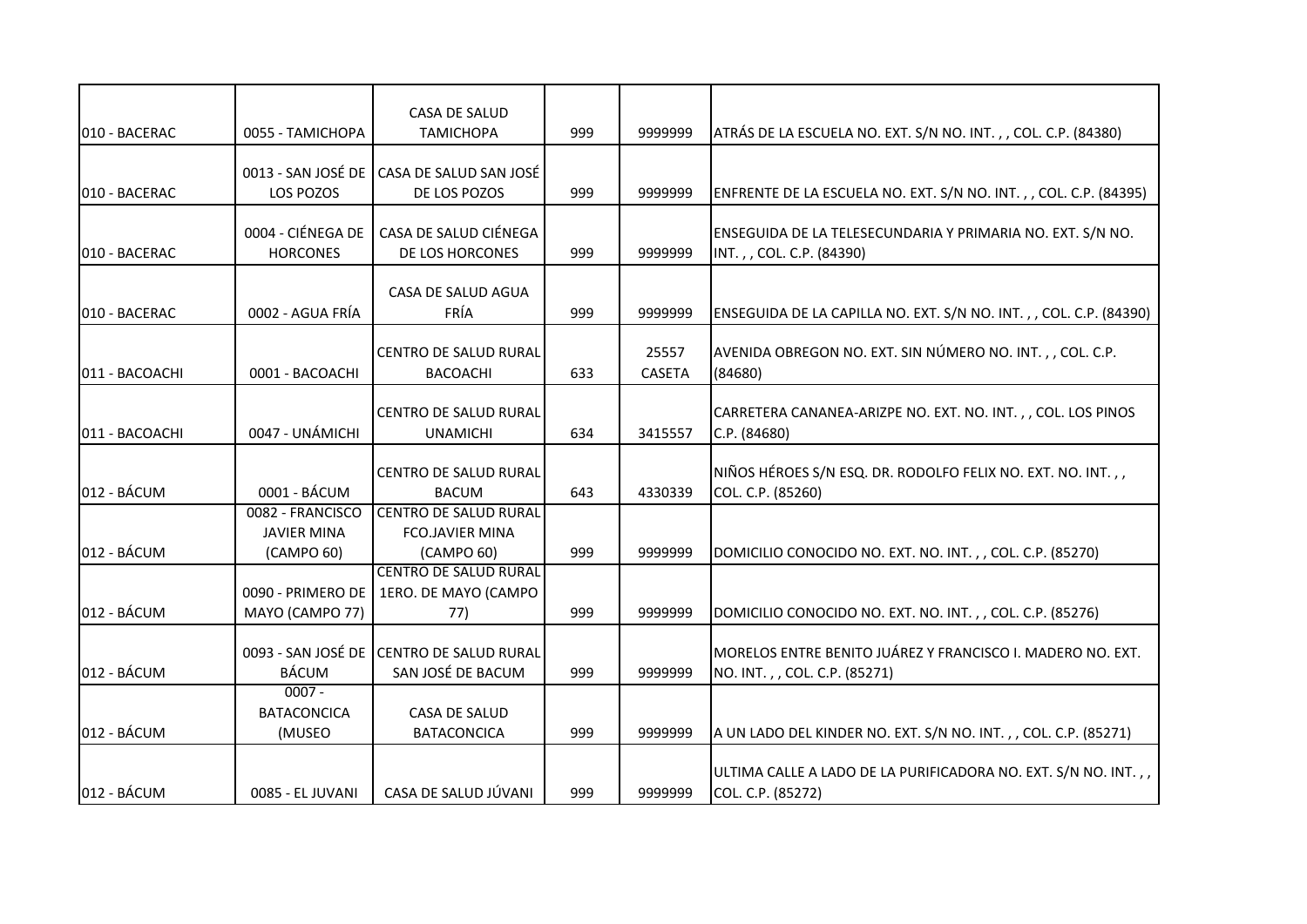| | | | | | |
|---|---|---|---|---|---|
| 010 - BACERAC | 0055 - TAMICHOPA | CASA DE SALUD TAMICHOPA | 999 | 9999999 | ATRÁS DE LA ESCUELA NO. EXT. S/N NO. INT. , , COL. C.P. (84380) |
| 010 - BACERAC | 0013 - SAN JOSÉ DE LOS POZOS | CASA DE SALUD SAN JOSÉ DE LOS POZOS | 999 | 9999999 | ENFRENTE DE LA ESCUELA NO. EXT. S/N NO. INT. , , COL. C.P. (84395) |
| 010 - BACERAC | 0004 - CIÉNEGA DE HORCONES | CASA DE SALUD CIÉNEGA DE LOS HORCONES | 999 | 9999999 | ENSEGUIDA DE LA TELESECUNDARIA Y PRIMARIA NO. EXT. S/N NO. INT. , , COL. C.P. (84390) |
| 010 - BACERAC | 0002 - AGUA FRÍA | CASA DE SALUD AGUA FRÍA | 999 | 9999999 | ENSEGUIDA DE LA CAPILLA NO. EXT. S/N NO. INT. , , COL. C.P. (84390) |
| 011 - BACOACHI | 0001 - BACOACHI | CENTRO DE SALUD RURAL BACOACHI | 633 | 25557 CASETA | AVENIDA OBREGON NO. EXT. SIN NÚMERO NO. INT. , , COL. C.P. (84680) |
| 011 - BACOACHI | 0047 - UNÁMICHI | CENTRO DE SALUD RURAL UNAMICHI | 634 | 3415557 | CARRETERA CANANEA-ARIZPE NO. EXT. NO. INT. , , COL. LOS PINOS C.P. (84680) |
| 012 - BÁCUM | 0001 - BÁCUM | CENTRO DE SALUD RURAL BACUM | 643 | 4330339 | NIÑOS HÉROES S/N ESQ. DR. RODOLFO FELIX NO. EXT. NO. INT. , , COL. C.P. (85260) |
| 012 - BÁCUM | 0082 - FRANCISCO JAVIER MINA (CAMPO 60) | CENTRO DE SALUD RURAL FCO.JAVIER MINA (CAMPO 60) | 999 | 9999999 | DOMICILIO CONOCIDO NO. EXT. NO. INT. , , COL. C.P. (85270) |
| 012 - BÁCUM | 0090 - PRIMERO DE MAYO (CAMPO 77) | CENTRO DE SALUD RURAL 1ERO. DE MAYO (CAMPO 77) | 999 | 9999999 | DOMICILIO CONOCIDO NO. EXT. NO. INT. , , COL. C.P. (85276) |
| 012 - BÁCUM | 0093 - SAN JOSÉ DE BÁCUM | CENTRO DE SALUD RURAL SAN JOSÉ DE BACUM | 999 | 9999999 | MORELOS ENTRE BENITO JUÁREZ Y FRANCISCO I. MADERO NO. EXT. NO. INT. , , COL. C.P. (85271) |
| 012 - BÁCUM | 0007 - BATACONCICA (MUSEO | CASA DE SALUD BATACONCICA | 999 | 9999999 | A UN LADO DEL KINDER NO. EXT. S/N NO. INT. , , COL. C.P. (85271) |
| 012 - BÁCUM | 0085 - EL JUVANI | CASA DE SALUD JÚVANI | 999 | 9999999 | ULTIMA CALLE A LADO DE LA PURIFICADORA NO. EXT. S/N NO. INT. , , COL. C.P. (85272) |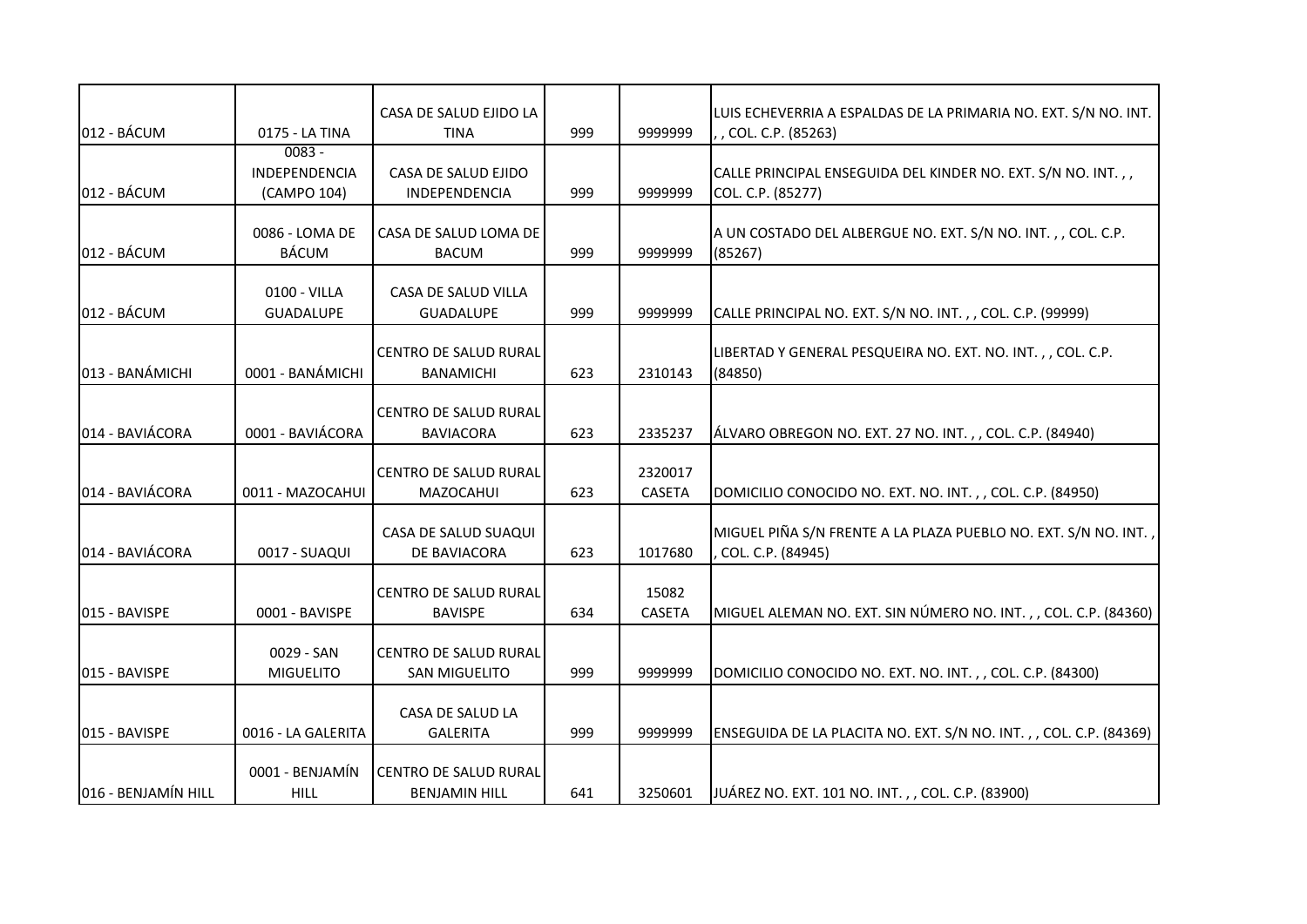| | | | | | |
|---|---|---|---|---|---|
| 012 - BÁCUM | 0175 - LA TINA | CASA DE SALUD EJIDO LA TINA | 999 | 9999999 | LUIS ECHEVERRIA A ESPALDAS DE LA PRIMARIA NO. EXT. S/N NO. INT. , , COL. C.P. (85263) |
| 012 - BÁCUM | 0083 - INDEPENDENCIA (CAMPO 104) | CASA DE SALUD EJIDO INDEPENDENCIA | 999 | 9999999 | CALLE PRINCIPAL ENSEGUIDA DEL KINDER NO. EXT. S/N NO. INT. , , COL. C.P. (85277) |
| 012 - BÁCUM | 0086 - LOMA DE BÁCUM | CASA DE SALUD LOMA DE BACUM | 999 | 9999999 | A UN COSTADO DEL ALBERGUE NO. EXT. S/N NO. INT. , , COL. C.P. (85267) |
| 012 - BÁCUM | 0100 - VILLA GUADALUPE | CASA DE SALUD VILLA GUADALUPE | 999 | 9999999 | CALLE PRINCIPAL NO. EXT. S/N NO. INT. , , COL. C.P. (99999) |
| 013 - BANÁMICHI | 0001 - BANÁMICHI | CENTRO DE SALUD RURAL BANAMICHI | 623 | 2310143 | LIBERTAD Y GENERAL PESQUEIRA NO. EXT. NO. INT. , , COL. C.P. (84850) |
| 014 - BAVIÁCORA | 0001 - BAVIÁCORA | CENTRO DE SALUD RURAL BAVIACORA | 623 | 2335237 | ÁLVARO OBREGON NO. EXT. 27 NO. INT. , , COL. C.P. (84940) |
| 014 - BAVIÁCORA | 0011 - MAZOCAHUI | CENTRO DE SALUD RURAL MAZOCAHUI | 623 | 2320017 CASETA | DOMICILIO CONOCIDO NO. EXT. NO. INT. , , COL. C.P. (84950) |
| 014 - BAVIÁCORA | 0017 - SUAQUI | CASA DE SALUD SUAQUI DE BAVIACORA | 623 | 1017680 | MIGUEL PIÑA S/N FRENTE A LA PLAZA PUEBLO NO. EXT. S/N NO. INT. , , COL. C.P. (84945) |
| 015 - BAVISPE | 0001 - BAVISPE | CENTRO DE SALUD RURAL BAVISPE | 634 | 15082 CASETA | MIGUEL ALEMAN NO. EXT. SIN NÚMERO NO. INT. , , COL. C.P. (84360) |
| 015 - BAVISPE | 0029 - SAN MIGUELITO | CENTRO DE SALUD RURAL SAN MIGUELITO | 999 | 9999999 | DOMICILIO CONOCIDO NO. EXT. NO. INT. , , COL. C.P. (84300) |
| 015 - BAVISPE | 0016 - LA GALERITA | CASA DE SALUD LA GALERITA | 999 | 9999999 | ENSEGUIDA DE LA PLACITA NO. EXT. S/N NO. INT. , , COL. C.P. (84369) |
| 016 - BENJAMÍN HILL | 0001 - BENJAMÍN HILL | CENTRO DE SALUD RURAL BENJAMIN HILL | 641 | 3250601 | JUÁREZ NO. EXT. 101 NO. INT. , , COL. C.P. (83900) |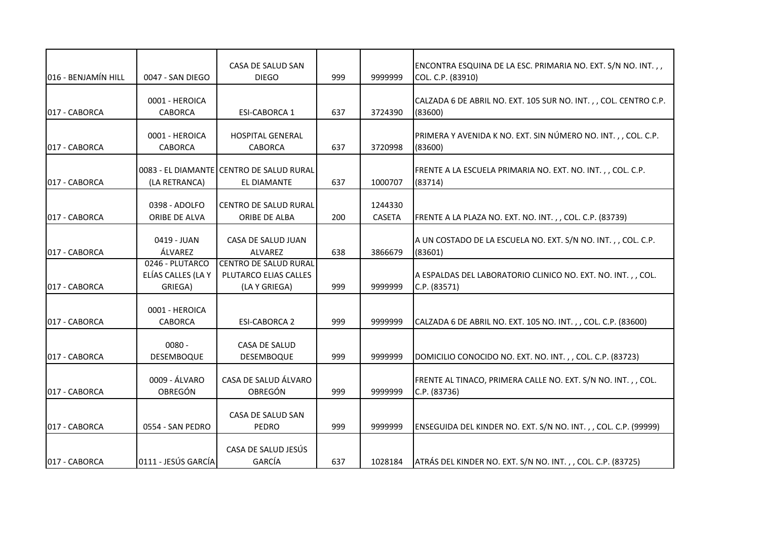| | | | | | |
|---|---|---|---|---|---|
| 016 - BENJAMÍN HILL | 0047 - SAN DIEGO | CASA DE SALUD SAN DIEGO | 999 | 9999999 | ENCONTRA ESQUINA DE LA ESC. PRIMARIA NO. EXT. S/N NO. INT. , , COL. C.P. (83910) |
| 017 - CABORCA | 0001 - HEROICA CABORCA | ESI-CABORCA 1 | 637 | 3724390 | CALZADA 6 DE ABRIL NO. EXT. 105 SUR NO. INT. , , COL. CENTRO C.P. (83600) |
| 017 - CABORCA | 0001 - HEROICA CABORCA | HOSPITAL GENERAL CABORCA | 637 | 3720998 | PRIMERA Y AVENIDA K NO. EXT. SIN NÚMERO NO. INT. , , COL. C.P. (83600) |
| 017 - CABORCA | 0083 - EL DIAMANTE (LA RETRANCA) | CENTRO DE SALUD RURAL EL DIAMANTE | 637 | 1000707 | FRENTE A LA ESCUELA PRIMARIA NO. EXT. NO. INT. , , COL. C.P. (83714) |
| 017 - CABORCA | 0398 - ADOLFO ORIBE DE ALVA | CENTRO DE SALUD RURAL ORIBE DE ALBA | 200 | 1244330 CASETA | FRENTE A LA PLAZA NO. EXT. NO. INT. , , COL. C.P. (83739) |
| 017 - CABORCA | 0419 - JUAN ÁLVAREZ | CASA DE SALUD JUAN ALVAREZ | 638 | 3866679 | A UN COSTADO DE LA ESCUELA NO. EXT. S/N NO. INT. , , COL. C.P. (83601) |
| 017 - CABORCA | 0246 - PLUTARCO ELÍAS CALLES (LA Y GRIEGA) | CENTRO DE SALUD RURAL PLUTARCO ELIAS CALLES (LA Y GRIEGA) | 999 | 9999999 | A ESPALDAS DEL LABORATORIO CLINICO NO. EXT. NO. INT. , , COL. C.P. (83571) |
| 017 - CABORCA | 0001 - HEROICA CABORCA | ESI-CABORCA 2 | 999 | 9999999 | CALZADA 6 DE ABRIL NO. EXT. 105 NO. INT. , , COL. C.P. (83600) |
| 017 - CABORCA | 0080 - DESEMBOQUE | CASA DE SALUD DESEMBOQUE | 999 | 9999999 | DOMICILIO CONOCIDO NO. EXT. NO. INT. , , COL. C.P. (83723) |
| 017 - CABORCA | 0009 - ÁLVARO OBREGÓN | CASA DE SALUD ÁLVARO OBREGÓN | 999 | 9999999 | FRENTE AL TINACO, PRIMERA CALLE NO. EXT. S/N NO. INT. , , COL. C.P. (83736) |
| 017 - CABORCA | 0554 - SAN PEDRO | CASA DE SALUD SAN PEDRO | 999 | 9999999 | ENSEGUIDA DEL KINDER NO. EXT. S/N NO. INT. , , COL. C.P. (99999) |
| 017 - CABORCA | 0111 - JESÚS GARCÍA | CASA DE SALUD JESÚS GARCÍA | 637 | 1028184 | ATRÁS DEL KINDER NO. EXT. S/N NO. INT. , , COL. C.P. (83725) |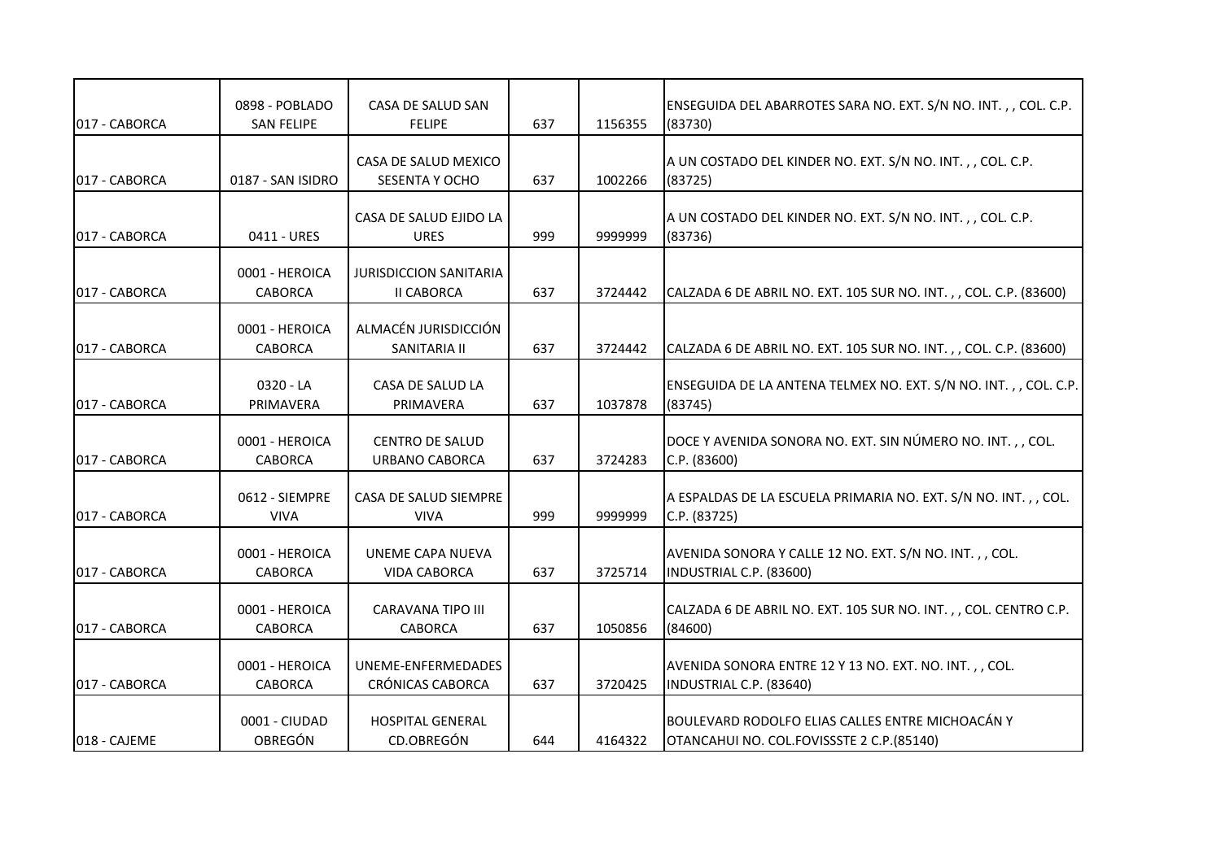| | | | | | |
|---|---|---|---|---|---|
| 017 - CABORCA | 0898 - POBLADO SAN FELIPE | CASA DE SALUD SAN FELIPE | 637 | 1156355 | ENSEGUIDA DEL ABARROTES SARA NO. EXT. S/N NO. INT. , , COL. C.P. (83730) |
| 017 - CABORCA | 0187 - SAN ISIDRO | CASA DE SALUD MEXICO SESENTA Y OCHO | 637 | 1002266 | A UN COSTADO DEL KINDER NO. EXT. S/N NO. INT. , , COL. C.P. (83725) |
| 017 - CABORCA | 0411 - URES | CASA DE SALUD EJIDO LA URES | 999 | 9999999 | A UN COSTADO DEL KINDER NO. EXT. S/N NO. INT. , , COL. C.P. (83736) |
| 017 - CABORCA | 0001 - HEROICA CABORCA | JURISDICCION SANITARIA II CABORCA | 637 | 3724442 | CALZADA 6 DE ABRIL NO. EXT. 105 SUR NO. INT. , , COL. C.P. (83600) |
| 017 - CABORCA | 0001 - HEROICA CABORCA | ALMACÉN JURISDICCIÓN SANITARIA II | 637 | 3724442 | CALZADA 6 DE ABRIL NO. EXT. 105 SUR NO. INT. , , COL. C.P. (83600) |
| 017 - CABORCA | 0320 - LA PRIMAVERA | CASA DE SALUD LA PRIMAVERA | 637 | 1037878 | ENSEGUIDA DE LA ANTENA TELMEX NO. EXT. S/N NO. INT. , , COL. C.P. (83745) |
| 017 - CABORCA | 0001 - HEROICA CABORCA | CENTRO DE SALUD URBANO CABORCA | 637 | 3724283 | DOCE Y AVENIDA SONORA NO. EXT. SIN NÚMERO NO. INT. , , COL. C.P. (83600) |
| 017 - CABORCA | 0612 - SIEMPRE VIVA | CASA DE SALUD SIEMPRE VIVA | 999 | 9999999 | A ESPALDAS DE LA ESCUELA PRIMARIA NO. EXT. S/N NO. INT. , , COL. C.P. (83725) |
| 017 - CABORCA | 0001 - HEROICA CABORCA | UNEME CAPA NUEVA VIDA CABORCA | 637 | 3725714 | AVENIDA SONORA Y CALLE 12 NO. EXT. S/N NO. INT. , , COL. INDUSTRIAL C.P. (83600) |
| 017 - CABORCA | 0001 - HEROICA CABORCA | CARAVANA TIPO III CABORCA | 637 | 1050856 | CALZADA 6 DE ABRIL NO. EXT. 105 SUR NO. INT. , , COL. CENTRO C.P. (84600) |
| 017 - CABORCA | 0001 - HEROICA CABORCA | UNEME-ENFERMEDADES CRÓNICAS CABORCA | 637 | 3720425 | AVENIDA SONORA ENTRE 12 Y 13 NO. EXT. NO. INT. , , COL. INDUSTRIAL C.P. (83640) |
| 018 - CAJEME | 0001 - CIUDAD OBREGÓN | HOSPITAL GENERAL CD.OBREGÓN | 644 | 4164322 | BOULEVARD RODOLFO ELIAS CALLES ENTRE MICHOACÁN Y OTANCAHUI NO. COL.FOVISSSTE 2 C.P.(85140) |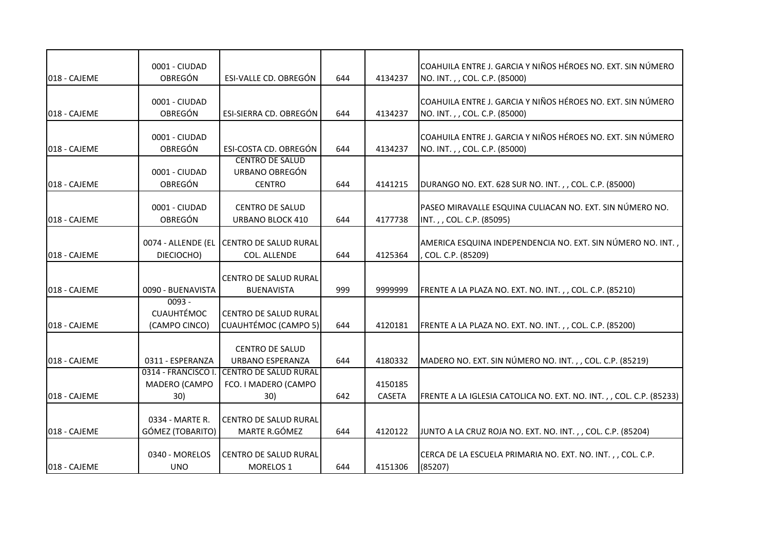| | | | | | |
|---|---|---|---|---|---|
| 018 - CAJEME | 0001 - CIUDAD OBREGÓN | ESI-VALLE CD. OBREGÓN | 644 | 4134237 | COAHUILA ENTRE J. GARCIA Y NIÑOS HÉROES NO. EXT. SIN NÚMERO NO. INT. , , COL. C.P. (85000) |
| 018 - CAJEME | 0001 - CIUDAD OBREGÓN | ESI-SIERRA CD. OBREGÓN | 644 | 4134237 | COAHUILA ENTRE J. GARCIA Y NIÑOS HÉROES NO. EXT. SIN NÚMERO NO. INT. , , COL. C.P. (85000) |
| 018 - CAJEME | 0001 - CIUDAD OBREGÓN | ESI-COSTA CD. OBREGÓN | 644 | 4134237 | COAHUILA ENTRE J. GARCIA Y NIÑOS HÉROES NO. EXT. SIN NÚMERO NO. INT. , , COL. C.P. (85000) |
| 018 - CAJEME | 0001 - CIUDAD OBREGÓN | CENTRO DE SALUD URBANO OBREGÓN CENTRO | 644 | 4141215 | DURANGO NO. EXT. 628 SUR NO. INT. , , COL. C.P. (85000) |
| 018 - CAJEME | 0001 - CIUDAD OBREGÓN | CENTRO DE SALUD URBANO BLOCK 410 | 644 | 4177738 | PASEO MIRAVALLE ESQUINA CULIACAN NO. EXT. SIN NÚMERO NO. INT. , , COL. C.P. (85095) |
| 018 - CAJEME | 0074 - ALLENDE (EL DIECIOCHO) | CENTRO DE SALUD RURAL COL. ALLENDE | 644 | 4125364 | AMERICA ESQUINA INDEPENDENCIA NO. EXT. SIN NÚMERO NO. INT. , , COL. C.P. (85209) |
| 018 - CAJEME | 0090 - BUENAVISTA | CENTRO DE SALUD RURAL BUENAVISTA | 999 | 9999999 | FRENTE A LA PLAZA NO. EXT. NO. INT. , , COL. C.P. (85210) |
| 018 - CAJEME | 0093 - CUAUHTÉMOC (CAMPO CINCO) | CENTRO DE SALUD RURAL CUAUHTÉMOC (CAMPO 5) | 644 | 4120181 | FRENTE A LA PLAZA NO. EXT. NO. INT. , , COL. C.P. (85200) |
| 018 - CAJEME | 0311 - ESPERANZA | CENTRO DE SALUD URBANO ESPERANZA | 644 | 4180332 | MADERO NO. EXT. SIN NÚMERO NO. INT. , , COL. C.P. (85219) |
| 018 - CAJEME | 0314 - FRANCISCO I. MADERO (CAMPO 30) | CENTRO DE SALUD RURAL FCO. I MADERO (CAMPO 30) | 642 | 4150185 CASETA | FRENTE A LA IGLESIA CATOLICA NO. EXT. NO. INT. , , COL. C.P. (85233) |
| 018 - CAJEME | 0334 - MARTE R. GÓMEZ (TOBARITO) | CENTRO DE SALUD RURAL MARTE R.GÓMEZ | 644 | 4120122 | JUNTO A LA CRUZ ROJA NO. EXT. NO. INT. , , COL. C.P. (85204) |
| 018 - CAJEME | 0340 - MORELOS UNO | CENTRO DE SALUD RURAL MORELOS 1 | 644 | 4151306 | CERCA DE LA ESCUELA PRIMARIA NO. EXT. NO. INT. , , COL. C.P. (85207) |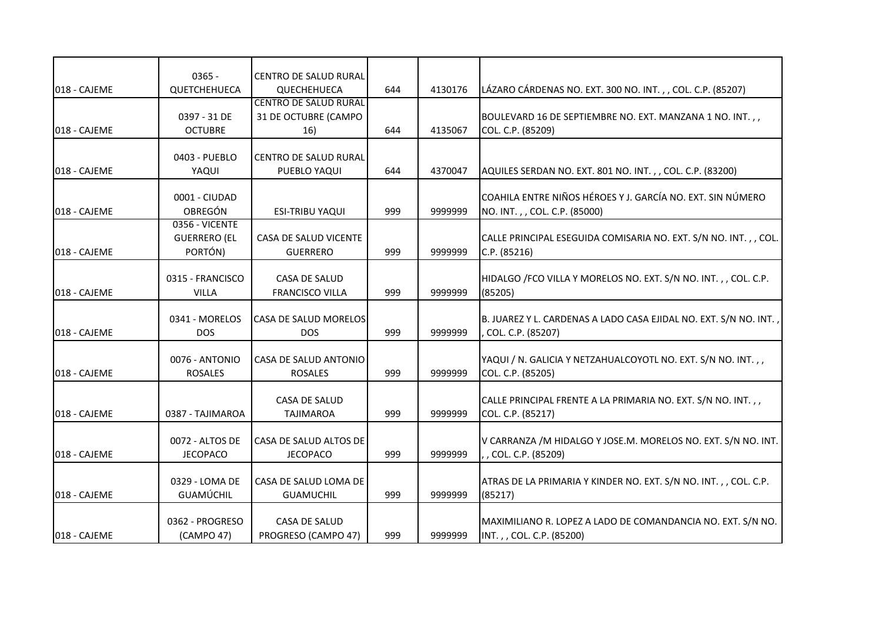| | | | | | |
|---|---|---|---|---|---|
| 018 - CAJEME | 0365 - QUETCHEHUECA | CENTRO DE SALUD RURAL QUECHEHUECA | 644 | 4130176 | LÁZARO CÁRDENAS NO. EXT. 300 NO. INT. , , COL. C.P. (85207) |
| 018 - CAJEME | 0397 - 31 DE OCTUBRE | CENTRO DE SALUD RURAL 31 DE OCTUBRE (CAMPO 16) | 644 | 4135067 | BOULEVARD 16 DE SEPTIEMBRE NO. EXT. MANZANA 1 NO. INT. , , COL. C.P. (85209) |
| 018 - CAJEME | 0403 - PUEBLO YAQUI | CENTRO DE SALUD RURAL PUEBLO YAQUI | 644 | 4370047 | AQUILES SERDAN NO. EXT. 801 NO. INT. , , COL. C.P. (83200) |
| 018 - CAJEME | 0001 - CIUDAD OBREGÓN | ESI-TRIBU YAQUI | 999 | 9999999 | COAHILA ENTRE NIÑOS HÉROES Y J. GARCÍA NO. EXT. SIN NÚMERO NO. INT. , , COL. C.P. (85000) |
| 018 - CAJEME | 0356 - VICENTE GUERRERO (EL PORTÓN) | CASA DE SALUD VICENTE GUERRERO | 999 | 9999999 | CALLE PRINCIPAL ESEGUIDA COMISARIA NO. EXT. S/N NO. INT. , , COL. C.P. (85216) |
| 018 - CAJEME | 0315 - FRANCISCO VILLA | CASA DE SALUD FRANCISCO VILLA | 999 | 9999999 | HIDALGO /FCO VILLA Y MORELOS NO. EXT. S/N NO. INT. , , COL. C.P. (85205) |
| 018 - CAJEME | 0341 - MORELOS DOS | CASA DE SALUD MORELOS DOS | 999 | 9999999 | B. JUAREZ Y L. CARDENAS A LADO CASA EJIDAL NO. EXT. S/N NO. INT. , , COL. C.P. (85207) |
| 018 - CAJEME | 0076 - ANTONIO ROSALES | CASA DE SALUD ANTONIO ROSALES | 999 | 9999999 | YAQUI / N. GALICIA Y NETZAHUALCOYOTL NO. EXT. S/N NO. INT. , , COL. C.P. (85205) |
| 018 - CAJEME | 0387 - TAJIMAROA | CASA DE SALUD TAJIMAROA | 999 | 9999999 | CALLE PRINCIPAL FRENTE A LA PRIMARIA NO. EXT. S/N NO. INT. , , COL. C.P. (85217) |
| 018 - CAJEME | 0072 - ALTOS DE JECOPACO | CASA DE SALUD ALTOS DE JECOPACO | 999 | 9999999 | V CARRANZA /M HIDALGO Y JOSE.M. MORELOS NO. EXT. S/N NO. INT. , , COL. C.P. (85209) |
| 018 - CAJEME | 0329 - LOMA DE GUAMÚCHIL | CASA DE SALUD LOMA DE GUAMUCHIL | 999 | 9999999 | ATRAS DE LA PRIMARIA Y KINDER NO. EXT. S/N NO. INT. , , COL. C.P. (85217) |
| 018 - CAJEME | 0362 - PROGRESO (CAMPO 47) | CASA DE SALUD PROGRESO (CAMPO 47) | 999 | 9999999 | MAXIMILIANO R. LOPEZ A LADO DE COMANDANCIA NO. EXT. S/N NO. INT. , , COL. C.P. (85200) |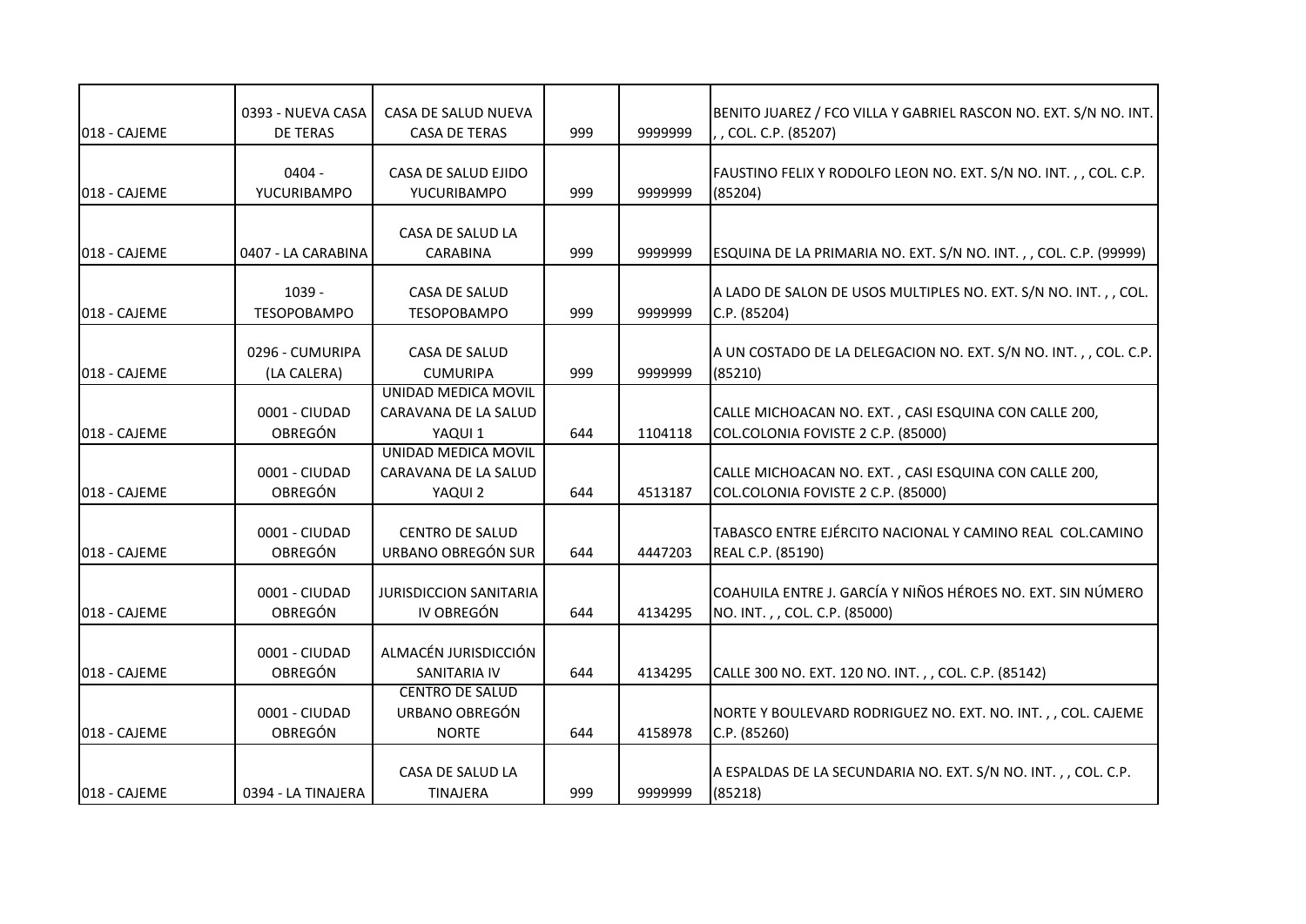| | | | | | |
|---|---|---|---|---|---|
| 018 - CAJEME | 0393 - NUEVA CASA DE TERAS | CASA DE SALUD NUEVA CASA DE TERAS | 999 | 9999999 | BENITO JUAREZ / FCO VILLA Y GABRIEL RASCON NO. EXT. S/N NO. INT. , , COL. C.P. (85207) |
| 018 - CAJEME | 0404 - YUCURIBAMPO | CASA DE SALUD EJIDO YUCURIBAMPO | 999 | 9999999 | FAUSTINO FELIX Y RODOLFO LEON NO. EXT. S/N NO. INT. , , COL. C.P. (85204) |
| 018 - CAJEME | 0407 - LA CARABINA | CASA DE SALUD LA CARABINA | 999 | 9999999 | ESQUINA DE LA PRIMARIA NO. EXT. S/N NO. INT. , , COL. C.P. (99999) |
| 018 - CAJEME | 1039 - TESOPOBAMPO | CASA DE SALUD TESOPOBAMPO | 999 | 9999999 | A LADO DE SALON DE USOS MULTIPLES NO. EXT. S/N NO. INT. , , COL. C.P. (85204) |
| 018 - CAJEME | 0296 - CUMURIPA (LA CALERA) | CASA DE SALUD CUMURIPA | 999 | 9999999 | A UN COSTADO DE LA DELEGACION NO. EXT. S/N NO. INT. , , COL. C.P. (85210) |
| 018 - CAJEME | 0001 - CIUDAD OBREGÓN | UNIDAD MEDICA MOVIL CARAVANA DE LA SALUD YAQUI 1 | 644 | 1104118 | CALLE MICHOACAN NO. EXT. , CASI ESQUINA CON CALLE 200, COL.COLONIA FOVISTE 2 C.P. (85000) |
| 018 - CAJEME | 0001 - CIUDAD OBREGÓN | UNIDAD MEDICA MOVIL CARAVANA DE LA SALUD YAQUI 2 | 644 | 4513187 | CALLE MICHOACAN NO. EXT. , CASI ESQUINA CON CALLE 200, COL.COLONIA FOVISTE 2 C.P. (85000) |
| 018 - CAJEME | 0001 - CIUDAD OBREGÓN | CENTRO DE SALUD URBANO OBREGÓN SUR | 644 | 4447203 | TABASCO ENTRE EJÉRCITO NACIONAL Y CAMINO REAL COL.CAMINO REAL C.P. (85190) |
| 018 - CAJEME | 0001 - CIUDAD OBREGÓN | JURISDICCION SANITARIA IV OBREGÓN | 644 | 4134295 | COAHUILA ENTRE J. GARCÍA Y NIÑOS HÉROES NO. EXT. SIN NÚMERO NO. INT. , , COL. C.P. (85000) |
| 018 - CAJEME | 0001 - CIUDAD OBREGÓN | ALMACÉN JURISDICCIÓN SANITARIA IV | 644 | 4134295 | CALLE 300 NO. EXT. 120 NO. INT. , , COL. C.P. (85142) |
| 018 - CAJEME | 0001 - CIUDAD OBREGÓN | CENTRO DE SALUD URBANO OBREGÓN NORTE | 644 | 4158978 | NORTE Y BOULEVARD RODRIGUEZ NO. EXT. NO. INT. , , COL. CAJEME C.P. (85260) |
| 018 - CAJEME | 0394 - LA TINAJERA | CASA DE SALUD LA TINAJERA | 999 | 9999999 | A ESPALDAS DE LA SECUNDARIA NO. EXT. S/N NO. INT. , , COL. C.P. (85218) |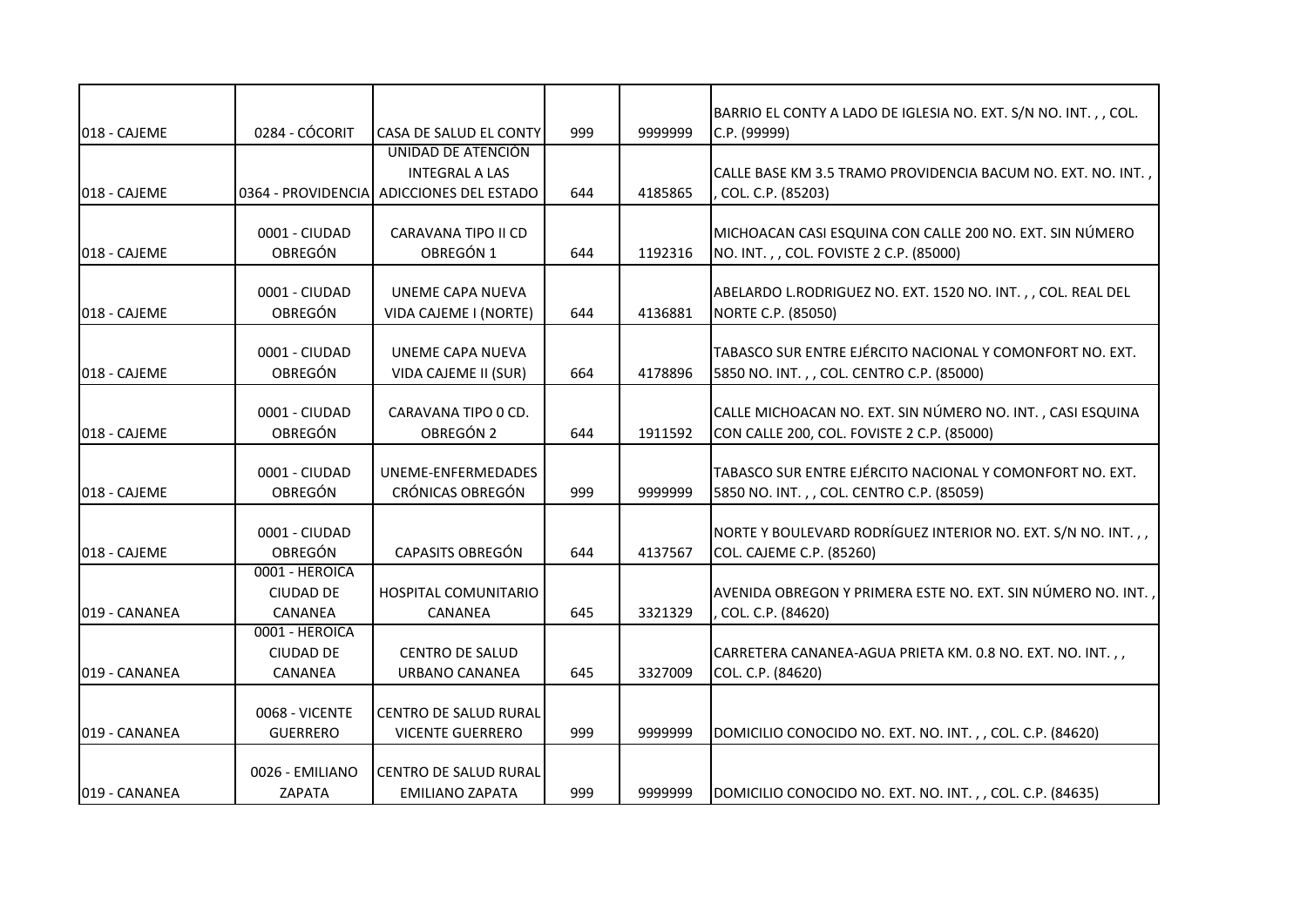| | | | | | |
|---|---|---|---|---|---|
| 018 - CAJEME | 0284 - CÓCORIT | CASA DE SALUD EL CONTY | 999 | 9999999 | BARRIO EL CONTY A LADO DE IGLESIA NO. EXT. S/N NO. INT. , , COL. C.P. (99999) |
| 018 - CAJEME | 0364 - PROVIDENCIA | UNIDAD DE ATENCIÓN INTEGRAL A LAS ADICCIONES DEL ESTADO | 644 | 4185865 | CALLE BASE KM 3.5 TRAMO PROVIDENCIA BACUM NO. EXT. NO. INT. , , COL. C.P. (85203) |
| 018 - CAJEME | 0001 - CIUDAD OBREGÓN | CARAVANA TIPO II CD OBREGÓN 1 | 644 | 1192316 | MICHOACAN CASI ESQUINA CON CALLE 200 NO. EXT. SIN NÚMERO NO. INT. , , COL. FOVISTE 2 C.P. (85000) |
| 018 - CAJEME | 0001 - CIUDAD OBREGÓN | UNEME CAPA NUEVA VIDA CAJEME I (NORTE) | 644 | 4136881 | ABELARDO L.RODRIGUEZ NO. EXT. 1520 NO. INT. , , COL. REAL DEL NORTE C.P. (85050) |
| 018 - CAJEME | 0001 - CIUDAD OBREGÓN | UNEME CAPA NUEVA VIDA CAJEME II (SUR) | 664 | 4178896 | TABASCO SUR ENTRE EJÉRCITO NACIONAL Y COMONFORT NO. EXT. 5850 NO. INT. , , COL. CENTRO C.P. (85000) |
| 018 - CAJEME | 0001 - CIUDAD OBREGÓN | CARAVANA TIPO 0 CD. OBREGÓN 2 | 644 | 1911592 | CALLE MICHOACAN NO. EXT. SIN NÚMERO NO. INT. , CASI ESQUINA CON CALLE 200, COL. FOVISTE 2 C.P. (85000) |
| 018 - CAJEME | 0001 - CIUDAD OBREGÓN | UNEME-ENFERMEDADES CRÓNICAS OBREGÓN | 999 | 9999999 | TABASCO SUR ENTRE EJÉRCITO NACIONAL Y COMONFORT NO. EXT. 5850 NO. INT. , , COL. CENTRO C.P. (85059) |
| 018 - CAJEME | 0001 - CIUDAD OBREGÓN | CAPASITS OBREGÓN | 644 | 4137567 | NORTE Y BOULEVARD RODRÍGUEZ INTERIOR NO. EXT. S/N NO. INT. , , COL. CAJEME C.P. (85260) |
| 019 - CANANEA | 0001 - HEROICA CIUDAD DE CANANEA | HOSPITAL COMUNITARIO CANANEA | 645 | 3321329 | AVENIDA OBREGON Y PRIMERA ESTE NO. EXT. SIN NÚMERO NO. INT. , , COL. C.P. (84620) |
| 019 - CANANEA | 0001 - HEROICA CIUDAD DE CANANEA | CENTRO DE SALUD URBANO CANANEA | 645 | 3327009 | CARRETERA CANANEA-AGUA PRIETA KM. 0.8 NO. EXT. NO. INT. , , COL. C.P. (84620) |
| 019 - CANANEA | 0068 - VICENTE GUERRERO | CENTRO DE SALUD RURAL VICENTE GUERRERO | 999 | 9999999 | DOMICILIO CONOCIDO NO. EXT. NO. INT. , , COL. C.P. (84620) |
| 019 - CANANEA | 0026 - EMILIANO ZAPATA | CENTRO DE SALUD RURAL EMILIANO ZAPATA | 999 | 9999999 | DOMICILIO CONOCIDO NO. EXT. NO. INT. , , COL. C.P. (84635) |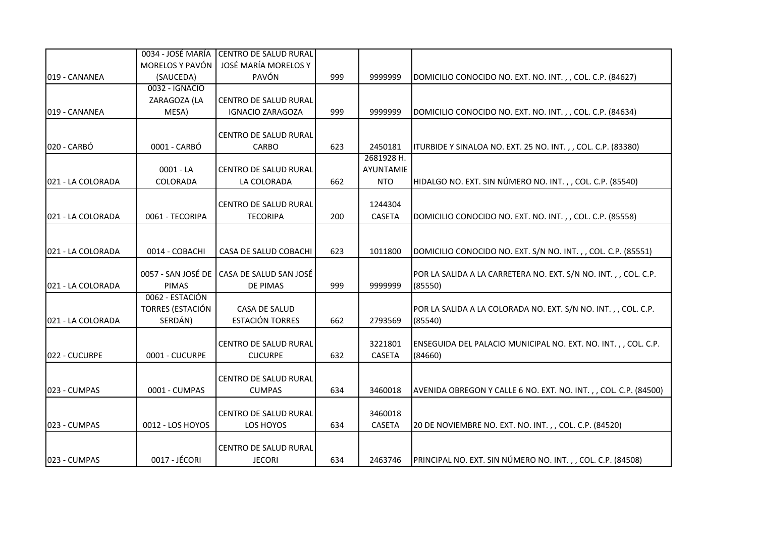| | | | | | |
|---|---|---|---|---|---|
| 019 - CANANEA | 0034 - JOSÉ MARÍA MORELOS Y PAVÓN (SAUCEDA) | CENTRO DE SALUD RURAL JOSÉ MARÍA MORELOS Y PAVÓN | 999 | 9999999 | DOMICILIO CONOCIDO NO. EXT. NO. INT. , , COL. C.P. (84627) |
| 019 - CANANEA | 0032 - IGNACIO ZARAGOZA (LA MESA) | CENTRO DE SALUD RURAL IGNACIO ZARAGOZA | 999 | 9999999 | DOMICILIO CONOCIDO NO. EXT. NO. INT. , , COL. C.P. (84634) |
| 020 - CARBÓ | 0001 - CARBÓ | CENTRO DE SALUD RURAL CARBO | 623 | 2450181 | ITURBIDE Y SINALOA NO. EXT. 25 NO. INT. , , COL. C.P. (83380) |
| 021 - LA COLORADA | 0001 - LA COLORADA | CENTRO DE SALUD RURAL LA COLORADA | 662 | 2681928 H. AYUNTAMIENTO | HIDALGO NO. EXT. SIN NÚMERO NO. INT. , , COL. C.P. (85540) |
| 021 - LA COLORADA | 0061 - TECORIPA | CENTRO DE SALUD RURAL TECORIPA | 200 | 1244304 CASETA | DOMICILIO CONOCIDO NO. EXT. NO. INT. , , COL. C.P. (85558) |
| 021 - LA COLORADA | 0014 - COBACHI | CASA DE SALUD COBACHI | 623 | 1011800 | DOMICILIO CONOCIDO NO. EXT. S/N NO. INT. , , COL. C.P. (85551) |
| 021 - LA COLORADA | 0057 - SAN JOSÉ DE PIMAS | CASA DE SALUD SAN JOSÉ DE PIMAS | 999 | 9999999 | POR LA SALIDA A LA CARRETERA NO. EXT. S/N NO. INT. , , COL. C.P. (85550) |
| 021 - LA COLORADA | 0062 - ESTACIÓN TORRES (ESTACIÓN SERDÁN) | CASA DE SALUD ESTACIÓN TORRES | 662 | 2793569 | POR LA SALIDA A LA COLORADA NO. EXT. S/N NO. INT. , , COL. C.P. (85540) |
| 022 - CUCURPE | 0001 - CUCURPE | CENTRO DE SALUD RURAL CUCURPE | 632 | 3221801 CASETA | ENSEGUIDA DEL PALACIO MUNICIPAL NO. EXT. NO. INT. , , COL. C.P. (84660) |
| 023 - CUMPAS | 0001 - CUMPAS | CENTRO DE SALUD RURAL CUMPAS | 634 | 3460018 | AVENIDA OBREGON Y CALLE 6 NO. EXT. NO. INT. , , COL. C.P. (84500) |
| 023 - CUMPAS | 0012 - LOS HOYOS | CENTRO DE SALUD RURAL LOS HOYOS | 634 | 3460018 CASETA | 20 DE NOVIEMBRE NO. EXT. NO. INT. , , COL. C.P. (84520) |
| 023 - CUMPAS | 0017 - JÉCORI | CENTRO DE SALUD RURAL JECORI | 634 | 2463746 | PRINCIPAL NO. EXT. SIN NÚMERO NO. INT. , , COL. C.P. (84508) |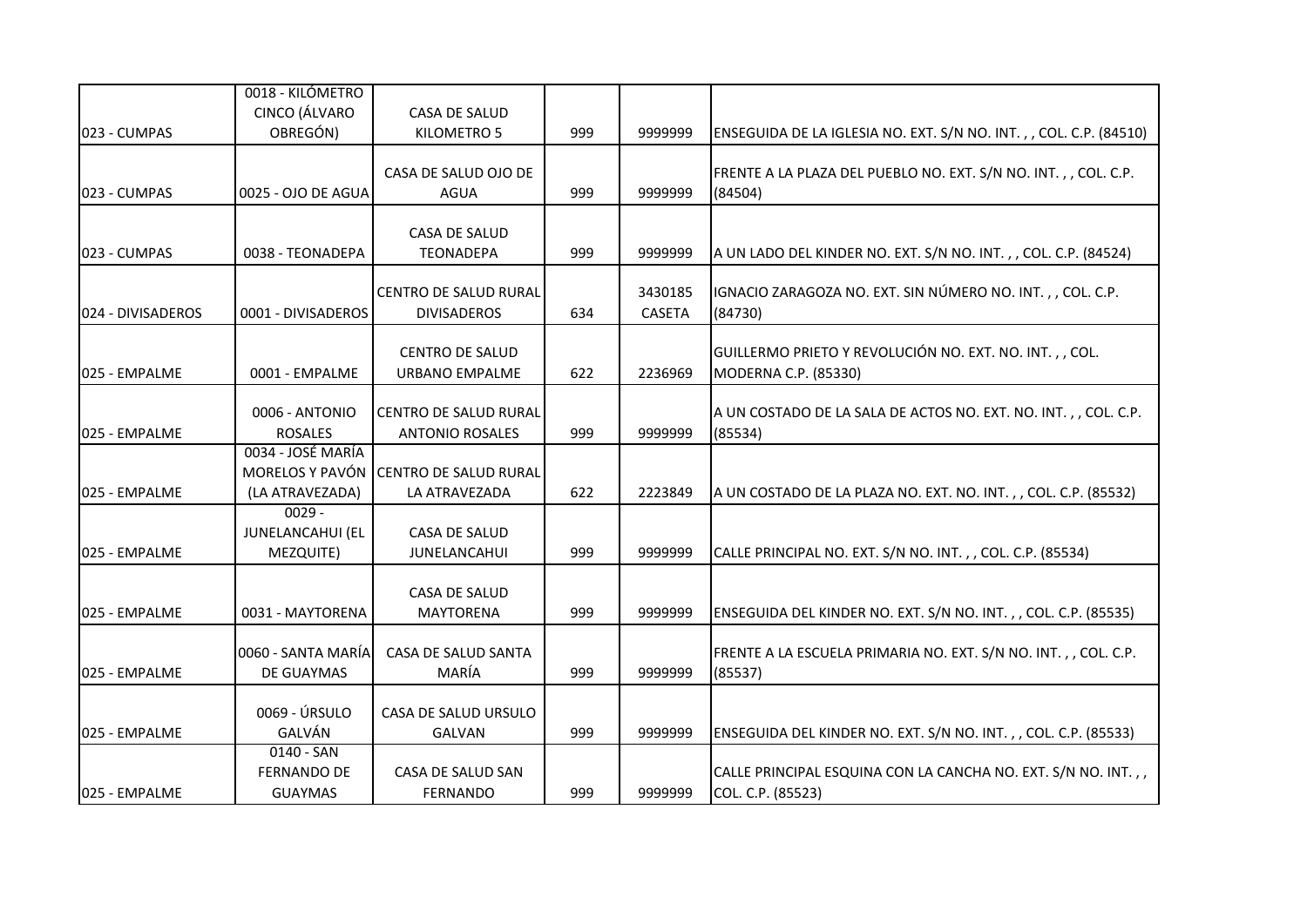| | | | | | |
|---|---|---|---|---|---|
| 023 - CUMPAS | 0018 - KILÓMETRO CINCO (ÁLVARO OBREGÓN) | CASA DE SALUD KILOMETRO 5 | 999 | 9999999 | ENSEGUIDA DE LA IGLESIA NO. EXT. S/N NO. INT. , , COL. C.P. (84510) |
| 023 - CUMPAS | 0025 - OJO DE AGUA | CASA DE SALUD OJO DE AGUA | 999 | 9999999 | FRENTE A LA PLAZA DEL PUEBLO NO. EXT. S/N NO. INT. , , COL. C.P. (84504) |
| 023 - CUMPAS | 0038 - TEONADEPA | CASA DE SALUD TEONADEPA | 999 | 9999999 | A UN LADO DEL KINDER NO. EXT. S/N NO. INT. , , COL. C.P. (84524) |
| 024 - DIVISADEROS | 0001 - DIVISADEROS | CENTRO DE SALUD RURAL DIVISADEROS | 634 | 3430185 CASETA | IGNACIO ZARAGOZA NO. EXT. SIN NÚMERO NO. INT. , , COL. C.P. (84730) |
| 025 - EMPALME | 0001 - EMPALME | CENTRO DE SALUD URBANO EMPALME | 622 | 2236969 | GUILLERMO PRIETO Y REVOLUCIÓN NO. EXT. NO. INT. , , COL. MODERNA C.P. (85330) |
| 025 - EMPALME | 0006 - ANTONIO ROSALES | CENTRO DE SALUD RURAL ANTONIO ROSALES | 999 | 9999999 | A UN COSTADO DE LA SALA DE ACTOS NO. EXT. NO. INT. , , COL. C.P. (85534) |
| 025 - EMPALME | 0034 - JOSÉ MARÍA MORELOS Y PAVÓN (LA ATRAVEZADA) | CENTRO DE SALUD RURAL LA ATRAVEZADA | 622 | 2223849 | A UN COSTADO DE LA PLAZA NO. EXT. NO. INT. , , COL. C.P. (85532) |
| 025 - EMPALME | 0029 - JUNELANCAHUI (EL MEZQUITE) | CASA DE SALUD JUNELANCAHUI | 999 | 9999999 | CALLE PRINCIPAL NO. EXT. S/N NO. INT. , , COL. C.P. (85534) |
| 025 - EMPALME | 0031 - MAYTORENA | CASA DE SALUD MAYTORENA | 999 | 9999999 | ENSEGUIDA DEL KINDER NO. EXT. S/N NO. INT. , , COL. C.P. (85535) |
| 025 - EMPALME | 0060 - SANTA MARÍA DE GUAYMAS | CASA DE SALUD SANTA MARÍA | 999 | 9999999 | FRENTE A LA ESCUELA PRIMARIA NO. EXT. S/N NO. INT. , , COL. C.P. (85537) |
| 025 - EMPALME | 0069 - ÚRSULO GALVÁN | CASA DE SALUD URSULO GALVAN | 999 | 9999999 | ENSEGUIDA DEL KINDER NO. EXT. S/N NO. INT. , , COL. C.P. (85533) |
| 025 - EMPALME | 0140 - SAN FERNANDO DE GUAYMAS | CASA DE SALUD SAN FERNANDO | 999 | 9999999 | CALLE PRINCIPAL ESQUINA CON LA CANCHA NO. EXT. S/N NO. INT. , , COL. C.P. (85523) |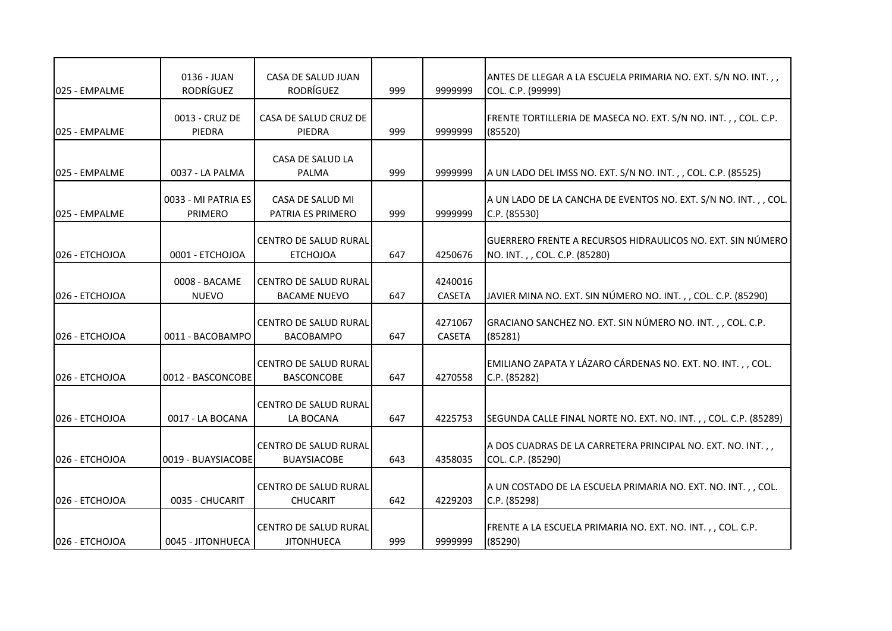| | | | | | |
|---|---|---|---|---|---|
| 025 - EMPALME | 0136 - JUAN RODRÍGUEZ | CASA DE SALUD JUAN RODRÍGUEZ | 999 | 9999999 | ANTES DE LLEGAR A LA ESCUELA PRIMARIA NO. EXT. S/N NO. INT. , , COL. C.P. (99999) |
| 025 - EMPALME | 0013 - CRUZ DE PIEDRA | CASA DE SALUD CRUZ DE PIEDRA | 999 | 9999999 | FRENTE TORTILLERIA DE MASECA NO. EXT. S/N NO. INT. , , COL. C.P. (85520) |
| 025 - EMPALME | 0037 - LA PALMA | CASA DE SALUD LA PALMA | 999 | 9999999 | A UN LADO DEL IMSS NO. EXT. S/N NO. INT. , , COL. C.P. (85525) |
| 025 - EMPALME | 0033 - MI PATRIA ES PRIMERO | CASA DE SALUD MI PATRIA ES PRIMERO | 999 | 9999999 | A UN LADO DE LA CANCHA DE EVENTOS NO. EXT. S/N NO. INT. , , COL. C.P. (85530) |
| 026 - ETCHOJOA | 0001 - ETCHOJOA | CENTRO DE SALUD RURAL ETCHOJOA | 647 | 4250676 | GUERRERO FRENTE A RECURSOS HIDRAULICOS NO. EXT. SIN NÚMERO NO. INT. , , COL. C.P. (85280) |
| 026 - ETCHOJOA | 0008 - BACAME NUEVO | CENTRO DE SALUD RURAL BACAME NUEVO | 647 | 4240016 CASETA | JAVIER MINA NO. EXT. SIN NÚMERO NO. INT. , , COL. C.P. (85290) |
| 026 - ETCHOJOA | 0011 - BACOBAMPO | CENTRO DE SALUD RURAL BACOBAMPO | 647 | 4271067 CASETA | GRACIANO SANCHEZ NO. EXT. SIN NÚMERO NO. INT. , , COL. C.P. (85281) |
| 026 - ETCHOJOA | 0012 - BASCONCOBE | CENTRO DE SALUD RURAL BASCONCOBE | 647 | 4270558 | EMILIANO ZAPATA Y LÁZARO CÁRDENAS NO. EXT. NO. INT. , , COL. C.P. (85282) |
| 026 - ETCHOJOA | 0017 - LA BOCANA | CENTRO DE SALUD RURAL LA BOCANA | 647 | 4225753 | SEGUNDA CALLE FINAL NORTE NO. EXT. NO. INT. , , COL. C.P. (85289) |
| 026 - ETCHOJOA | 0019 - BUAYSIACOBE | CENTRO DE SALUD RURAL BUAYSIACOBE | 643 | 4358035 | A DOS CUADRAS DE LA CARRETERA PRINCIPAL NO. EXT. NO. INT. , , COL. C.P. (85290) |
| 026 - ETCHOJOA | 0035 - CHUCARIT | CENTRO DE SALUD RURAL CHUCARIT | 642 | 4229203 | A UN COSTADO DE LA ESCUELA PRIMARIA NO. EXT. NO. INT. , , COL. C.P. (85298) |
| 026 - ETCHOJOA | 0045 - JITONHUECA | CENTRO DE SALUD RURAL JITONHUECA | 999 | 9999999 | FRENTE A LA ESCUELA PRIMARIA NO. EXT. NO. INT. , , COL. C.P. (85290) |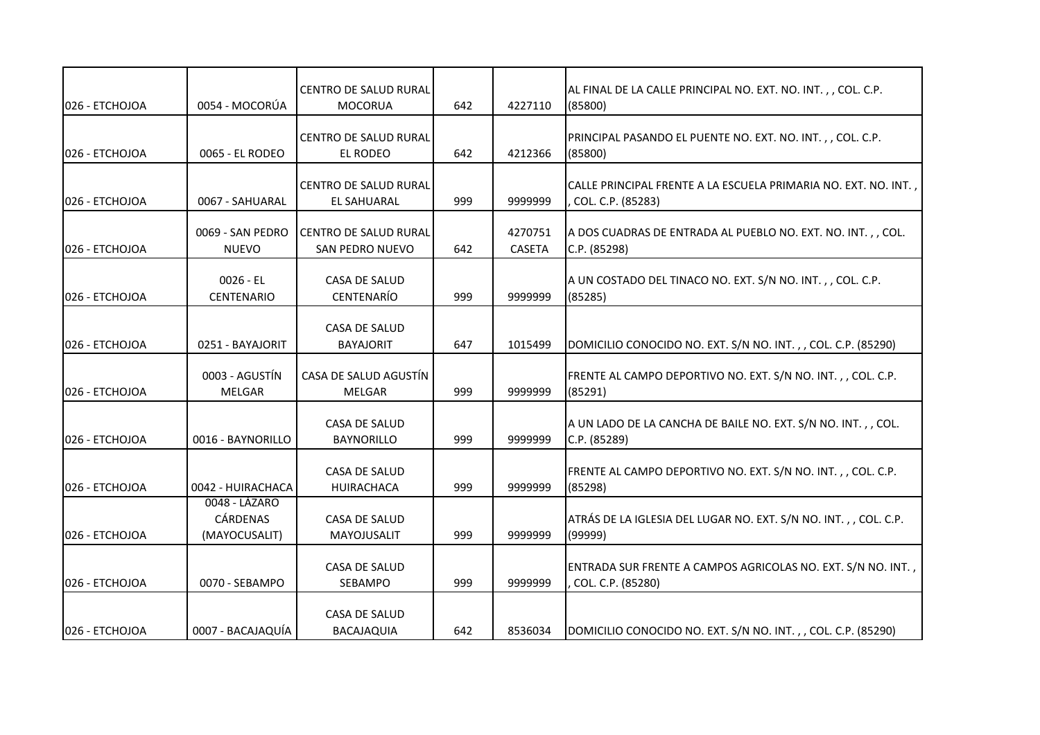| | | | | | |
|---|---|---|---|---|---|
| 026 - ETCHOJOA | 0054 - MOCORÚA | CENTRO DE SALUD RURAL MOCORUA | 642 | 4227110 | AL FINAL DE LA CALLE PRINCIPAL NO. EXT. NO. INT. , , COL. C.P. (85800) |
| 026 - ETCHOJOA | 0065 - EL RODEO | CENTRO DE SALUD RURAL EL RODEO | 642 | 4212366 | PRINCIPAL PASANDO EL PUENTE NO. EXT. NO. INT. , , COL. C.P. (85800) |
| 026 - ETCHOJOA | 0067 - SAHUARAL | CENTRO DE SALUD RURAL EL SAHUARAL | 999 | 9999999 | CALLE PRINCIPAL FRENTE A LA ESCUELA PRIMARIA NO. EXT. NO. INT. , , COL. C.P. (85283) |
| 026 - ETCHOJOA | 0069 - SAN PEDRO NUEVO | CENTRO DE SALUD RURAL SAN PEDRO NUEVO | 642 | 4270751 CASETA | A DOS CUADRAS DE ENTRADA AL PUEBLO NO. EXT. NO. INT. , , COL. C.P. (85298) |
| 026 - ETCHOJOA | 0026 - EL CENTENARIO | CASA DE SALUD CENTENARÍO | 999 | 9999999 | A UN COSTADO DEL TINACO NO. EXT. S/N NO. INT. , , COL. C.P. (85285) |
| 026 - ETCHOJOA | 0251 - BAYAJORIT | CASA DE SALUD BAYAJORIT | 647 | 1015499 | DOMICILIO CONOCIDO NO. EXT. S/N NO. INT. , , COL. C.P. (85290) |
| 026 - ETCHOJOA | 0003 - AGUSTÍN MELGAR | CASA DE SALUD AGUSTÍN MELGAR | 999 | 9999999 | FRENTE AL CAMPO DEPORTIVO NO. EXT. S/N NO. INT. , , COL. C.P. (85291) |
| 026 - ETCHOJOA | 0016 - BAYNORILLO | CASA DE SALUD BAYNORILLO | 999 | 9999999 | A UN LADO DE LA CANCHA DE BAILE NO. EXT. S/N NO. INT. , , COL. C.P. (85289) |
| 026 - ETCHOJOA | 0042 - HUIRACHACA | CASA DE SALUD HUIRACHACA | 999 | 9999999 | FRENTE AL CAMPO DEPORTIVO NO. EXT. S/N NO. INT. , , COL. C.P. (85298) |
| 026 - ETCHOJOA | 0048 - LÁZARO CÁRDENAS (MAYOCUSALIT) | CASA DE SALUD MAYOJUSALIT | 999 | 9999999 | ATRÁS DE LA IGLESIA DEL LUGAR NO. EXT. S/N NO. INT. , , COL. C.P. (99999) |
| 026 - ETCHOJOA | 0070 - SEBAMPO | CASA DE SALUD SEBAMPO | 999 | 9999999 | ENTRADA SUR FRENTE A CAMPOS AGRICOLAS NO. EXT. S/N NO. INT. , , COL. C.P. (85280) |
| 026 - ETCHOJOA | 0007 - BACAJAQUÍA | CASA DE SALUD BACAJAQUIA | 642 | 8536034 | DOMICILIO CONOCIDO NO. EXT. S/N NO. INT. , , COL. C.P. (85290) |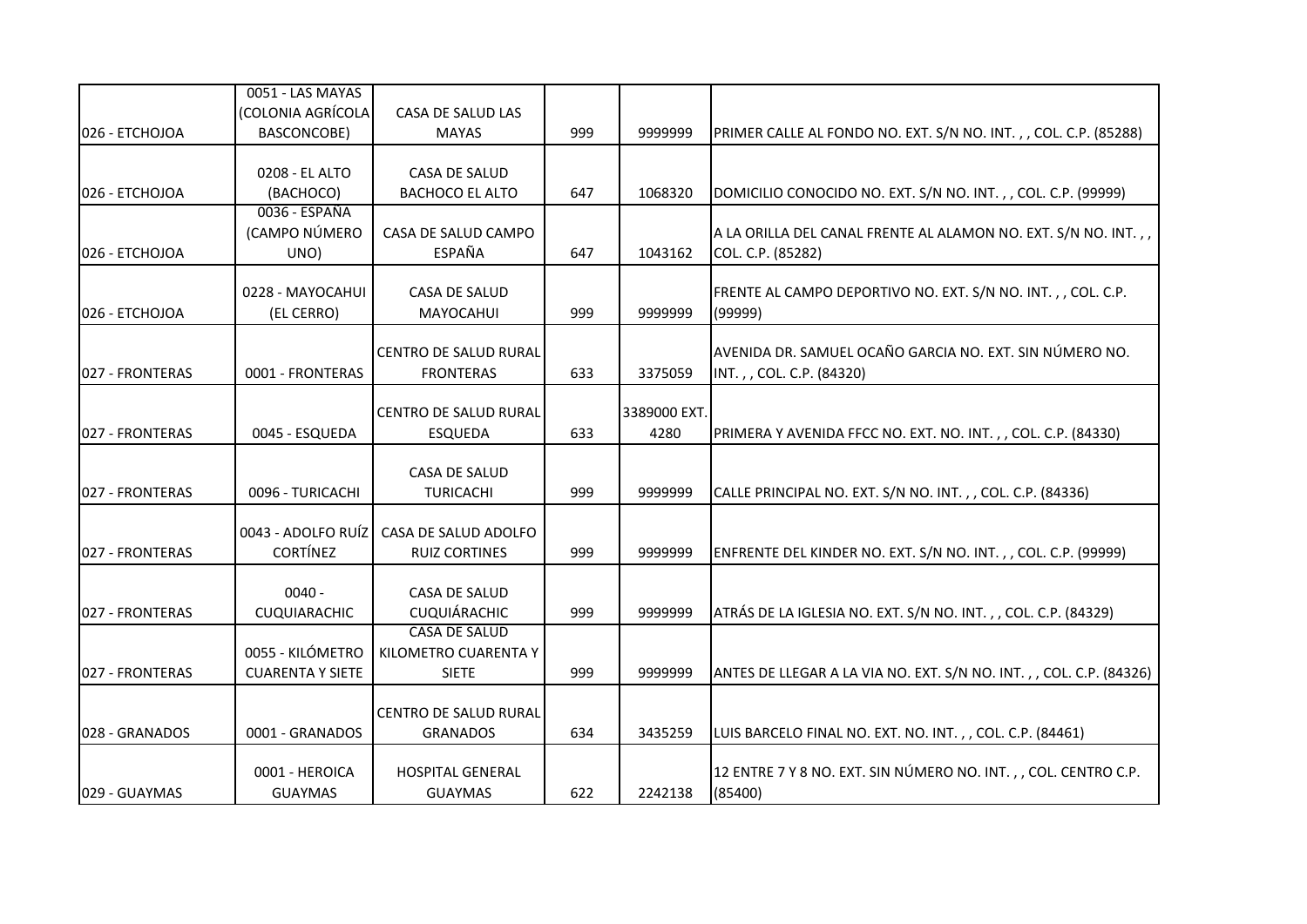| | | | | | |
|---|---|---|---|---|---|
| 026 - ETCHOJOA | 0051 - LAS MAYAS (COLONIA AGRÍCOLA BASCONCOBE) | CASA DE SALUD LAS MAYAS | 999 | 9999999 | PRIMER CALLE AL FONDO NO. EXT. S/N NO. INT. , , COL. C.P. (85288) |
| 026 - ETCHOJOA | 0208 - EL ALTO (BACHOCO) | CASA DE SALUD BACHOCO EL ALTO | 647 | 1068320 | DOMICILIO CONOCIDO NO. EXT. S/N NO. INT. , , COL. C.P. (99999) |
| 026 - ETCHOJOA | 0036 - ESPAÑA (CAMPO NÚMERO UNO) | CASA DE SALUD CAMPO ESPAÑA | 647 | 1043162 | A LA ORILLA DEL CANAL FRENTE AL ALAMON NO. EXT. S/N NO. INT. , , COL. C.P. (85282) |
| 026 - ETCHOJOA | 0228 - MAYOCAHUI (EL CERRO) | CASA DE SALUD MAYOCAHUI | 999 | 9999999 | FRENTE AL CAMPO DEPORTIVO NO. EXT. S/N NO. INT. , , COL. C.P. (99999) |
| 027 - FRONTERAS | 0001 - FRONTERAS | CENTRO DE SALUD RURAL FRONTERAS | 633 | 3375059 | AVENIDA DR. SAMUEL OCAÑO GARCIA NO. EXT. SIN NÚMERO NO. INT. , , COL. C.P. (84320) |
| 027 - FRONTERAS | 0045 - ESQUEDA | CENTRO DE SALUD RURAL ESQUEDA | 633 | 3389000 EXT. 4280 | PRIMERA Y AVENIDA FFCC NO. EXT. NO. INT. , , COL. C.P. (84330) |
| 027 - FRONTERAS | 0096 - TURICACHI | CASA DE SALUD TURICACHI | 999 | 9999999 | CALLE PRINCIPAL NO. EXT. S/N NO. INT. , , COL. C.P. (84336) |
| 027 - FRONTERAS | 0043 - ADOLFO RUÍZ CORTÍNEZ | CASA DE SALUD ADOLFO RUIZ CORTINES | 999 | 9999999 | ENFRENTE DEL KINDER NO. EXT. S/N NO. INT. , , COL. C.P. (99999) |
| 027 - FRONTERAS | 0040 - CUQUIARACHIC | CASA DE SALUD CUQUIÁRACHIC | 999 | 9999999 | ATRÁS DE LA IGLESIA NO. EXT. S/N NO. INT. , , COL. C.P. (84329) |
| 027 - FRONTERAS | 0055 - KILÓMETRO CUARENTA Y SIETE | CASA DE SALUD KILOMETRO CUARENTA Y SIETE | 999 | 9999999 | ANTES DE LLEGAR A LA VIA NO. EXT. S/N NO. INT. , , COL. C.P. (84326) |
| 028 - GRANADOS | 0001 - GRANADOS | CENTRO DE SALUD RURAL GRANADOS | 634 | 3435259 | LUIS BARCELO FINAL NO. EXT. NO. INT. , , COL. C.P. (84461) |
| 029 - GUAYMAS | 0001 - HEROICA GUAYMAS | HOSPITAL GENERAL GUAYMAS | 622 | 2242138 | 12 ENTRE 7 Y 8 NO. EXT. SIN NÚMERO NO. INT. , , COL. CENTRO C.P. (85400) |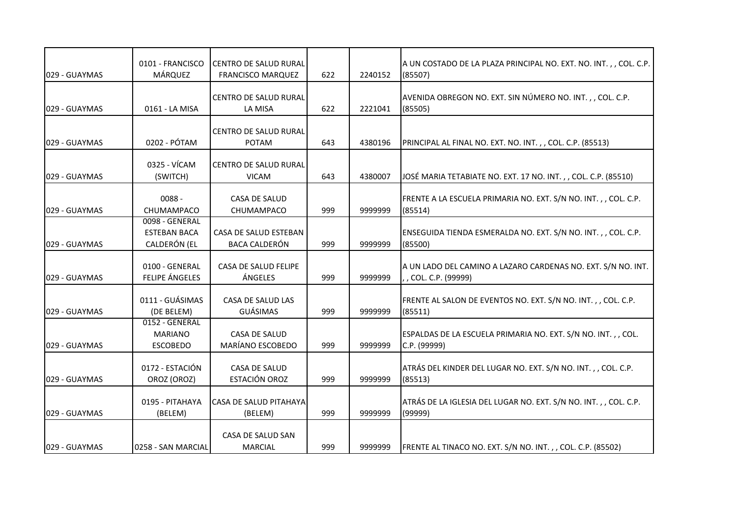| | | | | | |
|---|---|---|---|---|---|
| 029 - GUAYMAS | 0101 - FRANCISCO MÁRQUEZ | CENTRO DE SALUD RURAL FRANCISCO MARQUEZ | 622 | 2240152 | A UN COSTADO DE LA PLAZA PRINCIPAL NO. EXT. NO. INT. , , COL. C.P. (85507) |
| 029 - GUAYMAS | 0161 - LA MISA | CENTRO DE SALUD RURAL LA MISA | 622 | 2221041 | AVENIDA OBREGON NO. EXT. SIN NÚMERO NO. INT. , , COL. C.P. (85505) |
| 029 - GUAYMAS | 0202 - PÓTAM | CENTRO DE SALUD RURAL POTAM | 643 | 4380196 | PRINCIPAL AL FINAL NO. EXT. NO. INT. , , COL. C.P. (85513) |
| 029 - GUAYMAS | 0325 - VÍCAM (SWITCH) | CENTRO DE SALUD RURAL VICAM | 643 | 4380007 | JOSÉ MARIA TETABIATE NO. EXT. 17 NO. INT. , , COL. C.P. (85510) |
| 029 - GUAYMAS | 0088 - CHUMAMPACO | CASA DE SALUD CHUMAMPACO | 999 | 9999999 | FRENTE A LA ESCUELA PRIMARIA NO. EXT. S/N NO. INT. , , COL. C.P. (85514) |
| 029 - GUAYMAS | 0098 - GENERAL ESTEBAN BACA CALDERÓN (EL | CASA DE SALUD ESTEBAN BACA CALDERÓN | 999 | 9999999 | ENSEGUIDA TIENDA ESMERALDA NO. EXT. S/N NO. INT. , , COL. C.P. (85500) |
| 029 - GUAYMAS | 0100 - GENERAL FELIPE ÁNGELES | CASA DE SALUD FELIPE ÁNGELES | 999 | 9999999 | A UN LADO DEL CAMINO A LAZARO CARDENAS NO. EXT. S/N NO. INT. , , COL. C.P. (99999) |
| 029 - GUAYMAS | 0111 - GUÁSIMAS (DE BELEM) | CASA DE SALUD LAS GUÁSIMAS | 999 | 9999999 | FRENTE AL SALON DE EVENTOS NO. EXT. S/N NO. INT. , , COL. C.P. (85511) |
| 029 - GUAYMAS | 0152 - GENERAL MARIANO ESCOBEDO | CASA DE SALUD MARÍANO ESCOBEDO | 999 | 9999999 | ESPALDAS DE LA ESCUELA PRIMARIA NO. EXT. S/N NO. INT. , , COL. C.P. (99999) |
| 029 - GUAYMAS | 0172 - ESTACIÓN OROZ (OROZ) | CASA DE SALUD ESTACIÓN OROZ | 999 | 9999999 | ATRÁS DEL KINDER DEL LUGAR NO. EXT. S/N NO. INT. , , COL. C.P. (85513) |
| 029 - GUAYMAS | 0195 - PITAHAYA (BELEM) | CASA DE SALUD PITAHAYA (BELEM) | 999 | 9999999 | ATRÁS DE LA IGLESIA DEL LUGAR NO. EXT. S/N NO. INT. , , COL. C.P. (99999) |
| 029 - GUAYMAS | 0258 - SAN MARCIAL | CASA DE SALUD SAN MARCIAL | 999 | 9999999 | FRENTE AL TINACO NO. EXT. S/N NO. INT. , , COL. C.P. (85502) |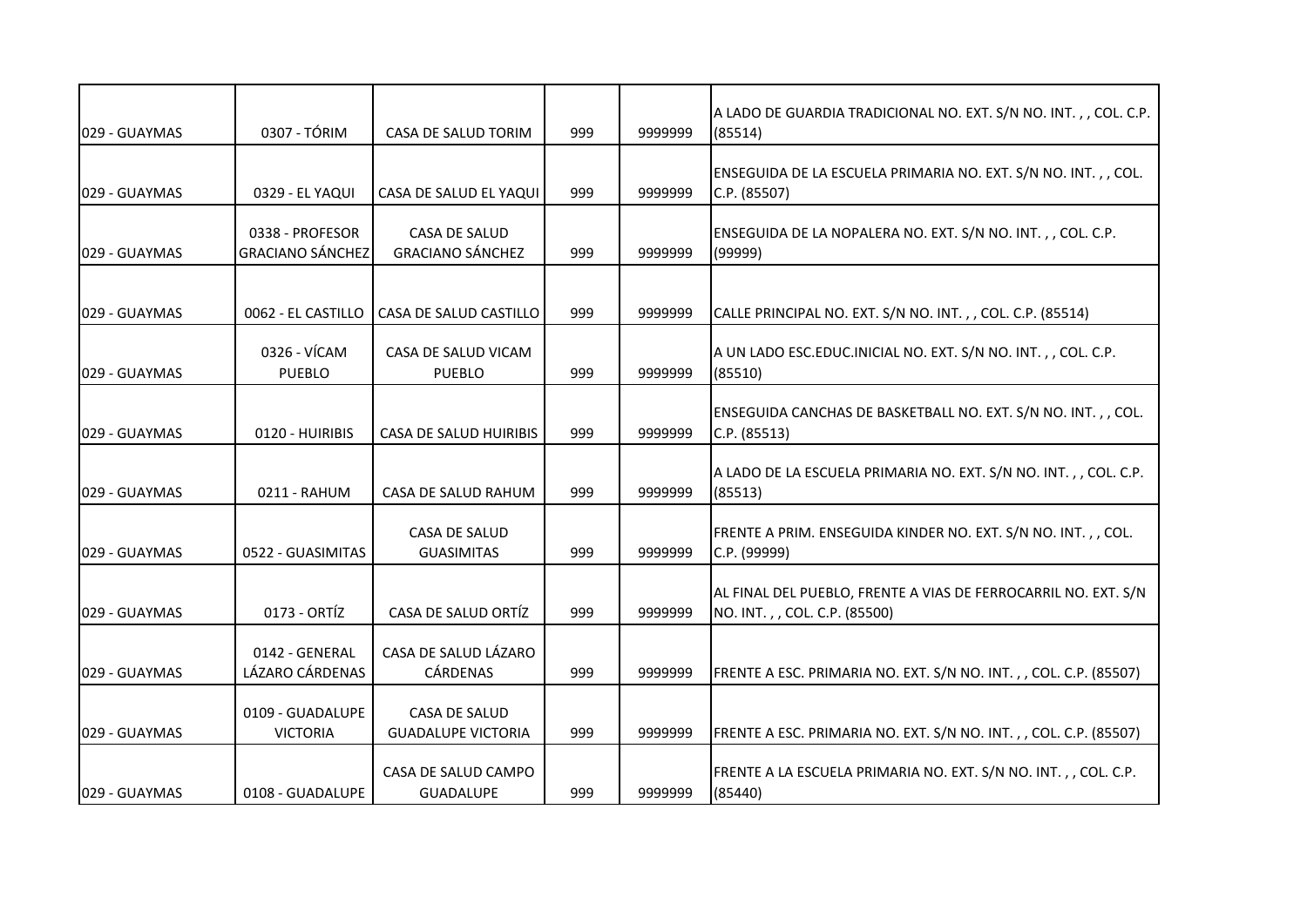| | | | | | |
|---|---|---|---|---|---|
| 029 - GUAYMAS | 0307 - TÓRIM | CASA DE SALUD TORIM | 999 | 9999999 | A LADO DE GUARDIA TRADICIONAL NO. EXT. S/N NO. INT. , , COL. C.P. (85514) |
| 029 - GUAYMAS | 0329 - EL YAQUI | CASA DE SALUD EL YAQUI | 999 | 9999999 | ENSEGUIDA DE LA ESCUELA PRIMARIA NO. EXT. S/N NO. INT. , , COL. C.P. (85507) |
| 029 - GUAYMAS | 0338 - PROFESOR GRACIANO SÁNCHEZ | CASA DE SALUD GRACIANO SÁNCHEZ | 999 | 9999999 | ENSEGUIDA DE LA NOPALERA NO. EXT. S/N NO. INT. , , COL. C.P. (99999) |
| 029 - GUAYMAS | 0062 - EL CASTILLO | CASA DE SALUD CASTILLO | 999 | 9999999 | CALLE PRINCIPAL NO. EXT. S/N NO. INT. , , COL. C.P. (85514) |
| 029 - GUAYMAS | 0326 - VÍCAM PUEBLO | CASA DE SALUD VICAM PUEBLO | 999 | 9999999 | A UN LADO ESC.EDUC.INICIAL NO. EXT. S/N NO. INT. , , COL. C.P. (85510) |
| 029 - GUAYMAS | 0120 - HUIRIBIS | CASA DE SALUD HUIRIBIS | 999 | 9999999 | ENSEGUIDA CANCHAS DE BASKETBALL NO. EXT. S/N NO. INT. , , COL. C.P. (85513) |
| 029 - GUAYMAS | 0211 - RAHUM | CASA DE SALUD RAHUM | 999 | 9999999 | A LADO DE LA ESCUELA PRIMARIA NO. EXT. S/N NO. INT. , , COL. C.P. (85513) |
| 029 - GUAYMAS | 0522 - GUASIMITAS | CASA DE SALUD GUASIMITAS | 999 | 9999999 | FRENTE A PRIM. ENSEGUIDA KINDER NO. EXT. S/N NO. INT. , , COL. C.P. (99999) |
| 029 - GUAYMAS | 0173 - ORTÍZ | CASA DE SALUD ORTÍZ | 999 | 9999999 | AL FINAL DEL PUEBLO, FRENTE A VIAS DE FERROCARRIL NO. EXT. S/N NO. INT. , , COL. C.P. (85500) |
| 029 - GUAYMAS | 0142 - GENERAL LÁZARO CÁRDENAS | CASA DE SALUD LÁZARO CÁRDENAS | 999 | 9999999 | FRENTE A ESC. PRIMARIA NO. EXT. S/N NO. INT. , , COL. C.P. (85507) |
| 029 - GUAYMAS | 0109 - GUADALUPE VICTORIA | CASA DE SALUD GUADALUPE VICTORIA | 999 | 9999999 | FRENTE A ESC. PRIMARIA NO. EXT. S/N NO. INT. , , COL. C.P. (85507) |
| 029 - GUAYMAS | 0108 - GUADALUPE | CASA DE SALUD CAMPO GUADALUPE | 999 | 9999999 | FRENTE A LA ESCUELA PRIMARIA NO. EXT. S/N NO. INT. , , COL. C.P. (85440) |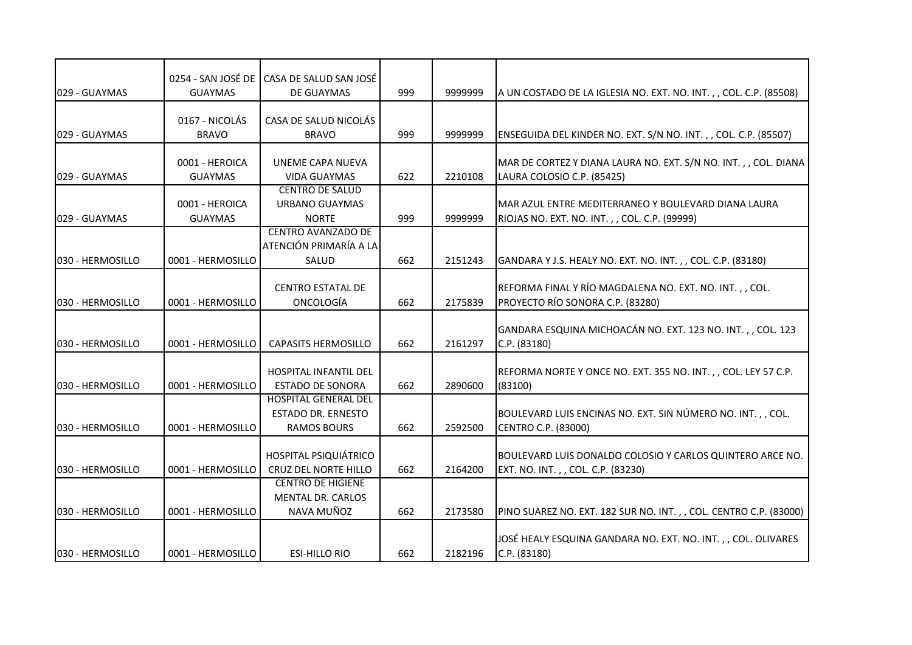| | | | | | |
|---|---|---|---|---|---|
| 029 - GUAYMAS | 0254 - SAN JOSÉ DE GUAYMAS | CASA DE SALUD SAN JOSÉ DE GUAYMAS | 999 | 9999999 | A UN COSTADO DE LA IGLESIA NO. EXT. NO. INT. , , COL. C.P. (85508) |
| 029 - GUAYMAS | 0167 - NICOLÁS BRAVO | CASA DE SALUD NICOLÁS BRAVO | 999 | 9999999 | ENSEGUIDA DEL KINDER NO. EXT. S/N NO. INT. , , COL. C.P. (85507) |
| 029 - GUAYMAS | 0001 - HEROICA GUAYMAS | UNEME CAPA NUEVA VIDA GUAYMAS | 622 | 2210108 | MAR DE CORTEZ Y DIANA LAURA NO. EXT. S/N NO. INT. , , COL. DIANA LAURA COLOSIO C.P. (85425) |
| 029 - GUAYMAS | 0001 - HEROICA GUAYMAS | CENTRO DE SALUD URBANO GUAYMAS NORTE | 999 | 9999999 | MAR AZUL ENTRE MEDITERRANEO Y BOULEVARD DIANA LAURA RIOJAS NO. EXT. NO. INT. , , COL. C.P. (99999) |
| 030 - HERMOSILLO | 0001 - HERMOSILLO | CENTRO AVANZADO DE ATENCIÓN PRIMARÍA A LA SALUD | 662 | 2151243 | GANDARA Y J.S. HEALY NO. EXT. NO. INT. , , COL. C.P. (83180) |
| 030 - HERMOSILLO | 0001 - HERMOSILLO | CENTRO ESTATAL DE ONCOLOGÍA | 662 | 2175839 | REFORMA FINAL Y RÍO MAGDALENA NO. EXT. NO. INT. , , COL. PROYECTO RÍO SONORA C.P. (83280) |
| 030 - HERMOSILLO | 0001 - HERMOSILLO | CAPASITS HERMOSILLO | 662 | 2161297 | GANDARA ESQUINA MICHOACÁN NO. EXT. 123 NO. INT. , , COL. 123 C.P. (83180) |
| 030 - HERMOSILLO | 0001 - HERMOSILLO | HOSPITAL INFANTIL DEL ESTADO DE SONORA | 662 | 2890600 | REFORMA NORTE Y ONCE NO. EXT. 355 NO. INT. , , COL. LEY 57 C.P. (83100) |
| 030 - HERMOSILLO | 0001 - HERMOSILLO | HOSPITAL GENERAL DEL ESTADO DR. ERNESTO RAMOS BOURS | 662 | 2592500 | BOULEVARD LUIS ENCINAS NO. EXT. SIN NÚMERO NO. INT. , , COL. CENTRO C.P. (83000) |
| 030 - HERMOSILLO | 0001 - HERMOSILLO | HOSPITAL PSIQUIÁTRICO CRUZ DEL NORTE HILLO | 662 | 2164200 | BOULEVARD LUIS DONALDO COLOSIO Y CARLOS QUINTERO ARCE NO. EXT. NO. INT. , , COL. C.P. (83230) |
| 030 - HERMOSILLO | 0001 - HERMOSILLO | CENTRO DE HIGIENE MENTAL DR. CARLOS NAVA MUÑOZ | 662 | 2173580 | PINO SUAREZ NO. EXT. 182 SUR NO. INT. , , COL. CENTRO C.P. (83000) |
| 030 - HERMOSILLO | 0001 - HERMOSILLO | ESI-HILLO RIO | 662 | 2182196 | JOSÉ HEALY ESQUINA GANDARA NO. EXT. NO. INT. , , COL. OLIVARES C.P. (83180) |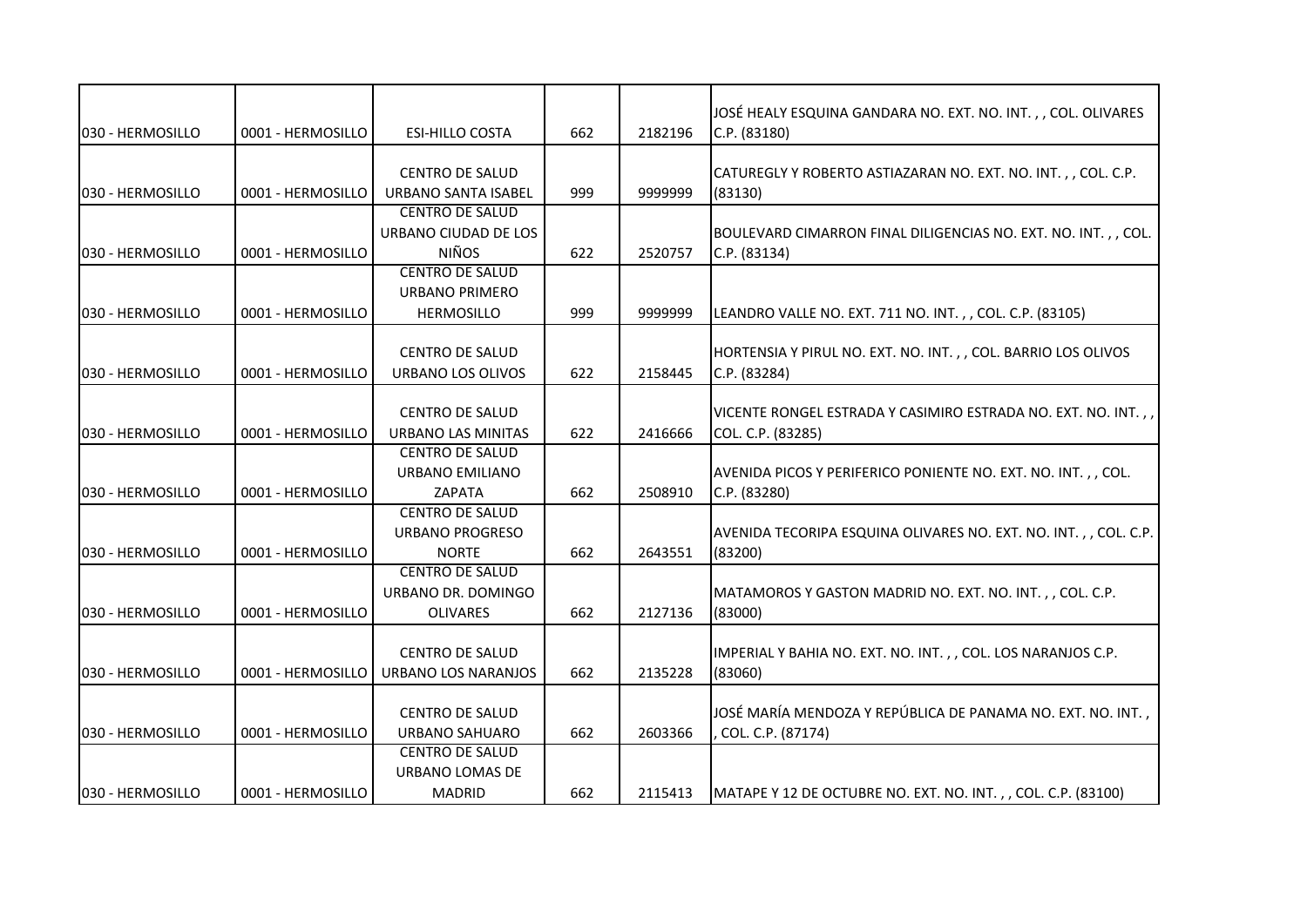| | | | | | |
|---|---|---|---|---|---|
| 030 - HERMOSILLO | 0001 - HERMOSILLO | ESI-HILLO COSTA | 662 | 2182196 | JOSÉ HEALY ESQUINA GANDARA NO. EXT. NO. INT. , , COL. OLIVARES C.P. (83180) |
| 030 - HERMOSILLO | 0001 - HERMOSILLO | CENTRO DE SALUD URBANO SANTA ISABEL | 999 | 9999999 | CATUREGLY Y ROBERTO ASTIAZARAN NO. EXT. NO. INT. , , COL. C.P. (83130) |
| 030 - HERMOSILLO | 0001 - HERMOSILLO | CENTRO DE SALUD URBANO CIUDAD DE LOS NIÑOS | 622 | 2520757 | BOULEVARD CIMARRON FINAL DILIGENCIAS NO. EXT. NO. INT. , , COL. C.P. (83134) |
| 030 - HERMOSILLO | 0001 - HERMOSILLO | CENTRO DE SALUD URBANO PRIMERO HERMOSILLO | 999 | 9999999 | LEANDRO VALLE NO. EXT. 711 NO. INT. , , COL. C.P. (83105) |
| 030 - HERMOSILLO | 0001 - HERMOSILLO | CENTRO DE SALUD URBANO LOS OLIVOS | 622 | 2158445 | HORTENSIA Y PIRUL NO. EXT. NO. INT. , , COL. BARRIO LOS OLIVOS C.P. (83284) |
| 030 - HERMOSILLO | 0001 - HERMOSILLO | CENTRO DE SALUD URBANO LAS MINITAS | 622 | 2416666 | VICENTE RONGEL ESTRADA Y CASIMIRO ESTRADA NO. EXT. NO. INT. , , COL. C.P. (83285) |
| 030 - HERMOSILLO | 0001 - HERMOSILLO | CENTRO DE SALUD URBANO EMILIANO ZAPATA | 662 | 2508910 | AVENIDA PICOS Y PERIFERICO PONIENTE NO. EXT. NO. INT. , , COL. C.P. (83280) |
| 030 - HERMOSILLO | 0001 - HERMOSILLO | CENTRO DE SALUD URBANO PROGRESO NORTE | 662 | 2643551 | AVENIDA TECORIPA ESQUINA OLIVARES NO. EXT. NO. INT. , , COL. C.P. (83200) |
| 030 - HERMOSILLO | 0001 - HERMOSILLO | CENTRO DE SALUD URBANO DR. DOMINGO OLIVARES | 662 | 2127136 | MATAMOROS Y GASTON MADRID NO. EXT. NO. INT. , , COL. C.P. (83000) |
| 030 - HERMOSILLO | 0001 - HERMOSILLO | CENTRO DE SALUD URBANO LOS NARANJOS | 662 | 2135228 | IMPERIAL Y BAHIA NO. EXT. NO. INT. , , COL. LOS NARANJOS C.P. (83060) |
| 030 - HERMOSILLO | 0001 - HERMOSILLO | CENTRO DE SALUD URBANO SAHUARO | 662 | 2603366 | JOSÉ MARÍA MENDOZA Y REPÚBLICA DE PANAMA NO. EXT. NO. INT. , , COL. C.P. (87174) |
| 030 - HERMOSILLO | 0001 - HERMOSILLO | CENTRO DE SALUD URBANO LOMAS DE MADRID | 662 | 2115413 | MATAPE Y 12 DE OCTUBRE NO. EXT. NO. INT. , , COL. C.P. (83100) |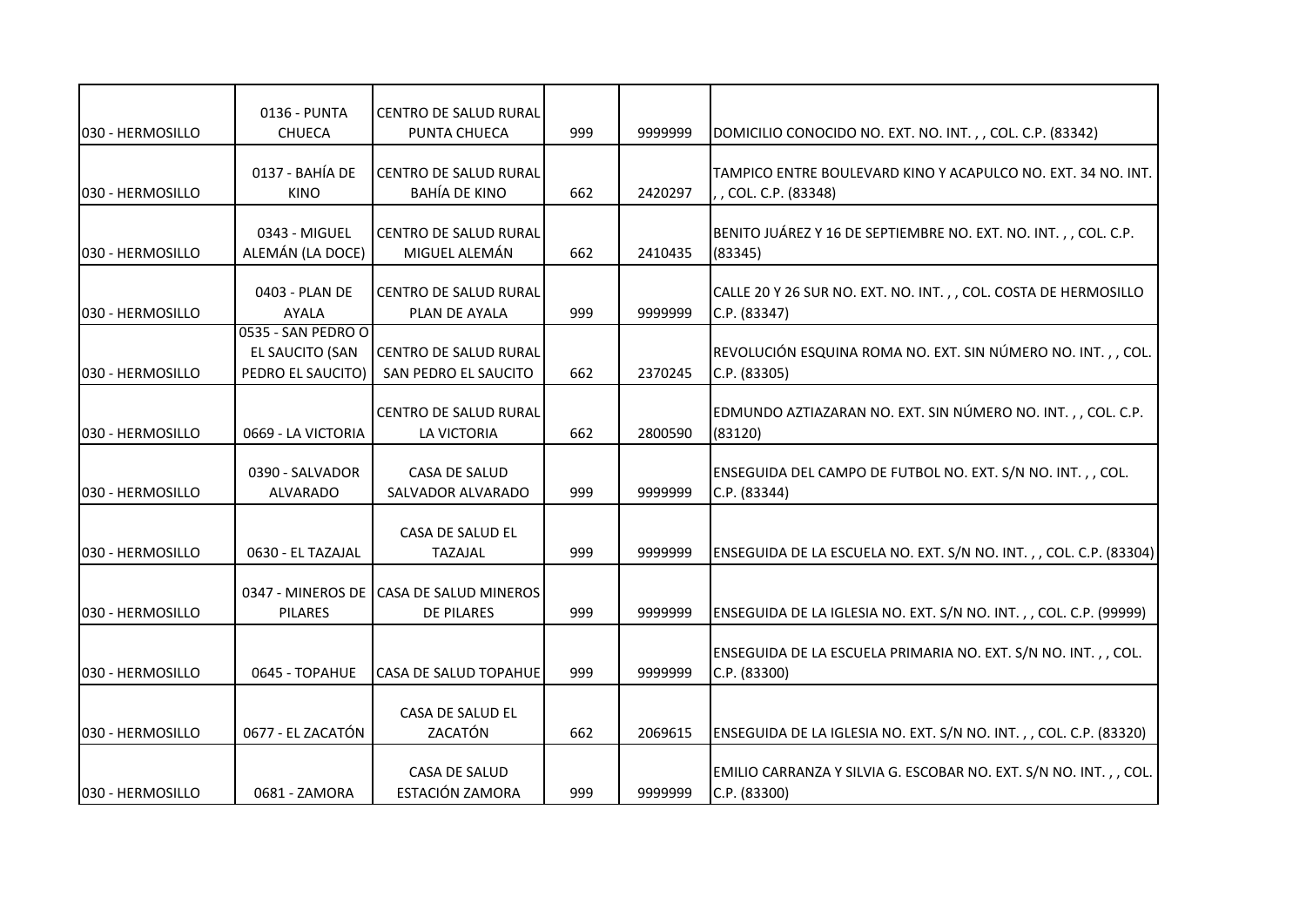| | | | | | |
|---|---|---|---|---|---|
| 030 - HERMOSILLO | 0136 - PUNTA CHUECA | CENTRO DE SALUD RURAL PUNTA CHUECA | 999 | 9999999 | DOMICILIO CONOCIDO NO. EXT. NO. INT. , , COL. C.P. (83342) |
| 030 - HERMOSILLO | 0137 - BAHÍA DE KINO | CENTRO DE SALUD RURAL BAHÍA DE KINO | 662 | 2420297 | TAMPICO ENTRE BOULEVARD KINO Y ACAPULCO NO. EXT. 34 NO. INT. , , COL. C.P. (83348) |
| 030 - HERMOSILLO | 0343 - MIGUEL ALEMÁN (LA DOCE) | CENTRO DE SALUD RURAL MIGUEL ALEMÁN | 662 | 2410435 | BENITO JUÁREZ Y 16 DE SEPTIEMBRE NO. EXT. NO. INT. , , COL. C.P. (83345) |
| 030 - HERMOSILLO | 0403 - PLAN DE AYALA | CENTRO DE SALUD RURAL PLAN DE AYALA | 999 | 9999999 | CALLE 20 Y 26 SUR NO. EXT. NO. INT. , , COL. COSTA DE HERMOSILLO C.P. (83347) |
| 030 - HERMOSILLO | 0535 - SAN PEDRO O EL SAUCITO (SAN PEDRO EL SAUCITO) | CENTRO DE SALUD RURAL SAN PEDRO EL SAUCITO | 662 | 2370245 | REVOLUCIÓN ESQUINA ROMA NO. EXT. SIN NÚMERO NO. INT. , , COL. C.P. (83305) |
| 030 - HERMOSILLO | 0669 - LA VICTORIA | CENTRO DE SALUD RURAL LA VICTORIA | 662 | 2800590 | EDMUNDO AZTIAZARAN NO. EXT. SIN NÚMERO NO. INT. , , COL. C.P. (83120) |
| 030 - HERMOSILLO | 0390 - SALVADOR ALVARADO | CASA DE SALUD SALVADOR ALVARADO | 999 | 9999999 | ENSEGUIDA DEL CAMPO DE FUTBOL NO. EXT. S/N NO. INT. , , COL. C.P. (83344) |
| 030 - HERMOSILLO | 0630 - EL TAZAJAL | CASA DE SALUD EL TAZAJAL | 999 | 9999999 | ENSEGUIDA DE LA ESCUELA NO. EXT. S/N NO. INT. , , COL. C.P. (83304) |
| 030 - HERMOSILLO | 0347 - MINEROS DE PILARES | CASA DE SALUD MINEROS DE PILARES | 999 | 9999999 | ENSEGUIDA DE LA IGLESIA NO. EXT. S/N NO. INT. , , COL. C.P. (99999) |
| 030 - HERMOSILLO | 0645 - TOPAHUE | CASA DE SALUD TOPAHUE | 999 | 9999999 | ENSEGUIDA DE LA ESCUELA PRIMARIA NO. EXT. S/N NO. INT. , , COL. C.P. (83300) |
| 030 - HERMOSILLO | 0677 - EL ZACATÓN | CASA DE SALUD EL ZACATÓN | 662 | 2069615 | ENSEGUIDA DE LA IGLESIA NO. EXT. S/N NO. INT. , , COL. C.P. (83320) |
| 030 - HERMOSILLO | 0681 - ZAMORA | CASA DE SALUD ESTACIÓN ZAMORA | 999 | 9999999 | EMILIO CARRANZA Y SILVIA G. ESCOBAR NO. EXT. S/N NO. INT. , , COL. C.P. (83300) |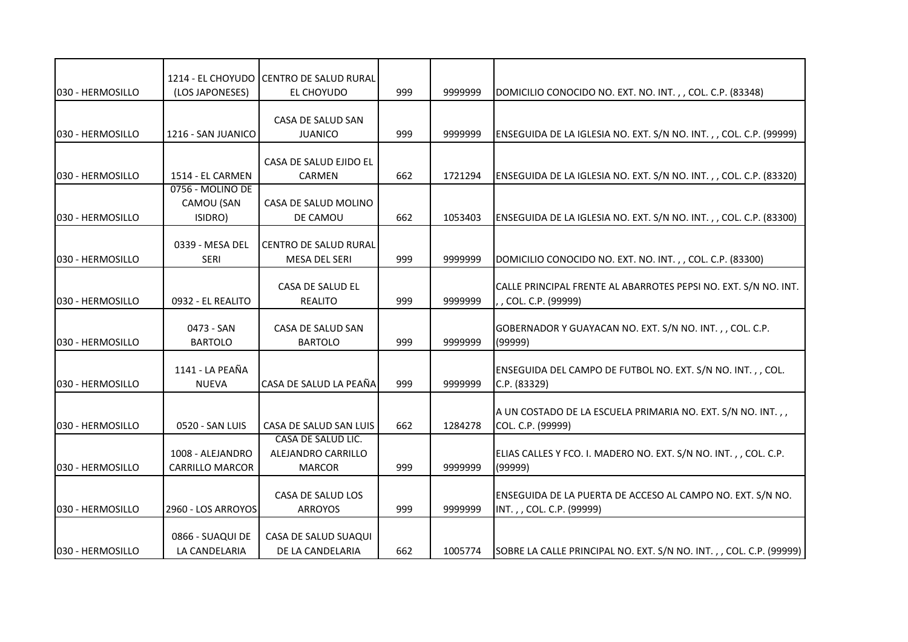| | | | | | |
|---|---|---|---|---|---|
| 030 - HERMOSILLO | 1214 - EL CHOYUDO (LOS JAPONESES) | CENTRO DE SALUD RURAL EL CHOYUDO | 999 | 9999999 | DOMICILIO CONOCIDO NO. EXT. NO. INT. , , COL. C.P. (83348) |
| 030 - HERMOSILLO | 1216 - SAN JUANICO | CASA DE SALUD SAN JUANICO | 999 | 9999999 | ENSEGUIDA DE LA IGLESIA NO. EXT. S/N NO. INT. , , COL. C.P. (99999) |
| 030 - HERMOSILLO | 1514 - EL CARMEN | CASA DE SALUD EJIDO EL CARMEN | 662 | 1721294 | ENSEGUIDA DE LA IGLESIA NO. EXT. S/N NO. INT. , , COL. C.P. (83320) |
| 030 - HERMOSILLO | 0756 - MOLINO DE CAMOU (SAN ISIDRO) | CASA DE SALUD MOLINO DE CAMOU | 662 | 1053403 | ENSEGUIDA DE LA IGLESIA NO. EXT. S/N NO. INT. , , COL. C.P. (83300) |
| 030 - HERMOSILLO | 0339 - MESA DEL SERI | CENTRO DE SALUD RURAL MESA DEL SERI | 999 | 9999999 | DOMICILIO CONOCIDO NO. EXT. NO. INT. , , COL. C.P. (83300) |
| 030 - HERMOSILLO | 0932 - EL REALITO | CASA DE SALUD EL REALITO | 999 | 9999999 | CALLE PRINCIPAL FRENTE AL ABARROTES PEPSI NO. EXT. S/N NO. INT. , , COL. C.P. (99999) |
| 030 - HERMOSILLO | 0473 - SAN BARTOLO | CASA DE SALUD SAN BARTOLO | 999 | 9999999 | GOBERNADOR Y GUAYACAN NO. EXT. S/N NO. INT. , , COL. C.P. (99999) |
| 030 - HERMOSILLO | 1141 - LA PEAÑA NUEVA | CASA DE SALUD LA PEAÑA | 999 | 9999999 | ENSEGUIDA DEL CAMPO DE FUTBOL NO. EXT. S/N NO. INT. , , COL. C.P. (83329) |
| 030 - HERMOSILLO | 0520 - SAN LUIS | CASA DE SALUD SAN LUIS | 662 | 1284278 | A UN COSTADO DE LA ESCUELA PRIMARIA NO. EXT. S/N NO. INT. , , COL. C.P. (99999) |
| 030 - HERMOSILLO | 1008 - ALEJANDRO CARRILLO MARCOR | CASA DE SALUD LIC. ALEJANDRO CARRILLO MARCOR | 999 | 9999999 | ELIAS CALLES Y FCO. I. MADERO NO. EXT. S/N NO. INT. , , COL. C.P. (99999) |
| 030 - HERMOSILLO | 2960 - LOS ARROYOS | CASA DE SALUD LOS ARROYOS | 999 | 9999999 | ENSEGUIDA DE LA PUERTA DE ACCESO AL CAMPO NO. EXT. S/N NO. INT. , , COL. C.P. (99999) |
| 030 - HERMOSILLO | 0866 - SUAQUI DE LA CANDELARIA | CASA DE SALUD SUAQUI DE LA CANDELARIA | 662 | 1005774 | SOBRE LA CALLE PRINCIPAL NO. EXT. S/N NO. INT. , , COL. C.P. (99999) |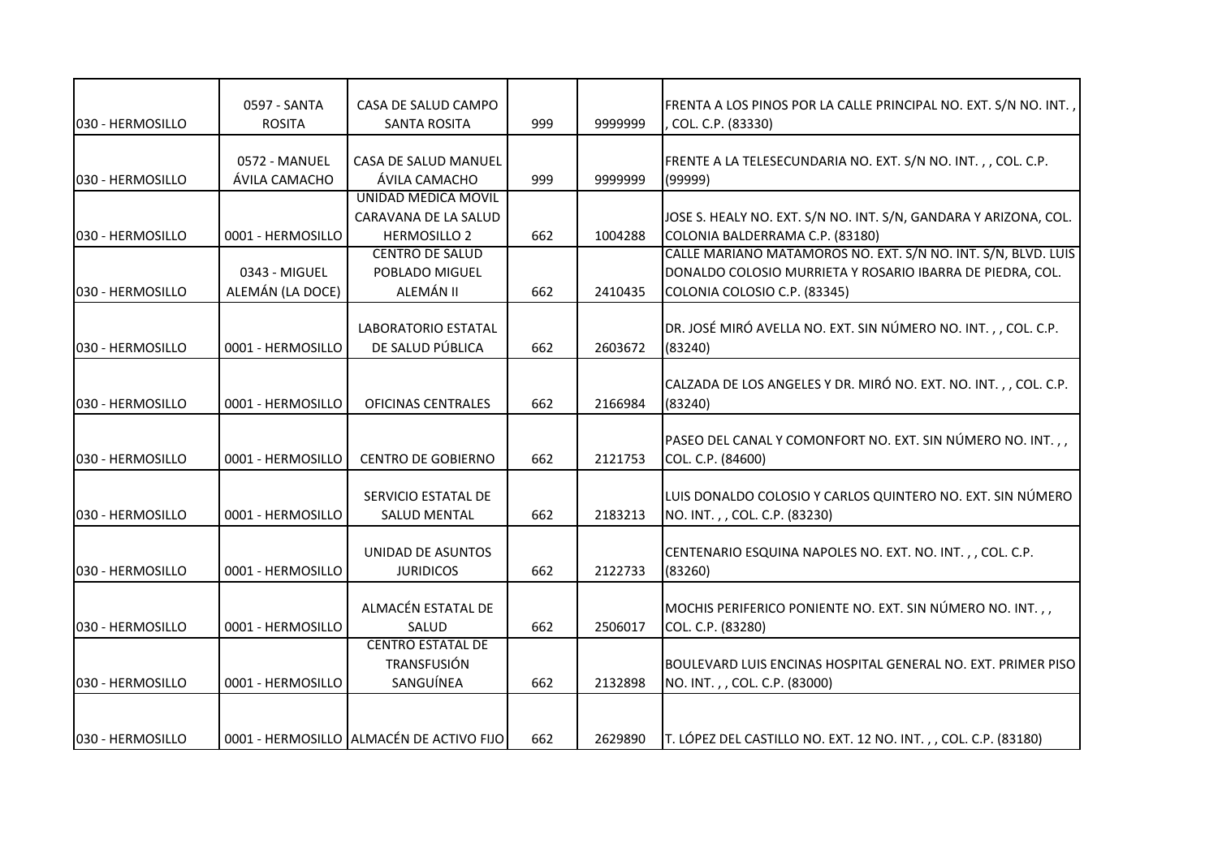| | | | | | |
|---|---|---|---|---|---|
| 030 - HERMOSILLO | 0597 - SANTA ROSITA | CASA DE SALUD CAMPO SANTA ROSITA | 999 | 9999999 | FRENTA A LOS PINOS POR LA CALLE PRINCIPAL NO. EXT. S/N NO. INT. , , COL. C.P. (83330) |
| 030 - HERMOSILLO | 0572 - MANUEL ÁVILA CAMACHO | CASA DE SALUD MANUEL ÁVILA CAMACHO | 999 | 9999999 | FRENTE A LA TELESECUNDARIA NO. EXT. S/N NO. INT. , , COL. C.P. (99999) |
| 030 - HERMOSILLO | 0001 - HERMOSILLO | UNIDAD MEDICA MOVIL CARAVANA DE LA SALUD HERMOSILLO 2 | 662 | 1004288 | JOSE S. HEALY NO. EXT. S/N NO. INT. S/N, GANDARA Y ARIZONA, COL. COLONIA BALDERRAMA C.P. (83180) |
| 030 - HERMOSILLO | 0343 - MIGUEL ALEMÁN (LA DOCE) | CENTRO DE SALUD POBLADO MIGUEL ALEMÁN II | 662 | 2410435 | CALLE MARIANO MATAMOROS NO. EXT. S/N NO. INT. S/N, BLVD. LUIS DONALDO COLOSIO MURRIETA Y ROSARIO IBARRA DE PIEDRA, COL. COLONIA COLOSIO C.P. (83345) |
| 030 - HERMOSILLO | 0001 - HERMOSILLO | LABORATORIO ESTATAL DE SALUD PÚBLICA | 662 | 2603672 | DR. JOSÉ MIRÓ AVELLA NO. EXT. SIN NÚMERO NO. INT. , , COL. C.P. (83240) |
| 030 - HERMOSILLO | 0001 - HERMOSILLO | OFICINAS CENTRALES | 662 | 2166984 | CALZADA DE LOS ANGELES Y DR. MIRÓ NO. EXT. NO. INT. , , COL. C.P. (83240) |
| 030 - HERMOSILLO | 0001 - HERMOSILLO | CENTRO DE GOBIERNO | 662 | 2121753 | PASEO DEL CANAL Y COMONFORT NO. EXT. SIN NÚMERO NO. INT. , , COL. C.P. (84600) |
| 030 - HERMOSILLO | 0001 - HERMOSILLO | SERVICIO ESTATAL DE SALUD MENTAL | 662 | 2183213 | LUIS DONALDO COLOSIO Y CARLOS QUINTERO NO. EXT. SIN NÚMERO NO. INT. , , COL. C.P. (83230) |
| 030 - HERMOSILLO | 0001 - HERMOSILLO | UNIDAD DE ASUNTOS JURIDICOS | 662 | 2122733 | CENTENARIO ESQUINA NAPOLES NO. EXT. NO. INT. , , COL. C.P. (83260) |
| 030 - HERMOSILLO | 0001 - HERMOSILLO | ALMACÉN ESTATAL DE SALUD | 662 | 2506017 | MOCHIS PERIFERICO PONIENTE NO. EXT. SIN NÚMERO NO. INT. , , COL. C.P. (83280) |
| 030 - HERMOSILLO | 0001 - HERMOSILLO | CENTRO ESTATAL DE TRANSFUSIÓN SANGUÍNEA | 662 | 2132898 | BOULEVARD LUIS ENCINAS HOSPITAL GENERAL NO. EXT. PRIMER PISO NO. INT. , , COL. C.P. (83000) |
| 030 - HERMOSILLO | 0001 - HERMOSILLO | ALMACÉN DE ACTIVO FIJO | 662 | 2629890 | T. LÓPEZ DEL CASTILLO NO. EXT. 12 NO. INT. , , COL. C.P. (83180) |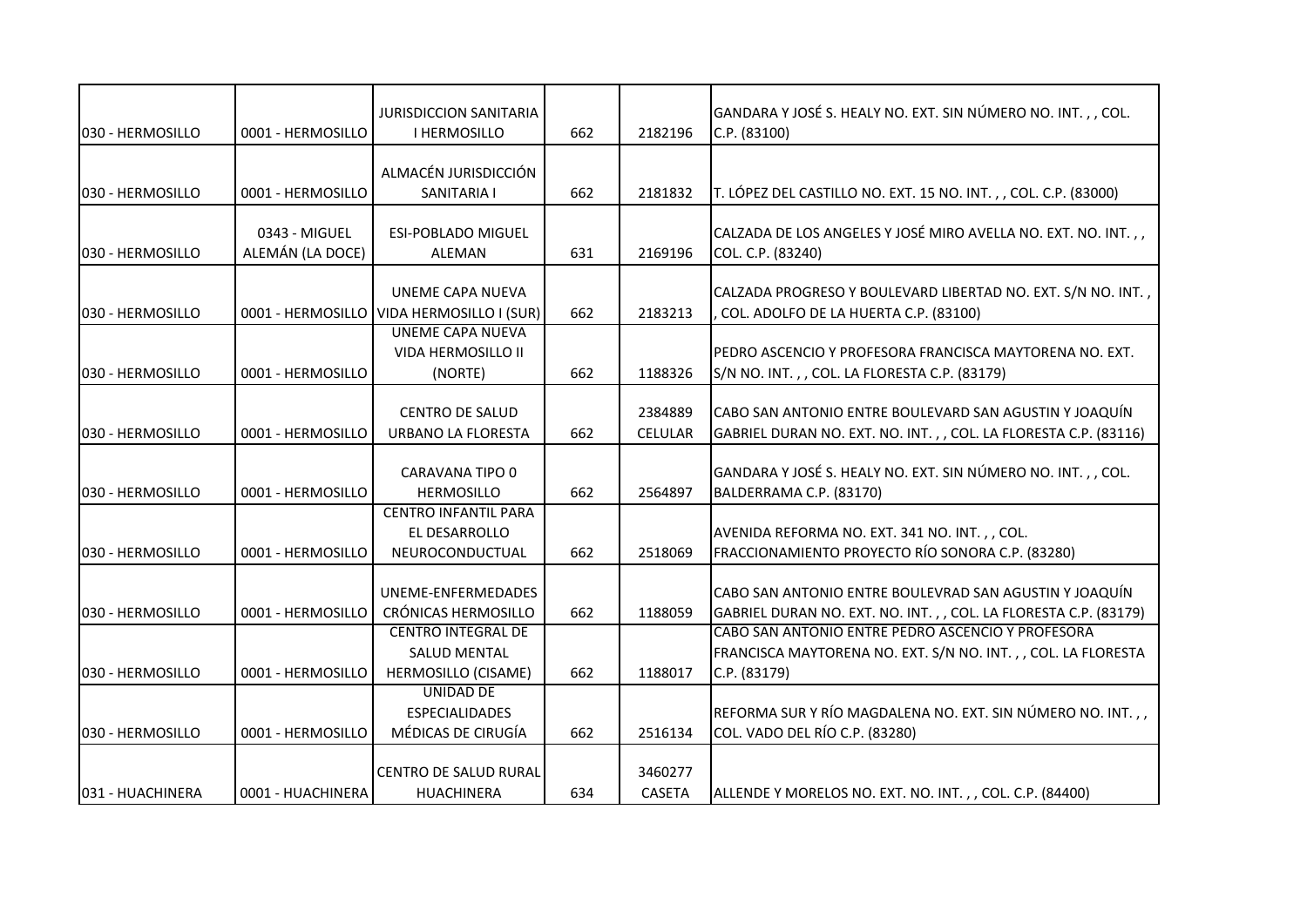| | | | | | |
|---|---|---|---|---|---|
| 030 - HERMOSILLO | 0001 - HERMOSILLO | JURISDICCION SANITARIA I HERMOSILLO | 662 | 2182196 | GANDARA Y JOSÉ S. HEALY NO. EXT. SIN NÚMERO NO. INT. , , COL. C.P. (83100) |
| 030 - HERMOSILLO | 0001 - HERMOSILLO | ALMACÉN JURISDICCIÓN SANITARIA I | 662 | 2181832 | T. LÓPEZ DEL CASTILLO NO. EXT. 15 NO. INT. , , COL. C.P. (83000) |
| 030 - HERMOSILLO | 0343 - MIGUEL ALEMÁN (LA DOCE) | ESI-POBLADO MIGUEL ALEMAN | 631 | 2169196 | CALZADA DE LOS ANGELES Y JOSÉ MIRO AVELLA NO. EXT. NO. INT. , , COL. C.P. (83240) |
| 030 - HERMOSILLO | 0001 - HERMOSILLO | UNEME CAPA NUEVA VIDA HERMOSILLO I (SUR) | 662 | 2183213 | CALZADA PROGRESO Y BOULEVARD LIBERTAD NO. EXT. S/N NO. INT. , , COL. ADOLFO DE LA HUERTA C.P. (83100) |
| 030 - HERMOSILLO | 0001 - HERMOSILLO | UNEME CAPA NUEVA VIDA HERMOSILLO II (NORTE) | 662 | 1188326 | PEDRO ASCENCIO Y PROFESORA FRANCISCA MAYTORENA NO. EXT. S/N NO. INT. , , COL. LA FLORESTA C.P. (83179) |
| 030 - HERMOSILLO | 0001 - HERMOSILLO | CENTRO DE SALUD URBANO LA FLORESTA | 662 | 2384889 CELULAR | CABO SAN ANTONIO ENTRE BOULEVARD SAN AGUSTIN Y JOAQUÍN GABRIEL DURAN NO. EXT. NO. INT. , , COL. LA FLORESTA C.P. (83116) |
| 030 - HERMOSILLO | 0001 - HERMOSILLO | CARAVANA TIPO 0 HERMOSILLO | 662 | 2564897 | GANDARA Y JOSÉ S. HEALY NO. EXT. SIN NÚMERO NO. INT. , , COL. BALDERRAMA C.P. (83170) |
| 030 - HERMOSILLO | 0001 - HERMOSILLO | CENTRO INFANTIL PARA EL DESARROLLO NEUROCONDUCTUAL | 662 | 2518069 | AVENIDA REFORMA NO. EXT. 341 NO. INT. , , COL. FRACCIONAMIENTO PROYECTO RÍO SONORA C.P. (83280) |
| 030 - HERMOSILLO | 0001 - HERMOSILLO | UNEME-ENFERMEDADES CRÓNICAS HERMOSILLO | 662 | 1188059 | CABO SAN ANTONIO ENTRE BOULEVRAD SAN AGUSTIN Y JOAQUÍN GABRIEL DURAN NO. EXT. NO. INT. , , COL. LA FLORESTA C.P. (83179) |
| 030 - HERMOSILLO | 0001 - HERMOSILLO | CENTRO INTEGRAL DE SALUD MENTAL HERMOSILLO (CISAME) | 662 | 1188017 | CABO SAN ANTONIO ENTRE PEDRO ASCENCIO Y PROFESORA FRANCISCA MAYTORENA NO. EXT. S/N NO. INT. , , COL. LA FLORESTA C.P. (83179) |
| 030 - HERMOSILLO | 0001 - HERMOSILLO | UNIDAD DE ESPECIALIDADES MÉDICAS DE CIRUGÍA | 662 | 2516134 | REFORMA SUR Y RÍO MAGDALENA NO. EXT. SIN NÚMERO NO. INT. , , COL. VADO DEL RÍO C.P. (83280) |
| 031 - HUACHINERA | 0001 - HUACHINERA | CENTRO DE SALUD RURAL HUACHINERA | 634 | 3460277 CASETA | ALLENDE Y MORELOS NO. EXT. NO. INT. , , COL. C.P. (84400) |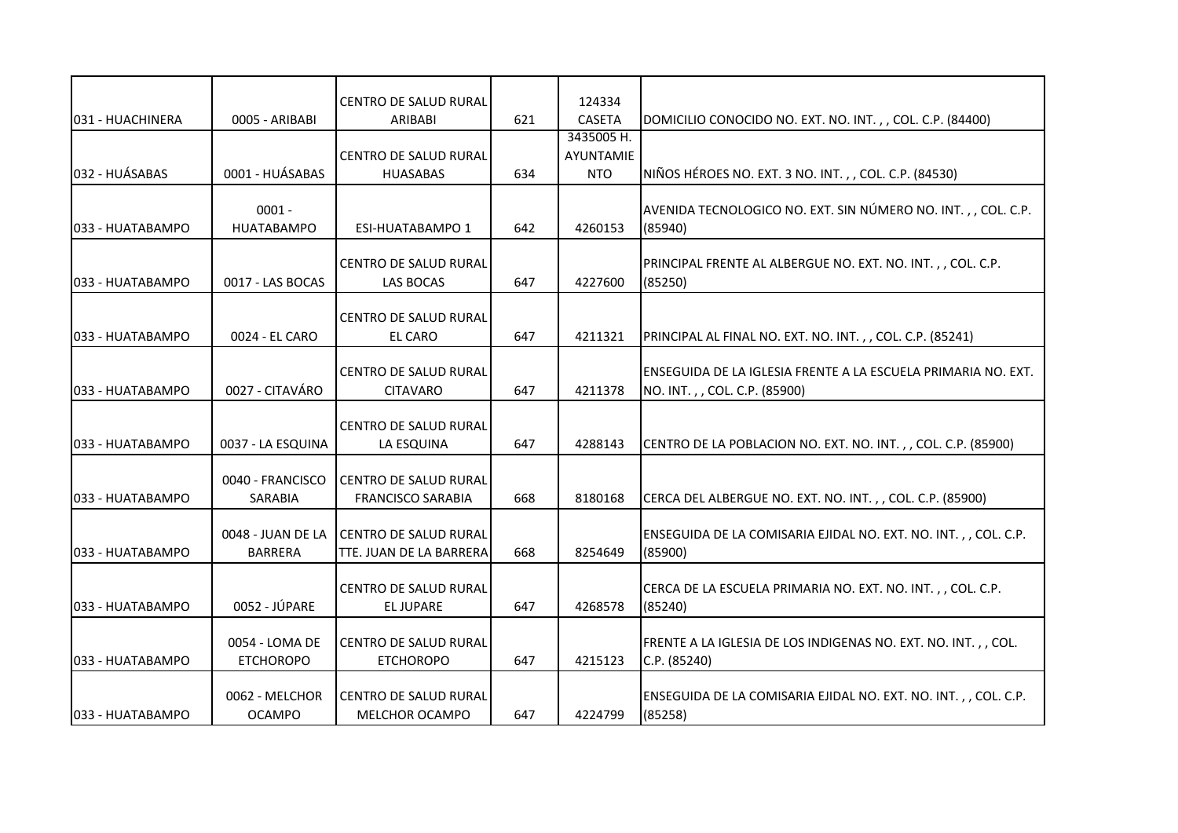| | | | | | |
|---|---|---|---|---|---|
| 031 - HUACHINERA | 0005 - ARIBABI | CENTRO DE SALUD RURAL ARIBABI | 621 | 124334 CASETA | DOMICILIO CONOCIDO NO. EXT. NO. INT. , , COL. C.P. (84400) |
| 032 - HUÁSABAS | 0001 - HUÁSABAS | CENTRO DE SALUD RURAL HUASABAS | 634 | 3435005 H. AYUNTAMIENTO | NIÑOS HÉROES NO. EXT. 3 NO. INT. , , COL. C.P. (84530) |
| 033 - HUATABAMPO | 0001 - HUATABAMPO | ESI-HUATABAMPO 1 | 642 | 4260153 | AVENIDA TECNOLOGICO NO. EXT. SIN NÚMERO NO. INT. , , COL. C.P. (85940) |
| 033 - HUATABAMPO | 0017 - LAS BOCAS | CENTRO DE SALUD RURAL LAS BOCAS | 647 | 4227600 | PRINCIPAL FRENTE AL ALBERGUE NO. EXT. NO. INT. , , COL. C.P. (85250) |
| 033 - HUATABAMPO | 0024 - EL CARO | CENTRO DE SALUD RURAL EL CARO | 647 | 4211321 | PRINCIPAL AL FINAL NO. EXT. NO. INT. , , COL. C.P. (85241) |
| 033 - HUATABAMPO | 0027 - CITAVÁRO | CENTRO DE SALUD RURAL CITAVARO | 647 | 4211378 | ENSEGUIDA DE LA IGLESIA FRENTE A LA ESCUELA PRIMARIA NO. EXT. NO. INT. , , COL. C.P. (85900) |
| 033 - HUATABAMPO | 0037 - LA ESQUINA | CENTRO DE SALUD RURAL LA ESQUINA | 647 | 4288143 | CENTRO DE LA POBLACION NO. EXT. NO. INT. , , COL. C.P. (85900) |
| 033 - HUATABAMPO | 0040 - FRANCISCO SARABIA | CENTRO DE SALUD RURAL FRANCISCO SARABIA | 668 | 8180168 | CERCA DEL ALBERGUE NO. EXT. NO. INT. , , COL. C.P. (85900) |
| 033 - HUATABAMPO | 0048 - JUAN DE LA BARRERA | CENTRO DE SALUD RURAL TTE. JUAN DE LA BARRERA | 668 | 8254649 | ENSEGUIDA DE LA COMISARIA EJIDAL NO. EXT. NO. INT. , , COL. C.P. (85900) |
| 033 - HUATABAMPO | 0052 - JÚPARE | CENTRO DE SALUD RURAL EL JUPARE | 647 | 4268578 | CERCA DE LA ESCUELA PRIMARIA NO. EXT. NO. INT. , , COL. C.P. (85240) |
| 033 - HUATABAMPO | 0054 - LOMA DE ETCHOROPO | CENTRO DE SALUD RURAL ETCHOROPO | 647 | 4215123 | FRENTE A LA IGLESIA DE LOS INDIGENAS NO. EXT. NO. INT. , , COL. C.P. (85240) |
| 033 - HUATABAMPO | 0062 - MELCHOR OCAMPO | CENTRO DE SALUD RURAL MELCHOR OCAMPO | 647 | 4224799 | ENSEGUIDA DE LA COMISARIA EJIDAL NO. EXT. NO. INT. , , COL. C.P. (85258) |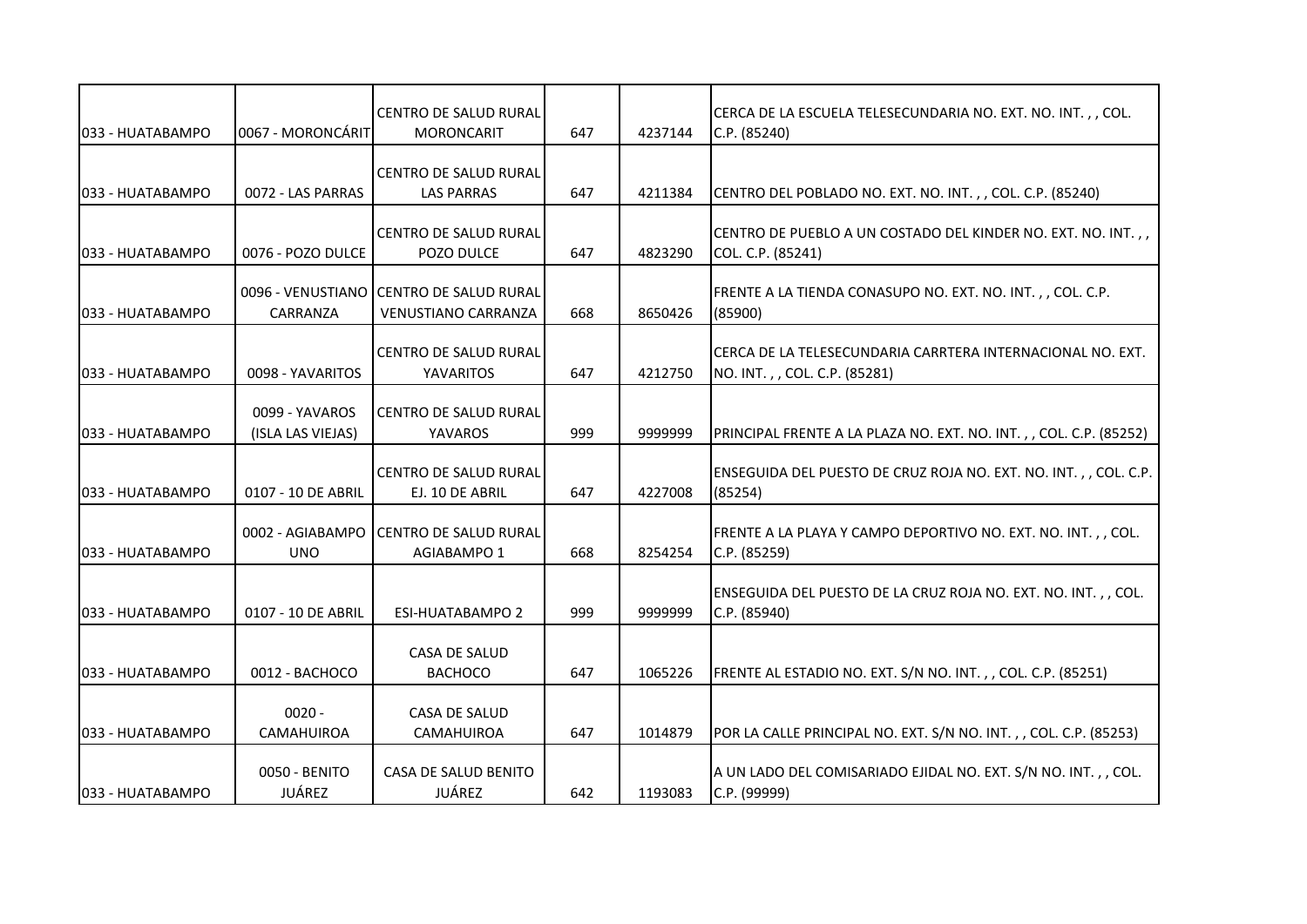| | | | | | |
|---|---|---|---|---|---|
| 033 - HUATABAMPO | 0067 - MORONCÁRIT | CENTRO DE SALUD RURAL MORONCARIT | 647 | 4237144 | CERCA DE LA ESCUELA TELESECUNDARIA NO. EXT. NO. INT. , , COL. C.P. (85240) |
| 033 - HUATABAMPO | 0072 - LAS PARRAS | CENTRO DE SALUD RURAL LAS PARRAS | 647 | 4211384 | CENTRO DEL POBLADO NO. EXT. NO. INT. , , COL. C.P. (85240) |
| 033 - HUATABAMPO | 0076 - POZO DULCE | CENTRO DE SALUD RURAL POZO DULCE | 647 | 4823290 | CENTRO DE PUEBLO A UN COSTADO DEL KINDER NO. EXT. NO. INT. , , COL. C.P. (85241) |
| 033 - HUATABAMPO | 0096 - VENUSTIANO CARRANZA | CENTRO DE SALUD RURAL VENUSTIANO CARRANZA | 668 | 8650426 | FRENTE A LA TIENDA CONASUPO NO. EXT. NO. INT. , , COL. C.P. (85900) |
| 033 - HUATABAMPO | 0098 - YAVARITOS | CENTRO DE SALUD RURAL YAVARITOS | 647 | 4212750 | CERCA DE LA TELESECUNDARIA CARRTERA INTERNACIONAL NO. EXT. NO. INT. , , COL. C.P. (85281) |
| 033 - HUATABAMPO | 0099 - YAVAROS (ISLA LAS VIEJAS) | CENTRO DE SALUD RURAL YAVAROS | 999 | 9999999 | PRINCIPAL FRENTE A LA PLAZA NO. EXT. NO. INT. , , COL. C.P. (85252) |
| 033 - HUATABAMPO | 0107 - 10 DE ABRIL | CENTRO DE SALUD RURAL EJ. 10 DE ABRIL | 647 | 4227008 | ENSEGUIDA DEL PUESTO DE CRUZ ROJA NO. EXT. NO. INT. , , COL. C.P. (85254) |
| 033 - HUATABAMPO | 0002 - AGIABAMPO UNO | CENTRO DE SALUD RURAL AGIABAMPO 1 | 668 | 8254254 | FRENTE A LA PLAYA Y CAMPO DEPORTIVO NO. EXT. NO. INT. , , COL. C.P. (85259) |
| 033 - HUATABAMPO | 0107 - 10 DE ABRIL | ESI-HUATABAMPO 2 | 999 | 9999999 | ENSEGUIDA DEL PUESTO DE LA CRUZ ROJA NO. EXT. NO. INT. , , COL. C.P. (85940) |
| 033 - HUATABAMPO | 0012 - BACHOCO | CASA DE SALUD BACHOCO | 647 | 1065226 | FRENTE AL ESTADIO NO. EXT. S/N NO. INT. , , COL. C.P. (85251) |
| 033 - HUATABAMPO | 0020 - CAMAHUIROA | CASA DE SALUD CAMAHUIROA | 647 | 1014879 | POR LA CALLE PRINCIPAL NO. EXT. S/N NO. INT. , , COL. C.P. (85253) |
| 033 - HUATABAMPO | 0050 - BENITO JUÁREZ | CASA DE SALUD BENITO JUÁREZ | 642 | 1193083 | A UN LADO DEL COMISARIADO EJIDAL NO. EXT. S/N NO. INT. , , COL. C.P. (99999) |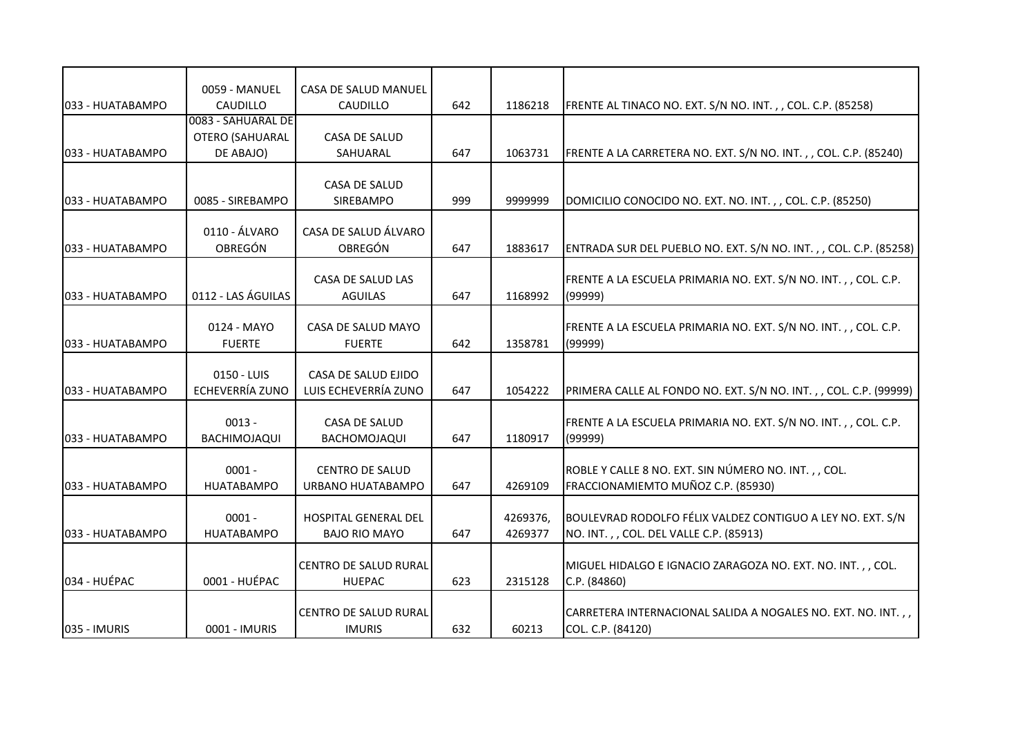| | | | | | |
|---|---|---|---|---|---|
| 033 - HUATABAMPO | 0059 - MANUEL CAUDILLO | CASA DE SALUD MANUEL CAUDILLO | 642 | 1186218 | FRENTE AL TINACO NO. EXT. S/N NO. INT. , , COL. C.P. (85258) |
| 033 - HUATABAMPO | 0083 - SAHUARAL DE OTERO (SAHUARAL DE ABAJO) | CASA DE SALUD SAHUARAL | 647 | 1063731 | FRENTE A LA CARRETERA NO. EXT. S/N NO. INT. , , COL. C.P. (85240) |
| 033 - HUATABAMPO | 0085 - SIREBAMPO | CASA DE SALUD SIREBAMPO | 999 | 9999999 | DOMICILIO CONOCIDO NO. EXT. NO. INT. , , COL. C.P. (85250) |
| 033 - HUATABAMPO | 0110 - ÁLVARO OBREGÓN | CASA DE SALUD ÁLVARO OBREGÓN | 647 | 1883617 | ENTRADA SUR DEL PUEBLO NO. EXT. S/N NO. INT. , , COL. C.P. (85258) |
| 033 - HUATABAMPO | 0112 - LAS ÁGUILAS | CASA DE SALUD LAS AGUILAS | 647 | 1168992 | FRENTE A LA ESCUELA PRIMARIA NO. EXT. S/N NO. INT. , , COL. C.P. (99999) |
| 033 - HUATABAMPO | 0124 - MAYO FUERTE | CASA DE SALUD MAYO FUERTE | 642 | 1358781 | FRENTE A LA ESCUELA PRIMARIA NO. EXT. S/N NO. INT. , , COL. C.P. (99999) |
| 033 - HUATABAMPO | 0150 - LUIS ECHEVERRÍA ZUNO | CASA DE SALUD EJIDO LUIS ECHEVERRÍA ZUNO | 647 | 1054222 | PRIMERA CALLE AL FONDO NO. EXT. S/N NO. INT. , , COL. C.P. (99999) |
| 033 - HUATABAMPO | 0013 - BACHIMOJAQUI | CASA DE SALUD BACHOMOJAQUI | 647 | 1180917 | FRENTE A LA ESCUELA PRIMARIA NO. EXT. S/N NO. INT. , , COL. C.P. (99999) |
| 033 - HUATABAMPO | 0001 - HUATABAMPO | CENTRO DE SALUD URBANO HUATABAMPO | 647 | 4269109 | ROBLE Y CALLE 8 NO. EXT. SIN NÚMERO NO. INT. , , COL. FRACCIONAMIEMTO MUÑOZ C.P. (85930) |
| 033 - HUATABAMPO | 0001 - HUATABAMPO | HOSPITAL GENERAL DEL BAJO RIO MAYO | 647 | 4269376, 4269377 | BOULEVRAD RODOLFO FÉLIX VALDEZ CONTIGUO A LEY NO. EXT. S/N NO. INT. , , COL. DEL VALLE C.P. (85913) |
| 034 - HUÉPAC | 0001 - HUÉPAC | CENTRO DE SALUD RURAL HUEPAC | 623 | 2315128 | MIGUEL HIDALGO E IGNACIO ZARAGOZA NO. EXT. NO. INT. , , COL. C.P. (84860) |
| 035 - IMURIS | 0001 - IMURIS | CENTRO DE SALUD RURAL IMURIS | 632 | 60213 | CARRETERA INTERNACIONAL SALIDA A NOGALES NO. EXT. NO. INT. , , COL. C.P. (84120) |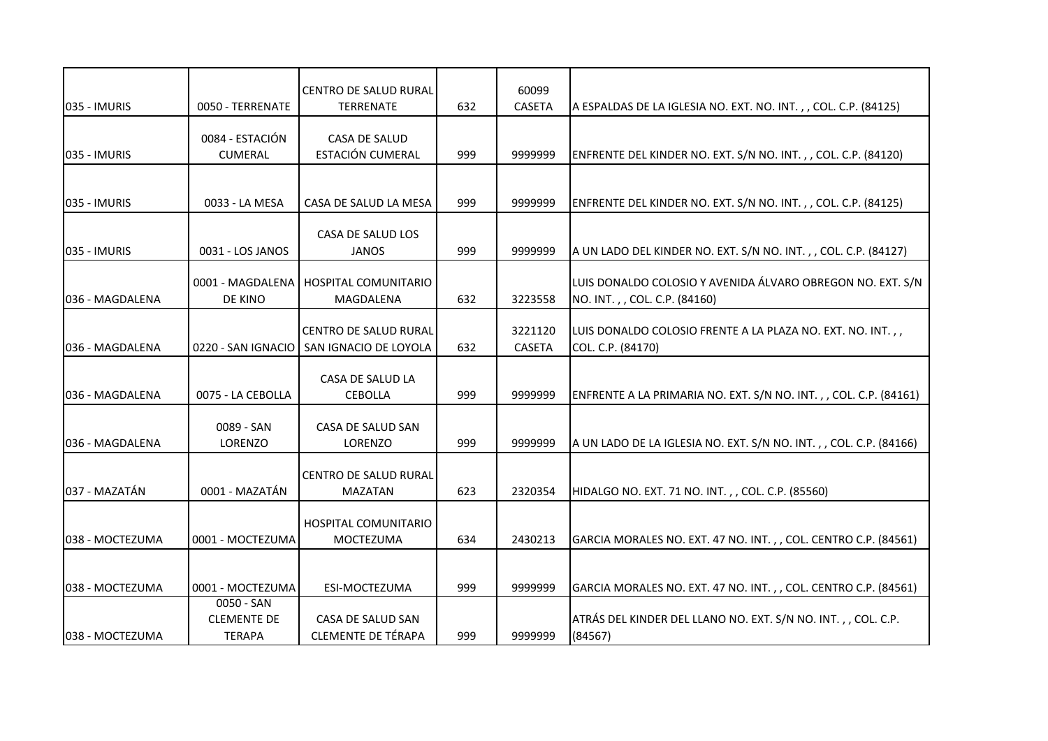| | | | | | |
|---|---|---|---|---|---|
| 035 - IMURIS | 0050 - TERRENATE | CENTRO DE SALUD RURAL TERRENATE | 632 | 60099 CASETA | A ESPALDAS DE LA IGLESIA NO. EXT. NO. INT. , , COL. C.P. (84125) |
| 035 - IMURIS | 0084 - ESTACIÓN CUMERAL | CASA DE SALUD ESTACIÓN CUMERAL | 999 | 9999999 | ENFRENTE DEL KINDER NO. EXT. S/N NO. INT. , , COL. C.P. (84120) |
| 035 - IMURIS | 0033 - LA MESA | CASA DE SALUD LA MESA | 999 | 9999999 | ENFRENTE DEL KINDER NO. EXT. S/N NO. INT. , , COL. C.P. (84125) |
| 035 - IMURIS | 0031 - LOS JANOS | CASA DE SALUD LOS JANOS | 999 | 9999999 | A UN LADO DEL KINDER NO. EXT. S/N NO. INT. , , COL. C.P. (84127) |
| 036 - MAGDALENA | 0001 - MAGDALENA DE KINO | HOSPITAL COMUNITARIO MAGDALENA | 632 | 3223558 | LUIS DONALDO COLOSIO Y AVENIDA ÁLVARO OBREGON NO. EXT. S/N NO. INT. , , COL. C.P. (84160) |
| 036 - MAGDALENA | 0220 - SAN IGNACIO | CENTRO DE SALUD RURAL SAN IGNACIO DE LOYOLA | 632 | 3221120 CASETA | LUIS DONALDO COLOSIO FRENTE A LA PLAZA NO. EXT. NO. INT. , , COL. C.P. (84170) |
| 036 - MAGDALENA | 0075 - LA CEBOLLA | CASA DE SALUD LA CEBOLLA | 999 | 9999999 | ENFRENTE A LA PRIMARIA NO. EXT. S/N NO. INT. , , COL. C.P. (84161) |
| 036 - MAGDALENA | 0089 - SAN LORENZO | CASA DE SALUD SAN LORENZO | 999 | 9999999 | A UN LADO DE LA IGLESIA NO. EXT. S/N NO. INT. , , COL. C.P. (84166) |
| 037 - MAZATÁN | 0001 - MAZATÁN | CENTRO DE SALUD RURAL MAZATAN | 623 | 2320354 | HIDALGO NO. EXT. 71 NO. INT. , , COL. C.P. (85560) |
| 038 - MOCTEZUMA | 0001 - MOCTEZUMA | HOSPITAL COMUNITARIO MOCTEZUMA | 634 | 2430213 | GARCIA MORALES NO. EXT. 47 NO. INT. , , COL. CENTRO C.P. (84561) |
| 038 - MOCTEZUMA | 0001 - MOCTEZUMA | ESI-MOCTEZUMA | 999 | 9999999 | GARCIA MORALES NO. EXT. 47 NO. INT. , , COL. CENTRO C.P. (84561) |
| 038 - MOCTEZUMA | 0050 - SAN CLEMENTE DE TERAPA | CASA DE SALUD SAN CLEMENTE DE TÉRAPA | 999 | 9999999 | ATRÁS DEL KINDER DEL LLANO NO. EXT. S/N NO. INT. , , COL. C.P. (84567) |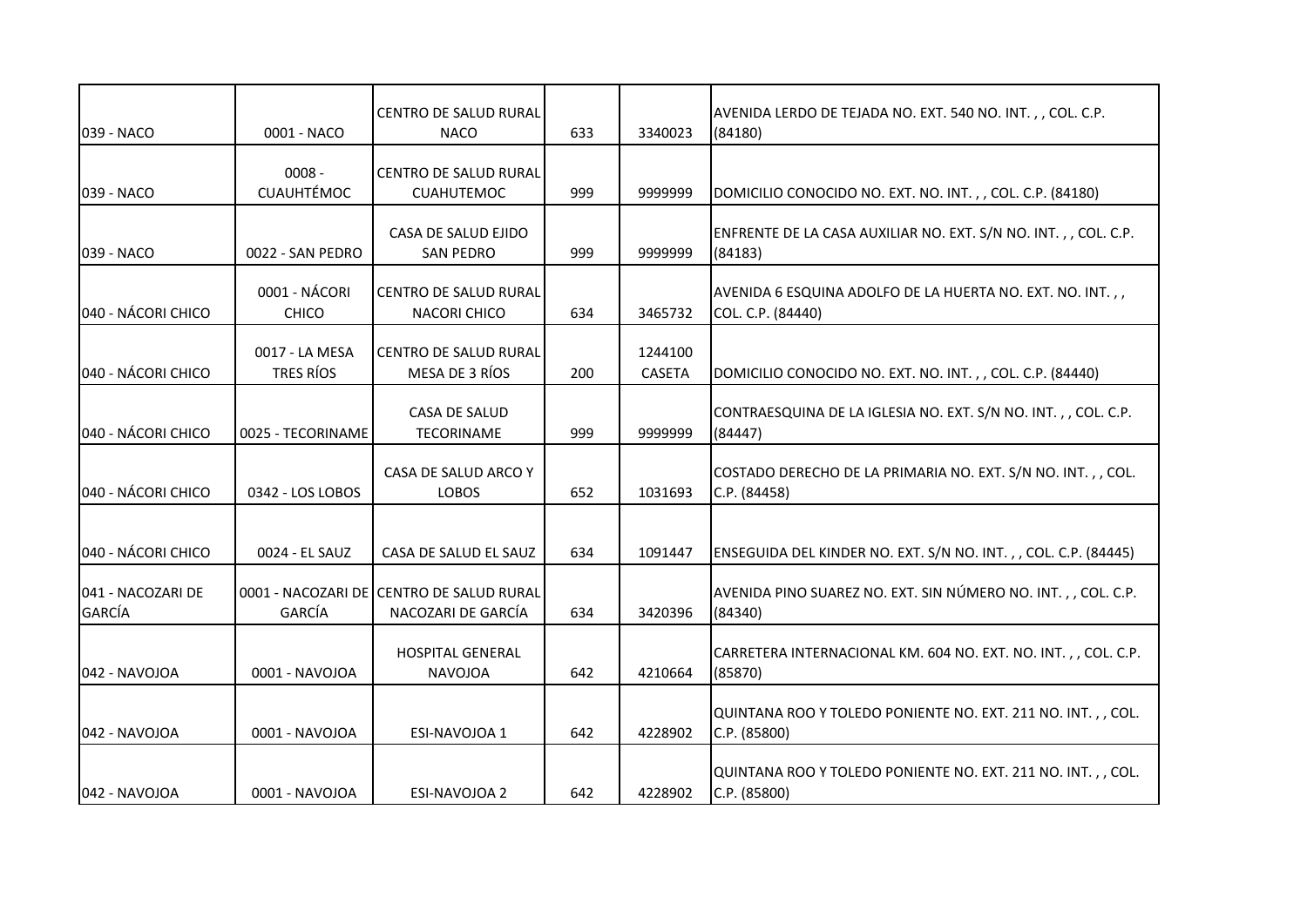| | | | | | |
|---|---|---|---|---|---|
| 039 - NACO | 0001 - NACO | CENTRO DE SALUD RURAL NACO | 633 | 3340023 | AVENIDA LERDO DE TEJADA NO. EXT. 540 NO. INT. , , COL. C.P. (84180) |
| 039 - NACO | 0008 - CUAUHTÉMOC | CENTRO DE SALUD RURAL CUAHUTEMOC | 999 | 9999999 | DOMICILIO CONOCIDO NO. EXT. NO. INT. , , COL. C.P. (84180) |
| 039 - NACO | 0022 - SAN PEDRO | CASA DE SALUD EJIDO SAN PEDRO | 999 | 9999999 | ENFRENTE DE LA CASA AUXILIAR NO. EXT. S/N NO. INT. , , COL. C.P. (84183) |
| 040 - NÁCORI CHICO | 0001 - NÁCORI CHICO | CENTRO DE SALUD RURAL NACORI CHICO | 634 | 3465732 | AVENIDA 6 ESQUINA ADOLFO DE LA HUERTA NO. EXT. NO. INT. , , COL. C.P. (84440) |
| 040 - NÁCORI CHICO | 0017 - LA MESA TRES RÍOS | CENTRO DE SALUD RURAL MESA DE 3 RÍOS | 200 | 1244100 CASETA | DOMICILIO CONOCIDO NO. EXT. NO. INT. , , COL. C.P. (84440) |
| 040 - NÁCORI CHICO | 0025 - TECORINAME | CASA DE SALUD TECORINAME | 999 | 9999999 | CONTRAESQUINA DE LA IGLESIA NO. EXT. S/N NO. INT. , , COL. C.P. (84447) |
| 040 - NÁCORI CHICO | 0342 - LOS LOBOS | CASA DE SALUD ARCO Y LOBOS | 652 | 1031693 | COSTADO DERECHO DE LA PRIMARIA NO. EXT. S/N NO. INT. , , COL. C.P. (84458) |
| 040 - NÁCORI CHICO | 0024 - EL SAUZ | CASA DE SALUD EL SAUZ | 634 | 1091447 | ENSEGUIDA DEL KINDER NO. EXT. S/N NO. INT. , , COL. C.P. (84445) |
| 041 - NACOZARI DE GARCÍA | 0001 - NACOZARI DE GARCÍA | CENTRO DE SALUD RURAL NACOZARI DE GARCÍA | 634 | 3420396 | AVENIDA PINO SUAREZ NO. EXT. SIN NÚMERO NO. INT. , , COL. C.P. (84340) |
| 042 - NAVOJOA | 0001 - NAVOJOA | HOSPITAL GENERAL NAVOJOA | 642 | 4210664 | CARRETERA INTERNACIONAL KM. 604 NO. EXT. NO. INT. , , COL. C.P. (85870) |
| 042 - NAVOJOA | 0001 - NAVOJOA | ESI-NAVOJOA 1 | 642 | 4228902 | QUINTANA ROO Y TOLEDO PONIENTE NO. EXT. 211 NO. INT. , , COL. C.P. (85800) |
| 042 - NAVOJOA | 0001 - NAVOJOA | ESI-NAVOJOA 2 | 642 | 4228902 | QUINTANA ROO Y TOLEDO PONIENTE NO. EXT. 211 NO. INT. , , COL. C.P. (85800) |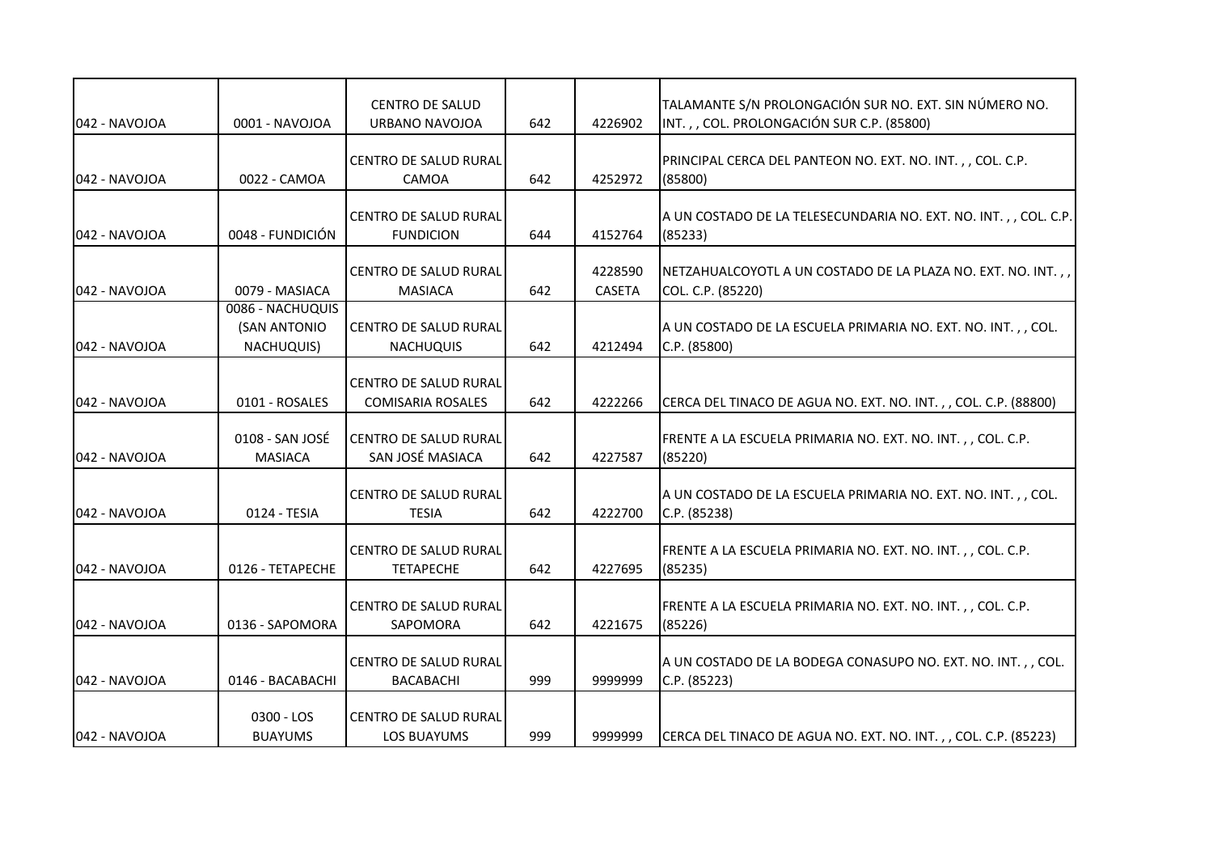| | | | | | |
|---|---|---|---|---|---|
| 042 - NAVOJOA | 0001 - NAVOJOA | CENTRO DE SALUD URBANO NAVOJOA | 642 | 4226902 | TALAMANTE S/N PROLONGACIÓN SUR NO. EXT. SIN NÚMERO NO. INT. , , COL. PROLONGACIÓN SUR C.P. (85800) |
| 042 - NAVOJOA | 0022 - CAMOA | CENTRO DE SALUD RURAL CAMOA | 642 | 4252972 | PRINCIPAL CERCA DEL PANTEON NO. EXT. NO. INT. , , COL. C.P. (85800) |
| 042 - NAVOJOA | 0048 - FUNDICIÓN | CENTRO DE SALUD RURAL FUNDICION | 644 | 4152764 | A UN COSTADO DE LA TELESECUNDARIA NO. EXT. NO. INT. , , COL. C.P. (85233) |
| 042 - NAVOJOA | 0079 - MASIACA | CENTRO DE SALUD RURAL MASIACA | 642 | 4228590 CASETA | NETZAHUALCOYOTL A UN COSTADO DE LA PLAZA NO. EXT. NO. INT. , , COL. C.P. (85220) |
| 042 - NAVOJOA | 0086 - NACHUQUIS (SAN ANTONIO NACHUQUIS) | CENTRO DE SALUD RURAL NACHUQUIS | 642 | 4212494 | A UN COSTADO DE LA ESCUELA PRIMARIA NO. EXT. NO. INT. , , COL. C.P. (85800) |
| 042 - NAVOJOA | 0101 - ROSALES | CENTRO DE SALUD RURAL COMISARIA ROSALES | 642 | 4222266 | CERCA DEL TINACO DE AGUA NO. EXT. NO. INT. , , COL. C.P. (88800) |
| 042 - NAVOJOA | 0108 - SAN JOSÉ MASIACA | CENTRO DE SALUD RURAL SAN JOSÉ MASIACA | 642 | 4227587 | FRENTE A LA ESCUELA PRIMARIA NO. EXT. NO. INT. , , COL. C.P. (85220) |
| 042 - NAVOJOA | 0124 - TESIA | CENTRO DE SALUD RURAL TESIA | 642 | 4222700 | A UN COSTADO DE LA ESCUELA PRIMARIA NO. EXT. NO. INT. , , COL. C.P. (85238) |
| 042 - NAVOJOA | 0126 - TETAPECHE | CENTRO DE SALUD RURAL TETAPECHE | 642 | 4227695 | FRENTE A LA ESCUELA PRIMARIA NO. EXT. NO. INT. , , COL. C.P. (85235) |
| 042 - NAVOJOA | 0136 - SAPOMORA | CENTRO DE SALUD RURAL SAPOMORA | 642 | 4221675 | FRENTE A LA ESCUELA PRIMARIA NO. EXT. NO. INT. , , COL. C.P. (85226) |
| 042 - NAVOJOA | 0146 - BACABACHI | CENTRO DE SALUD RURAL BACABACHI | 999 | 9999999 | A UN COSTADO DE LA BODEGA CONASUPO NO. EXT. NO. INT. , , COL. C.P. (85223) |
| 042 - NAVOJOA | 0300 - LOS BUAYUMS | CENTRO DE SALUD RURAL LOS BUAYUMS | 999 | 9999999 | CERCA DEL TINACO DE AGUA NO. EXT. NO. INT. , , COL. C.P. (85223) |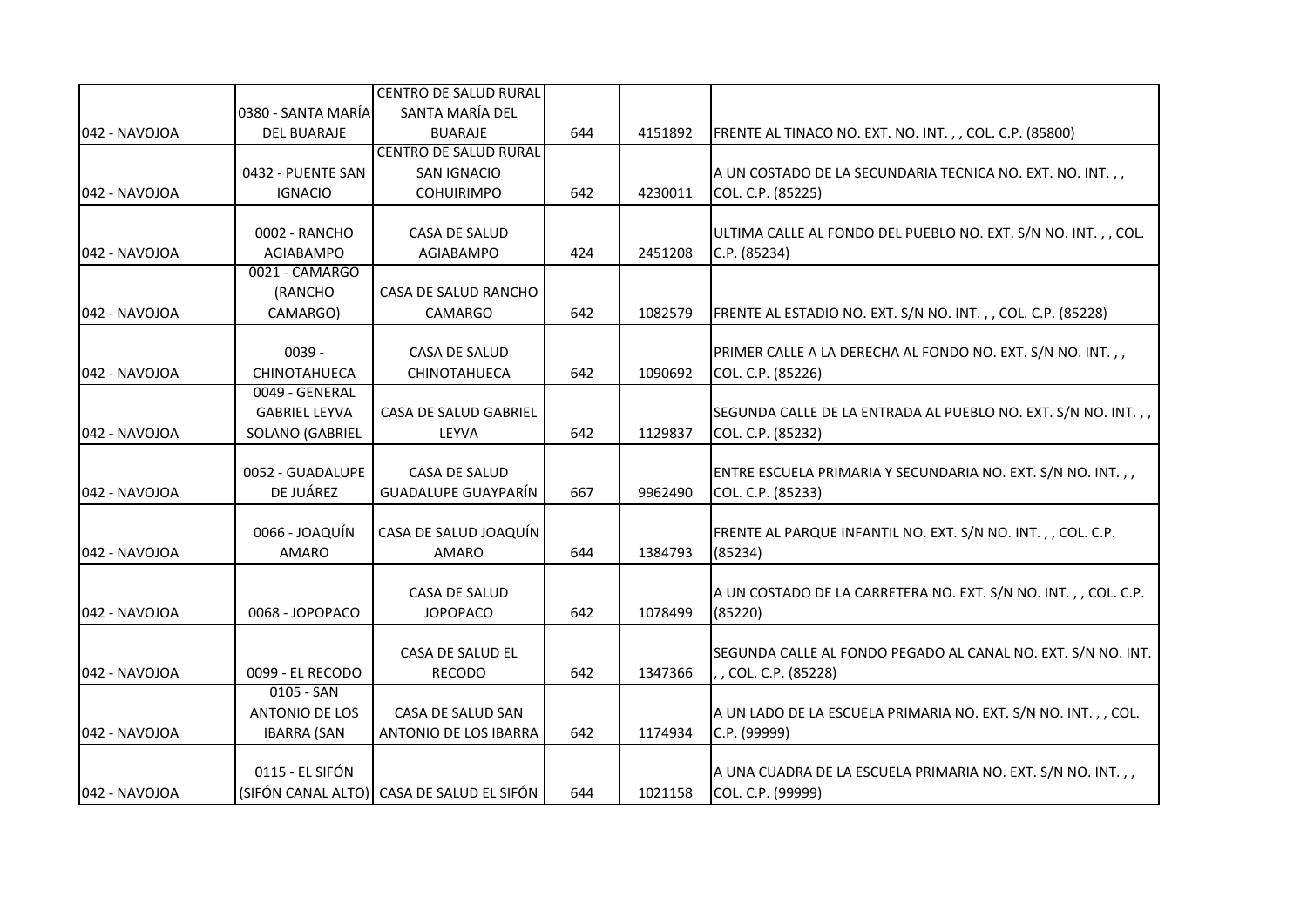| | | | | | |
|---|---|---|---|---|---|
| 042 - NAVOJOA | 0380 - SANTA MARÍA DEL BUARAJE | CENTRO DE SALUD RURAL SANTA MARÍA DEL BUARAJE | 644 | 4151892 | FRENTE AL TINACO NO. EXT. NO. INT. , , COL. C.P. (85800) |
| 042 - NAVOJOA | 0432 - PUENTE SAN IGNACIO | CENTRO DE SALUD RURAL SAN IGNACIO COHUIRIMPO | 642 | 4230011 | A UN COSTADO DE LA SECUNDARIA TECNICA NO. EXT. NO. INT. , , COL. C.P. (85225) |
| 042 - NAVOJOA | 0002 - RANCHO AGIABAMPO | CASA DE SALUD AGIABAMPO | 424 | 2451208 | ULTIMA CALLE AL FONDO DEL PUEBLO NO. EXT. S/N NO. INT. , , COL. C.P. (85234) |
| 042 - NAVOJOA | 0021 - CAMARGO (RANCHO CAMARGO) | CASA DE SALUD RANCHO CAMARGO | 642 | 1082579 | FRENTE AL ESTADIO NO. EXT. S/N NO. INT. , , COL. C.P. (85228) |
| 042 - NAVOJOA | 0039 - CHINOTAHUECA | CASA DE SALUD CHINOTAHUECA | 642 | 1090692 | PRIMER CALLE A LA DERECHA AL FONDO NO. EXT. S/N NO. INT. , , COL. C.P. (85226) |
| 042 - NAVOJOA | 0049 - GENERAL GABRIEL LEYVA SOLANO (GABRIEL | CASA DE SALUD GABRIEL LEYVA | 642 | 1129837 | SEGUNDA CALLE DE LA ENTRADA AL PUEBLO NO. EXT. S/N NO. INT. , , COL. C.P. (85232) |
| 042 - NAVOJOA | 0052 - GUADALUPE DE JUÁREZ | CASA DE SALUD GUADALUPE GUAYPARÍN | 667 | 9962490 | ENTRE ESCUELA PRIMARIA Y SECUNDARIA NO. EXT. S/N NO. INT. , , COL. C.P. (85233) |
| 042 - NAVOJOA | 0066 - JOAQUÍN AMARO | CASA DE SALUD JOAQUÍN AMARO | 644 | 1384793 | FRENTE AL PARQUE INFANTIL NO. EXT. S/N NO. INT. , , COL. C.P. (85234) |
| 042 - NAVOJOA | 0068 - JOPOPACO | CASA DE SALUD JOPOPACO | 642 | 1078499 | A UN COSTADO DE LA CARRETERA NO. EXT. S/N NO. INT. , , COL. C.P. (85220) |
| 042 - NAVOJOA | 0099 - EL RECODO | CASA DE SALUD EL RECODO | 642 | 1347366 | SEGUNDA CALLE AL FONDO PEGADO AL CANAL NO. EXT. S/N NO. INT. , , COL. C.P. (85228) |
| 042 - NAVOJOA | 0105 - SAN ANTONIO DE LOS IBARRA (SAN | CASA DE SALUD SAN ANTONIO DE LOS IBARRA | 642 | 1174934 | A UN LADO DE LA ESCUELA PRIMARIA NO. EXT. S/N NO. INT. , , COL. C.P. (99999) |
| 042 - NAVOJOA | 0115 - EL SIFÓN (SIFÓN CANAL ALTO) | CASA DE SALUD EL SIFÓN | 644 | 1021158 | A UNA CUADRA DE LA ESCUELA PRIMARIA NO. EXT. S/N NO. INT. , , COL. C.P. (99999) |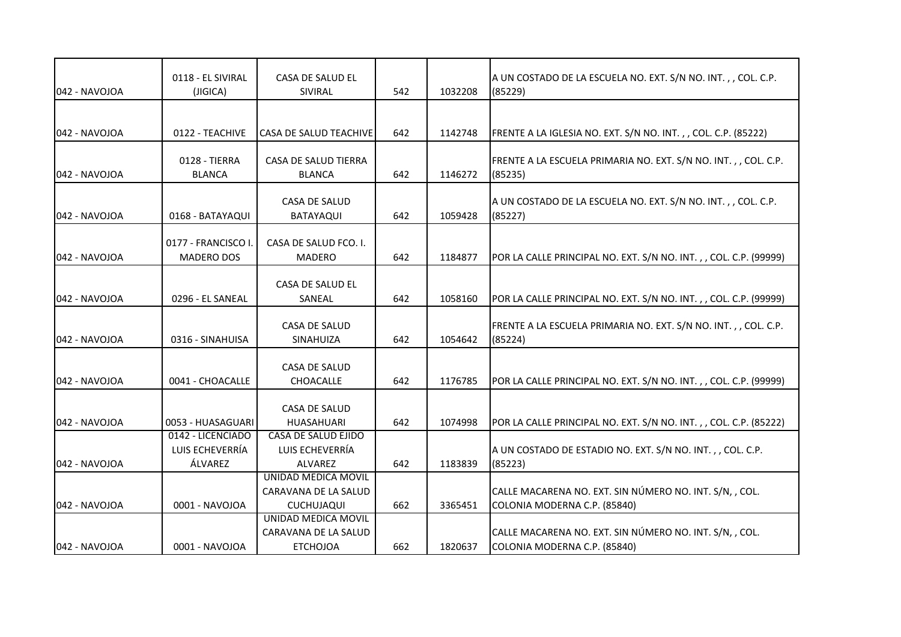| | | | | | |
|---|---|---|---|---|---|
| 042 - NAVOJOA | 0118 - EL SIVIRAL (JIGICA) | CASA DE SALUD EL SIVIRAL | 542 | 1032208 | A UN COSTADO DE LA ESCUELA NO. EXT. S/N NO. INT. , , COL. C.P. (85229) |
| 042 - NAVOJOA | 0122 - TEACHIVE | CASA DE SALUD TEACHIVE | 642 | 1142748 | FRENTE A LA IGLESIA NO. EXT. S/N NO. INT. , , COL. C.P. (85222) |
| 042 - NAVOJOA | 0128 - TIERRA BLANCA | CASA DE SALUD TIERRA BLANCA | 642 | 1146272 | FRENTE A LA ESCUELA PRIMARIA NO. EXT. S/N NO. INT. , , COL. C.P. (85235) |
| 042 - NAVOJOA | 0168 - BATAYAQUI | CASA DE SALUD BATAYAQUI | 642 | 1059428 | A UN COSTADO DE LA ESCUELA NO. EXT. S/N NO. INT. , , COL. C.P. (85227) |
| 042 - NAVOJOA | 0177 - FRANCISCO I. MADERO DOS | CASA DE SALUD FCO. I. MADERO | 642 | 1184877 | POR LA CALLE PRINCIPAL NO. EXT. S/N NO. INT. , , COL. C.P. (99999) |
| 042 - NAVOJOA | 0296 - EL SANEAL | CASA DE SALUD EL SANEAL | 642 | 1058160 | POR LA CALLE PRINCIPAL NO. EXT. S/N NO. INT. , , COL. C.P. (99999) |
| 042 - NAVOJOA | 0316 - SINAHUISA | CASA DE SALUD SINAHUIZA | 642 | 1054642 | FRENTE A LA ESCUELA PRIMARIA NO. EXT. S/N NO. INT. , , COL. C.P. (85224) |
| 042 - NAVOJOA | 0041 - CHOACALLE | CASA DE SALUD CHOACALLE | 642 | 1176785 | POR LA CALLE PRINCIPAL NO. EXT. S/N NO. INT. , , COL. C.P. (99999) |
| 042 - NAVOJOA | 0053 - HUASAGUARI | CASA DE SALUD HUASAHUARI | 642 | 1074998 | POR LA CALLE PRINCIPAL NO. EXT. S/N NO. INT. , , COL. C.P. (85222) |
| 042 - NAVOJOA | 0142 - LICENCIADO LUIS ECHEVERRÍA ÁLVAREZ | CASA DE SALUD EJIDO LUIS ECHEVERRÍA ALVAREZ | 642 | 1183839 | A UN COSTADO DE ESTADIO NO. EXT. S/N NO. INT. , , COL. C.P. (85223) |
| 042 - NAVOJOA | 0001 - NAVOJOA | UNIDAD MEDICA MOVIL CARAVANA DE LA SALUD CUCHUJAQUI | 662 | 3365451 | CALLE MACARENA NO. EXT. SIN NÚMERO NO. INT. S/N, , COL. COLONIA MODERNA C.P. (85840) |
| 042 - NAVOJOA | 0001 - NAVOJOA | UNIDAD MEDICA MOVIL CARAVANA DE LA SALUD ETCHOJOA | 662 | 1820637 | CALLE MACARENA NO. EXT. SIN NÚMERO NO. INT. S/N, , COL. COLONIA MODERNA C.P. (85840) |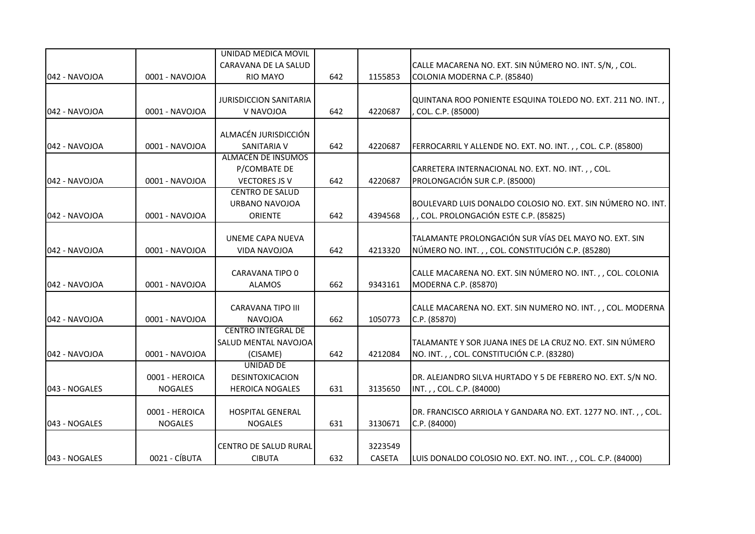| | | | | | |
|---|---|---|---|---|---|
| 042 - NAVOJOA | 0001 - NAVOJOA | UNIDAD MEDICA MOVIL CARAVANA DE LA SALUD RIO MAYO | 642 | 1155853 | CALLE MACARENA NO. EXT. SIN NÚMERO NO. INT. S/N, , COL. COLONIA MODERNA C.P. (85840) |
| 042 - NAVOJOA | 0001 - NAVOJOA | JURISDICCION SANITARIA V NAVOJOA | 642 | 4220687 | QUINTANA ROO PONIENTE ESQUINA TOLEDO NO. EXT. 211 NO. INT. , , COL. C.P. (85000) |
| 042 - NAVOJOA | 0001 - NAVOJOA | ALMACÉN JURISDICCIÓN SANITARIA V | 642 | 4220687 | FERROCARRIL Y ALLENDE NO. EXT. NO. INT. , , COL. C.P. (85800) |
| 042 - NAVOJOA | 0001 - NAVOJOA | ALMACÉN DE INSUMOS P/COMBATE DE VECTORES JS V | 642 | 4220687 | CARRETERA INTERNACIONAL NO. EXT. NO. INT. , , COL. PROLONGACIÓN SUR C.P. (85000) |
| 042 - NAVOJOA | 0001 - NAVOJOA | CENTRO DE SALUD URBANO NAVOJOA ORIENTE | 642 | 4394568 | BOULEVARD LUIS DONALDO COLOSIO NO. EXT. SIN NÚMERO NO. INT. , , COL. PROLONGACIÓN ESTE C.P. (85825) |
| 042 - NAVOJOA | 0001 - NAVOJOA | UNEME CAPA NUEVA VIDA NAVOJOA | 642 | 4213320 | TALAMANTE PROLONGACIÓN SUR VÍAS DEL MAYO NO. EXT. SIN NÚMERO NO. INT. , , COL. CONSTITUCIÓN C.P. (85280) |
| 042 - NAVOJOA | 0001 - NAVOJOA | CARAVANA TIPO 0 ALAMOS | 662 | 9343161 | CALLE MACARENA NO. EXT. SIN NÚMERO NO. INT. , , COL. COLONIA MODERNA C.P. (85870) |
| 042 - NAVOJOA | 0001 - NAVOJOA | CARAVANA TIPO III NAVOJOA | 662 | 1050773 | CALLE MACARENA NO. EXT. SIN NUMERO NO. INT. , , COL. MODERNA C.P. (85870) |
| 042 - NAVOJOA | 0001 - NAVOJOA | CENTRO INTEGRAL DE SALUD MENTAL NAVOJOA (CISAME) | 642 | 4212084 | TALAMANTE Y SOR JUANA INES DE LA CRUZ NO. EXT. SIN NÚMERO NO. INT. , , COL. CONSTITUCIÓN C.P. (83280) |
| 043 - NOGALES | 0001 - HEROICA NOGALES | UNIDAD DE DESINTOXICACION HEROICA NOGALES | 631 | 3135650 | DR. ALEJANDRO SILVA HURTADO Y 5 DE FEBRERO NO. EXT. S/N NO. INT. , , COL. C.P. (84000) |
| 043 - NOGALES | 0001 - HEROICA NOGALES | HOSPITAL GENERAL NOGALES | 631 | 3130671 | DR. FRANCISCO ARRIOLA Y GANDARA NO. EXT. 1277 NO. INT. , , COL. C.P. (84000) |
| 043 - NOGALES | 0021 - CÍBUTA | CENTRO DE SALUD RURAL CIBUTA | 632 | 3223549 CASETA | LUIS DONALDO COLOSIO NO. EXT. NO. INT. , , COL. C.P. (84000) |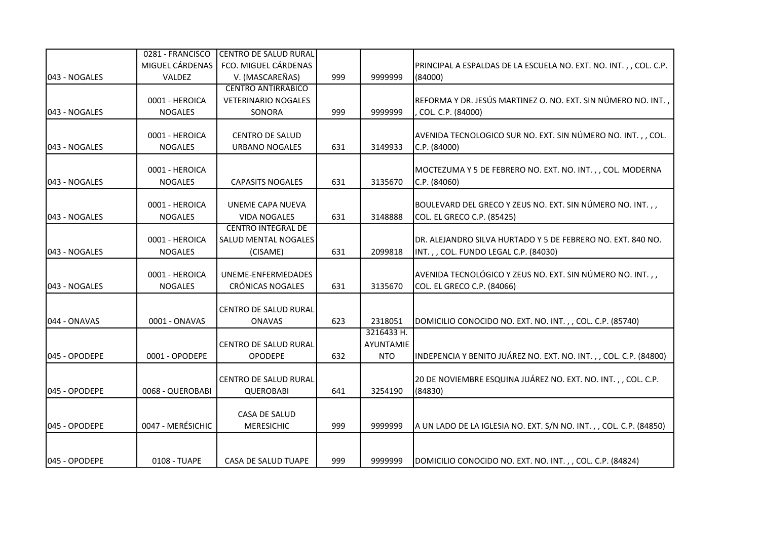| | | | | | |
|---|---|---|---|---|---|
| 043 - NOGALES | 0281 - FRANCISCO MIGUEL CÁRDENAS VALDEZ | CENTRO DE SALUD RURAL FCO. MIGUEL CÁRDENAS V. (MASCAREÑAS) | 999 | 9999999 | PRINCIPAL A ESPALDAS DE LA ESCUELA NO. EXT. NO. INT. , , COL. C.P. (84000) |
| 043 - NOGALES | 0001 - HEROICA NOGALES | CENTRO ANTIRRÁBICO VETERINARIO NOGALES SONORA | 999 | 9999999 | REFORMA Y DR. JESÚS MARTINEZ O. NO. EXT. SIN NÚMERO NO. INT. , , COL. C.P. (84000) |
| 043 - NOGALES | 0001 - HEROICA NOGALES | CENTRO DE SALUD URBANO NOGALES | 631 | 3149933 | AVENIDA TECNOLOGICO SUR NO. EXT. SIN NÚMERO NO. INT. , , COL. C.P. (84000) |
| 043 - NOGALES | 0001 - HEROICA NOGALES | CAPASITS NOGALES | 631 | 3135670 | MOCTEZUMA Y 5 DE FEBRERO NO. EXT. NO. INT. , , COL. MODERNA C.P. (84060) |
| 043 - NOGALES | 0001 - HEROICA NOGALES | UNEME CAPA NUEVA VIDA NOGALES | 631 | 3148888 | BOULEVARD DEL GRECO Y ZEUS NO. EXT. SIN NÚMERO NO. INT. , , COL. EL GRECO C.P. (85425) |
| 043 - NOGALES | 0001 - HEROICA NOGALES | CENTRO INTEGRAL DE SALUD MENTAL NOGALES (CISAME) | 631 | 2099818 | DR. ALEJANDRO SILVA HURTADO Y 5 DE FEBRERO NO. EXT. 840 NO. INT. , , COL. FUNDO LEGAL C.P. (84030) |
| 043 - NOGALES | 0001 - HEROICA NOGALES | UNEME-ENFERMEDADES CRÓNICAS NOGALES | 631 | 3135670 | AVENIDA TECNOLÓGICO Y ZEUS NO. EXT. SIN NÚMERO NO. INT. , , COL. EL GRECO C.P. (84066) |
| 044 - ONAVAS | 0001 - ONAVAS | CENTRO DE SALUD RURAL ONAVAS | 623 | 2318051 | DOMICILIO CONOCIDO NO. EXT. NO. INT. , , COL. C.P. (85740) |
| 045 - OPODEPE | 0001 - OPODEPE | CENTRO DE SALUD RURAL OPODEPE | 632 | 3216433 H. AYUNTAMIENTO | INDEPENCIA Y BENITO JUÁREZ NO. EXT. NO. INT. , , COL. C.P. (84800) |
| 045 - OPODEPE | 0068 - QUEROBABI | CENTRO DE SALUD RURAL QUEROBABI | 641 | 3254190 | 20 DE NOVIEMBRE ESQUINA JUÁREZ NO. EXT. NO. INT. , , COL. C.P. (84830) |
| 045 - OPODEPE | 0047 - MERÉSICHIC | CASA DE SALUD MERESICHIC | 999 | 9999999 | A UN LADO DE LA IGLESIA NO. EXT. S/N NO. INT. , , COL. C.P. (84850) |
| 045 - OPODEPE | 0108 - TUAPE | CASA DE SALUD TUAPE | 999 | 9999999 | DOMICILIO CONOCIDO NO. EXT. NO. INT. , , COL. C.P. (84824) |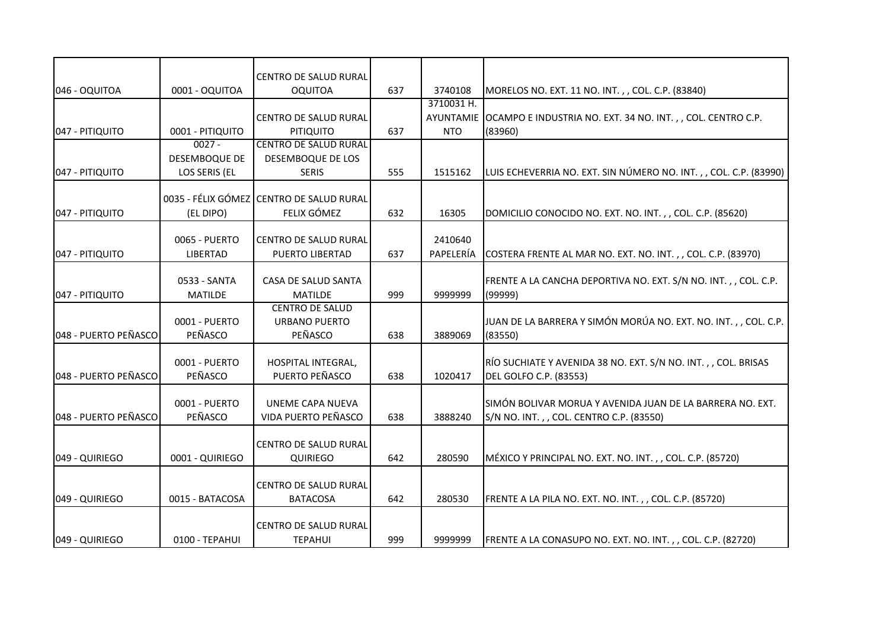| | | | | | |
|---|---|---|---|---|---|
| 046 - OQUITOA | 0001 - OQUITOA | CENTRO DE SALUD RURAL OQUITOA | 637 | 3740108 | MORELOS NO. EXT. 11 NO. INT. , , COL. C.P. (83840) |
| 047 - PITIQUITO | 0001 - PITIQUITO | CENTRO DE SALUD RURAL PITIQUITO | 637 | 3710031 H. AYUNTAMIENTO | OCAMPO E INDUSTRIA NO. EXT. 34 NO. INT. , , COL. CENTRO C.P. (83960) |
| 047 - PITIQUITO | 0027 - DESEMBOQUE DE LOS SERIS (EL | CENTRO DE SALUD RURAL DESEMBOQUE DE LOS SERIS | 555 | 1515162 | LUIS ECHEVERRIA NO. EXT. SIN NÚMERO NO. INT. , , COL. C.P. (83990) |
| 047 - PITIQUITO | 0035 - FÉLIX GÓMEZ (EL DIPO) | CENTRO DE SALUD RURAL FELIX GÓMEZ | 632 | 16305 | DOMICILIO CONOCIDO NO. EXT. NO. INT. , , COL. C.P. (85620) |
| 047 - PITIQUITO | 0065 - PUERTO LIBERTAD | CENTRO DE SALUD RURAL PUERTO LIBERTAD | 637 | 2410640 PAPELERÍA | COSTERA FRENTE AL MAR NO. EXT. NO. INT. , , COL. C.P. (83970) |
| 047 - PITIQUITO | 0533 - SANTA MATILDE | CASA DE SALUD SANTA MATILDE | 999 | 9999999 | FRENTE A LA CANCHA DEPORTIVA NO. EXT. S/N NO. INT. , , COL. C.P. (99999) |
| 048 - PUERTO PEÑASCO | 0001 - PUERTO PEÑASCO | CENTRO DE SALUD URBANO PUERTO PEÑASCO | 638 | 3889069 | JUAN DE LA BARRERA Y SIMÓN MORÚA NO. EXT. NO. INT. , , COL. C.P. (83550) |
| 048 - PUERTO PEÑASCO | 0001 - PUERTO PEÑASCO | HOSPITAL INTEGRAL, PUERTO PEÑASCO | 638 | 1020417 | RÍO SUCHIATE Y AVENIDA 38 NO. EXT. S/N NO. INT. , , COL. BRISAS DEL GOLFO C.P. (83553) |
| 048 - PUERTO PEÑASCO | 0001 - PUERTO PEÑASCO | UNEME CAPA NUEVA VIDA PUERTO PEÑASCO | 638 | 3888240 | SIMÓN BOLIVAR MORUA Y AVENIDA JUAN DE LA BARRERA NO. EXT. S/N NO. INT. , , COL. CENTRO C.P. (83550) |
| 049 - QUIRIEGO | 0001 - QUIRIEGO | CENTRO DE SALUD RURAL QUIRIEGO | 642 | 280590 | MÉXICO Y PRINCIPAL NO. EXT. NO. INT. , , COL. C.P. (85720) |
| 049 - QUIRIEGO | 0015 - BATACOSA | CENTRO DE SALUD RURAL BATACOSA | 642 | 280530 | FRENTE A LA PILA NO. EXT. NO. INT. , , COL. C.P. (85720) |
| 049 - QUIRIEGO | 0100 - TEPAHUI | CENTRO DE SALUD RURAL TEPAHUI | 999 | 9999999 | FRENTE A LA CONASUPO NO. EXT. NO. INT. , , COL. C.P. (82720) |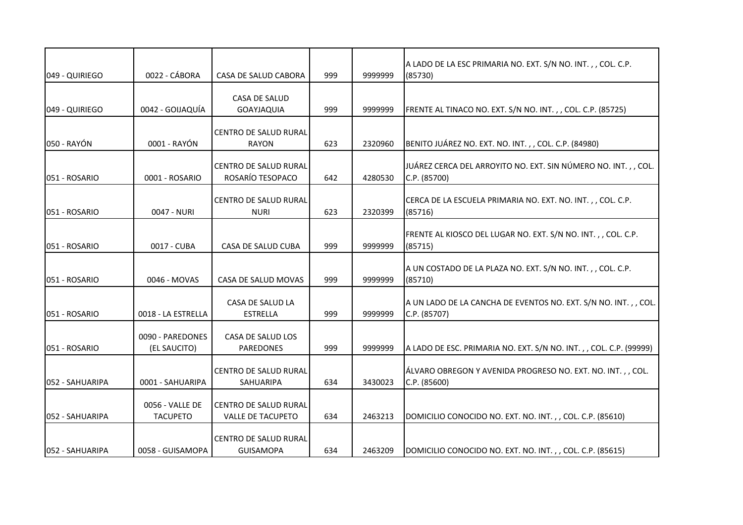| | | | | | |
|---|---|---|---|---|---|
| 049 - QUIRIEGO | 0022 - CÁBORA | CASA DE SALUD CABORA | 999 | 9999999 | A LADO DE LA ESC PRIMARIA NO. EXT. S/N NO. INT. , , COL. C.P. (85730) |
| 049 - QUIRIEGO | 0042 - GOIJAQUÍA | CASA DE SALUD GOAYJAQUIA | 999 | 9999999 | FRENTE AL TINACO NO. EXT. S/N NO. INT. , , COL. C.P. (85725) |
| 050 - RAYÓN | 0001 - RAYÓN | CENTRO DE SALUD RURAL RAYON | 623 | 2320960 | BENITO JUÁREZ NO. EXT. NO. INT. , , COL. C.P. (84980) |
| 051 - ROSARIO | 0001 - ROSARIO | CENTRO DE SALUD RURAL ROSARÍO TESOPACO | 642 | 4280530 | JUÁREZ CERCA DEL ARROYITO NO. EXT. SIN NÚMERO NO. INT. , , COL. C.P. (85700) |
| 051 - ROSARIO | 0047 - NURI | CENTRO DE SALUD RURAL NURI | 623 | 2320399 | CERCA DE LA ESCUELA PRIMARIA NO. EXT. NO. INT. , , COL. C.P. (85716) |
| 051 - ROSARIO | 0017 - CUBA | CASA DE SALUD CUBA | 999 | 9999999 | FRENTE AL KIOSCO DEL LUGAR NO. EXT. S/N NO. INT. , , COL. C.P. (85715) |
| 051 - ROSARIO | 0046 - MOVAS | CASA DE SALUD MOVAS | 999 | 9999999 | A UN COSTADO DE LA PLAZA NO. EXT. S/N NO. INT. , , COL. C.P. (85710) |
| 051 - ROSARIO | 0018 - LA ESTRELLA | CASA DE SALUD LA ESTRELLA | 999 | 9999999 | A UN LADO DE LA CANCHA DE EVENTOS NO. EXT. S/N NO. INT. , , COL. C.P. (85707) |
| 051 - ROSARIO | 0090 - PAREDONES (EL SAUCITO) | CASA DE SALUD LOS PAREDONES | 999 | 9999999 | A LADO DE ESC. PRIMARIA NO. EXT. S/N NO. INT. , , COL. C.P. (99999) |
| 052 - SAHUARIPA | 0001 - SAHUARIPA | CENTRO DE SALUD RURAL SAHUARIPA | 634 | 3430023 | ÁLVARO OBREGON Y AVENIDA PROGRESO NO. EXT. NO. INT. , , COL. C.P. (85600) |
| 052 - SAHUARIPA | 0056 - VALLE DE TACUPETO | CENTRO DE SALUD RURAL VALLE DE TACUPETO | 634 | 2463213 | DOMICILIO CONOCIDO NO. EXT. NO. INT. , , COL. C.P. (85610) |
| 052 - SAHUARIPA | 0058 - GUISAMOPA | CENTRO DE SALUD RURAL GUISAMOPA | 634 | 2463209 | DOMICILIO CONOCIDO NO. EXT. NO. INT. , , COL. C.P. (85615) |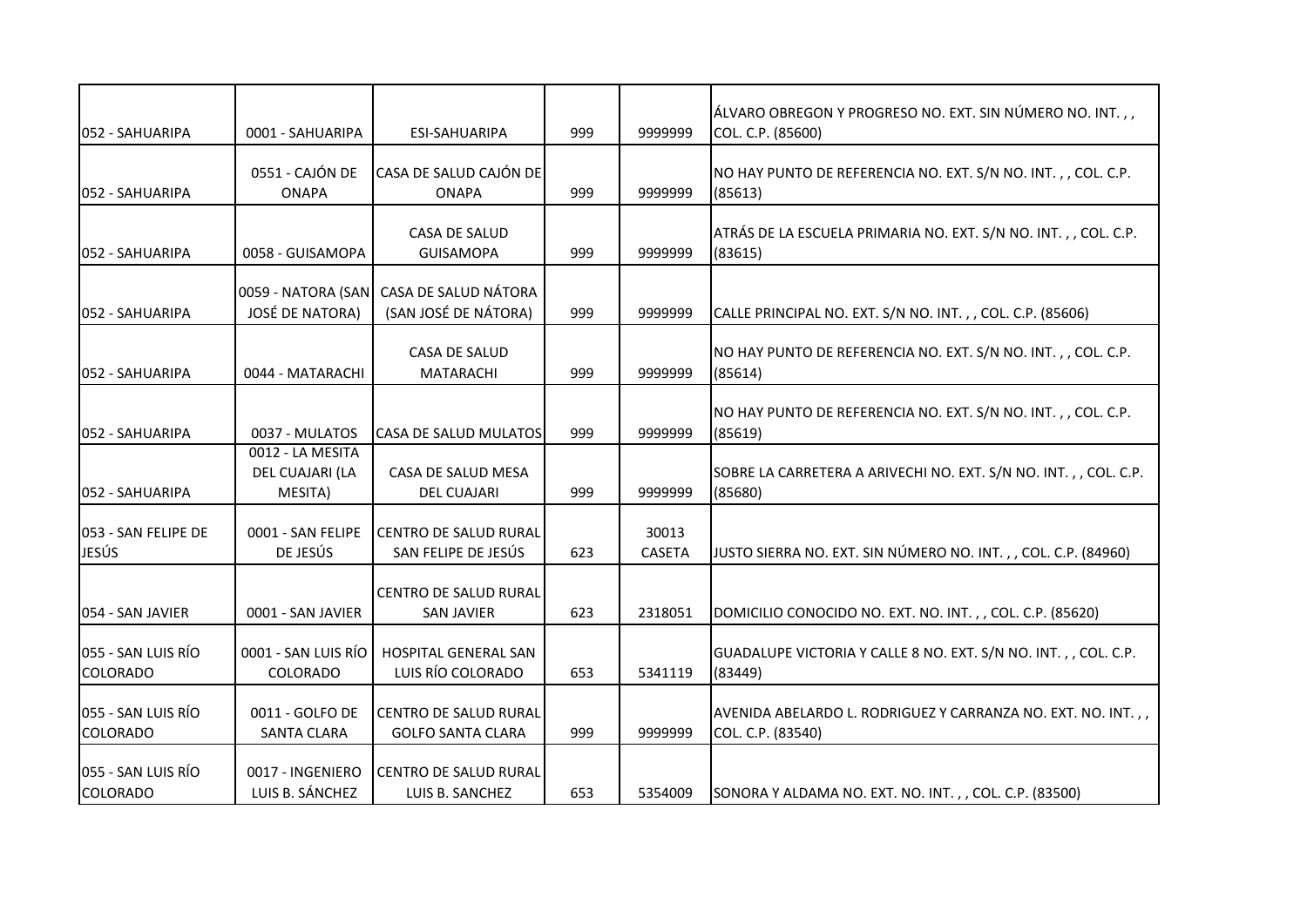| | | | | | |
|---|---|---|---|---|---|
| 052 - SAHUARIPA | 0001 - SAHUARIPA | ESI-SAHUARIPA | 999 | 9999999 | ÁLVARO OBREGON Y PROGRESO NO. EXT. SIN NÚMERO NO. INT. , , COL. C.P. (85600) |
| 052 - SAHUARIPA | 0551 - CAJÓN DE ONAPA | CASA DE SALUD CAJÓN DE ONAPA | 999 | 9999999 | NO HAY PUNTO DE REFERENCIA NO. EXT. S/N NO. INT. , , COL. C.P. (85613) |
| 052 - SAHUARIPA | 0058 - GUISAMOPA | CASA DE SALUD GUISAMOPA | 999 | 9999999 | ATRÁS DE LA ESCUELA PRIMARIA NO. EXT. S/N NO. INT. , , COL. C.P. (83615) |
| 052 - SAHUARIPA | 0059 - NATORA (SAN JOSÉ DE NATORA) | CASA DE SALUD NÁTORA (SAN JOSÉ DE NÁTORA) | 999 | 9999999 | CALLE PRINCIPAL NO. EXT. S/N NO. INT. , , COL. C.P. (85606) |
| 052 - SAHUARIPA | 0044 - MATARACHI | CASA DE SALUD MATARACHI | 999 | 9999999 | NO HAY PUNTO DE REFERENCIA NO. EXT. S/N NO. INT. , , COL. C.P. (85614) |
| 052 - SAHUARIPA | 0037 - MULATOS | CASA DE SALUD MULATOS | 999 | 9999999 | NO HAY PUNTO DE REFERENCIA NO. EXT. S/N NO. INT. , , COL. C.P. (85619) |
| 052 - SAHUARIPA | 0012 - LA MESITA DEL CUAJARI (LA MESITA) | CASA DE SALUD MESA DEL CUAJARI | 999 | 9999999 | SOBRE LA CARRETERA A ARIVECHI NO. EXT. S/N NO. INT. , , COL. C.P. (85680) |
| 053 - SAN FELIPE DE JESÚS | 0001 - SAN FELIPE DE JESÚS | CENTRO DE SALUD RURAL SAN FELIPE DE JESÚS | 623 | 30013 CASETA | JUSTO SIERRA NO. EXT. SIN NÚMERO NO. INT. , , COL. C.P. (84960) |
| 054 - SAN JAVIER | 0001 - SAN JAVIER | CENTRO DE SALUD RURAL SAN JAVIER | 623 | 2318051 | DOMICILIO CONOCIDO NO. EXT. NO. INT. , , COL. C.P. (85620) |
| 055 - SAN LUIS RÍO COLORADO | 0001 - SAN LUIS RÍO COLORADO | HOSPITAL GENERAL SAN LUIS RÍO COLORADO | 653 | 5341119 | GUADALUPE VICTORIA Y CALLE 8 NO. EXT. S/N NO. INT. , , COL. C.P. (83449) |
| 055 - SAN LUIS RÍO COLORADO | 0011 - GOLFO DE SANTA CLARA | CENTRO DE SALUD RURAL GOLFO SANTA CLARA | 999 | 9999999 | AVENIDA ABELARDO L. RODRIGUEZ Y CARRANZA NO. EXT. NO. INT. , , COL. C.P. (83540) |
| 055 - SAN LUIS RÍO COLORADO | 0017 - INGENIERO LUIS B. SÁNCHEZ | CENTRO DE SALUD RURAL LUIS B. SANCHEZ | 653 | 5354009 | SONORA Y ALDAMA NO. EXT. NO. INT. , , COL. C.P. (83500) |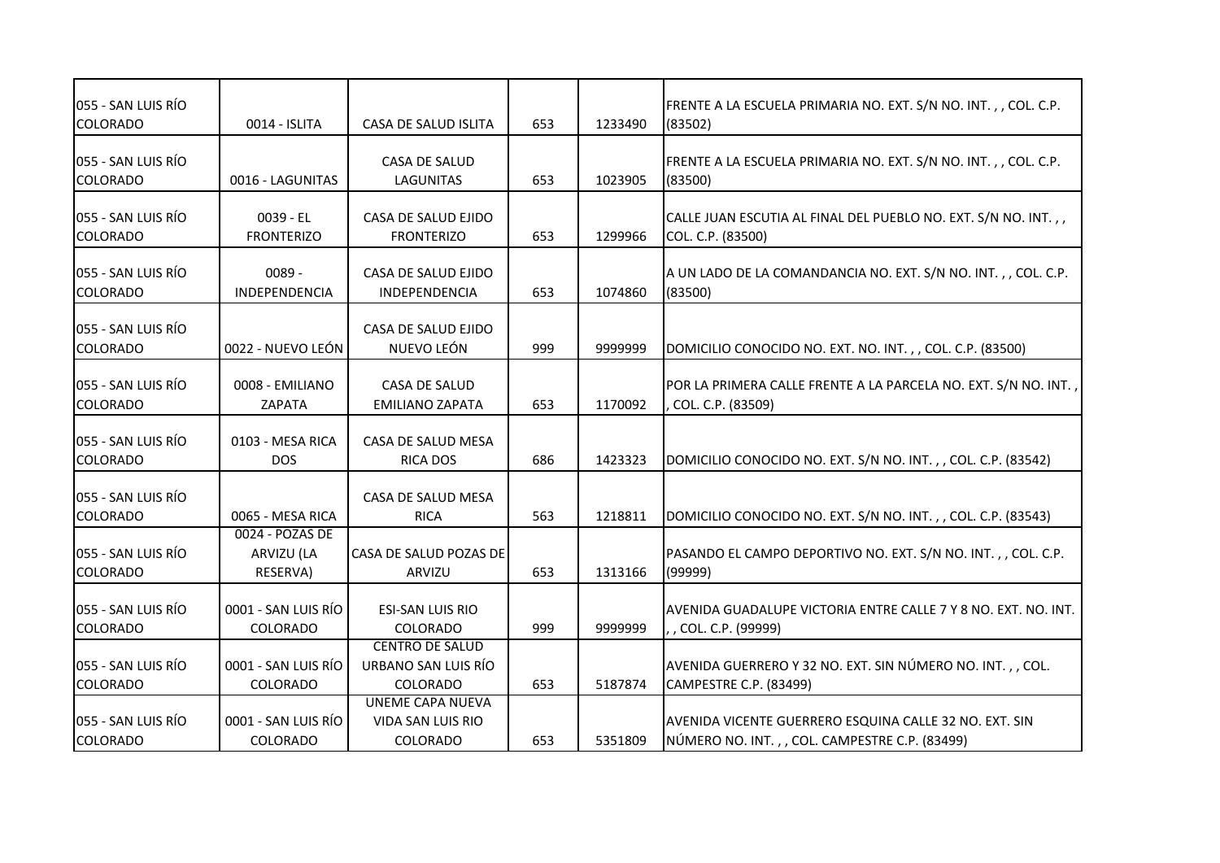| | | | | | |
|---|---|---|---|---|---|
| 055 - SAN LUIS RÍO COLORADO | 0014 - ISLITA | CASA DE SALUD ISLITA | 653 | 1233490 | FRENTE A LA ESCUELA PRIMARIA NO. EXT. S/N NO. INT. , , COL. C.P. (83502) |
| 055 - SAN LUIS RÍO COLORADO | 0016 - LAGUNITAS | CASA DE SALUD LAGUNITAS | 653 | 1023905 | FRENTE A LA ESCUELA PRIMARIA NO. EXT. S/N NO. INT. , , COL. C.P. (83500) |
| 055 - SAN LUIS RÍO COLORADO | 0039 - EL FRONTERIZO | CASA DE SALUD EJIDO FRONTERIZO | 653 | 1299966 | CALLE JUAN ESCUTIA AL FINAL DEL PUEBLO NO. EXT. S/N NO. INT. , , COL. C.P. (83500) |
| 055 - SAN LUIS RÍO COLORADO | 0089 - INDEPENDENCIA | CASA DE SALUD EJIDO INDEPENDENCIA | 653 | 1074860 | A UN LADO DE LA COMANDANCIA NO. EXT. S/N NO. INT. , , COL. C.P. (83500) |
| 055 - SAN LUIS RÍO COLORADO | 0022 - NUEVO LEÓN | CASA DE SALUD EJIDO NUEVO LEÓN | 999 | 9999999 | DOMICILIO CONOCIDO NO. EXT. NO. INT. , , COL. C.P. (83500) |
| 055 - SAN LUIS RÍO COLORADO | 0008 - EMILIANO ZAPATA | CASA DE SALUD EMILIANO ZAPATA | 653 | 1170092 | POR LA PRIMERA CALLE FRENTE A LA PARCELA NO. EXT. S/N NO. INT. , , COL. C.P. (83509) |
| 055 - SAN LUIS RÍO COLORADO | 0103 - MESA RICA DOS | CASA DE SALUD MESA RICA DOS | 686 | 1423323 | DOMICILIO CONOCIDO NO. EXT. S/N NO. INT. , , COL. C.P. (83542) |
| 055 - SAN LUIS RÍO COLORADO | 0065 - MESA RICA | CASA DE SALUD MESA RICA | 563 | 1218811 | DOMICILIO CONOCIDO NO. EXT. S/N NO. INT. , , COL. C.P. (83543) |
| 055 - SAN LUIS RÍO COLORADO | 0024 - POZAS DE ARVIZU (LA RESERVA) | CASA DE SALUD POZAS DE ARVIZU | 653 | 1313166 | PASANDO EL CAMPO DEPORTIVO NO. EXT. S/N NO. INT. , , COL. C.P. (99999) |
| 055 - SAN LUIS RÍO COLORADO | 0001 - SAN LUIS RÍO COLORADO | ESI-SAN LUIS RIO COLORADO | 999 | 9999999 | AVENIDA GUADALUPE VICTORIA ENTRE CALLE 7 Y 8 NO. EXT. NO. INT. , , COL. C.P. (99999) |
| 055 - SAN LUIS RÍO COLORADO | 0001 - SAN LUIS RÍO COLORADO | CENTRO DE SALUD URBANO SAN LUIS RÍO COLORADO | 653 | 5187874 | AVENIDA GUERRERO Y 32 NO. EXT. SIN NÚMERO NO. INT. , , COL. CAMPESTRE C.P. (83499) |
| 055 - SAN LUIS RÍO COLORADO | 0001 - SAN LUIS RÍO COLORADO | UNEME CAPA NUEVA VIDA SAN LUIS RIO COLORADO | 653 | 5351809 | AVENIDA VICENTE GUERRERO ESQUINA CALLE 32 NO. EXT. SIN NÚMERO NO. INT. , , COL. CAMPESTRE C.P. (83499) |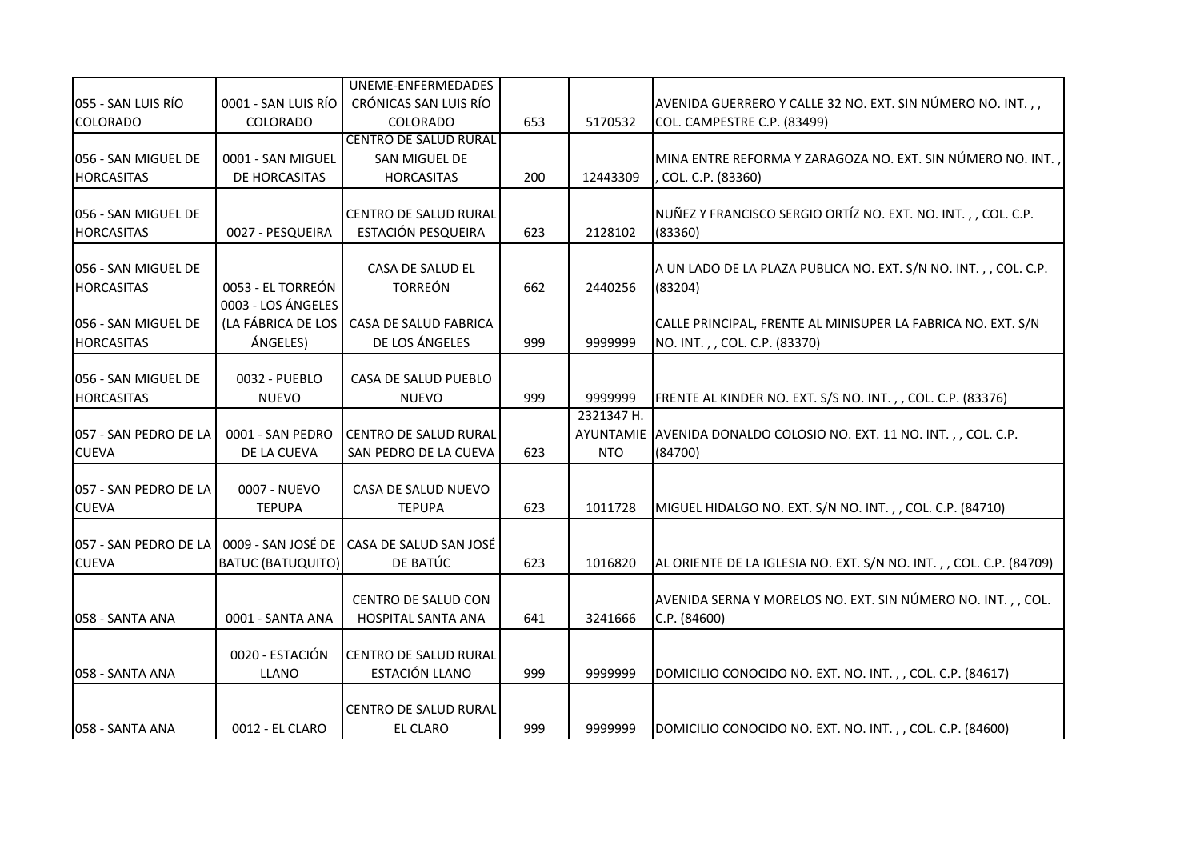| | | | | | |
|---|---|---|---|---|---|
| 055 - SAN LUIS RÍO COLORADO | 0001 - SAN LUIS RÍO COLORADO | UNEME-ENFERMEDADES CRÓNICAS SAN LUIS RÍO COLORADO | 653 | 5170532 | AVENIDA GUERRERO Y CALLE 32 NO. EXT. SIN NÚMERO NO. INT. , , COL. CAMPESTRE C.P. (83499) |
| 056 - SAN MIGUEL DE HORCASITAS | 0001 - SAN MIGUEL DE HORCASITAS | CENTRO DE SALUD RURAL SAN MIGUEL DE HORCASITAS | 200 | 12443309 | MINA ENTRE REFORMA Y ZARAGOZA NO. EXT. SIN NÚMERO NO. INT. , , COL. C.P. (83360) |
| 056 - SAN MIGUEL DE HORCASITAS | 0027 - PESQUEIRA | CENTRO DE SALUD RURAL ESTACIÓN PESQUEIRA | 623 | 2128102 | NUÑEZ Y FRANCISCO SERGIO ORTÍZ NO. EXT. NO. INT. , , COL. C.P. (83360) |
| 056 - SAN MIGUEL DE HORCASITAS | 0053 - EL TORREÓN | CASA DE SALUD EL TORREÓN | 662 | 2440256 | A UN LADO DE LA PLAZA PUBLICA NO. EXT. S/N NO. INT. , , COL. C.P. (83204) |
| 056 - SAN MIGUEL DE HORCASITAS | 0003 - LOS ÁNGELES (LA FÁBRICA DE LOS ÁNGELES) | CASA DE SALUD FABRICA DE LOS ÁNGELES | 999 | 9999999 | CALLE PRINCIPAL, FRENTE AL MINISUPER LA FABRICA NO. EXT. S/N NO. INT. , , COL. C.P. (83370) |
| 056 - SAN MIGUEL DE HORCASITAS | 0032 - PUEBLO NUEVO | CASA DE SALUD PUEBLO NUEVO | 999 | 9999999 | FRENTE AL KINDER NO. EXT. S/S NO. INT. , , COL. C.P. (83376) |
| 057 - SAN PEDRO DE LA CUEVA | 0001 - SAN PEDRO DE LA CUEVA | CENTRO DE SALUD RURAL SAN PEDRO DE LA CUEVA | 623 | 2321347 H. AYUNTAMIENTO | AVENIDA DONALDO COLOSIO NO. EXT. 11 NO. INT. , , COL. C.P. (84700) |
| 057 - SAN PEDRO DE LA CUEVA | 0007 - NUEVO TEPUPA | CASA DE SALUD NUEVO TEPUPA | 623 | 1011728 | MIGUEL HIDALGO NO. EXT. S/N NO. INT. , , COL. C.P. (84710) |
| 057 - SAN PEDRO DE LA CUEVA | 0009 - SAN JOSÉ DE BATUC (BATUQUITO) | CASA DE SALUD SAN JOSÉ DE BATÚC | 623 | 1016820 | AL ORIENTE DE LA IGLESIA NO. EXT. S/N NO. INT. , , COL. C.P. (84709) |
| 058 - SANTA ANA | 0001 - SANTA ANA | CENTRO DE SALUD CON HOSPITAL SANTA ANA | 641 | 3241666 | AVENIDA SERNA Y MORELOS NO. EXT. SIN NÚMERO NO. INT. , , COL. C.P. (84600) |
| 058 - SANTA ANA | 0020 - ESTACIÓN LLANO | CENTRO DE SALUD RURAL ESTACIÓN LLANO | 999 | 9999999 | DOMICILIO CONOCIDO NO. EXT. NO. INT. , , COL. C.P. (84617) |
| 058 - SANTA ANA | 0012 - EL CLARO | CENTRO DE SALUD RURAL EL CLARO | 999 | 9999999 | DOMICILIO CONOCIDO NO. EXT. NO. INT. , , COL. C.P. (84600) |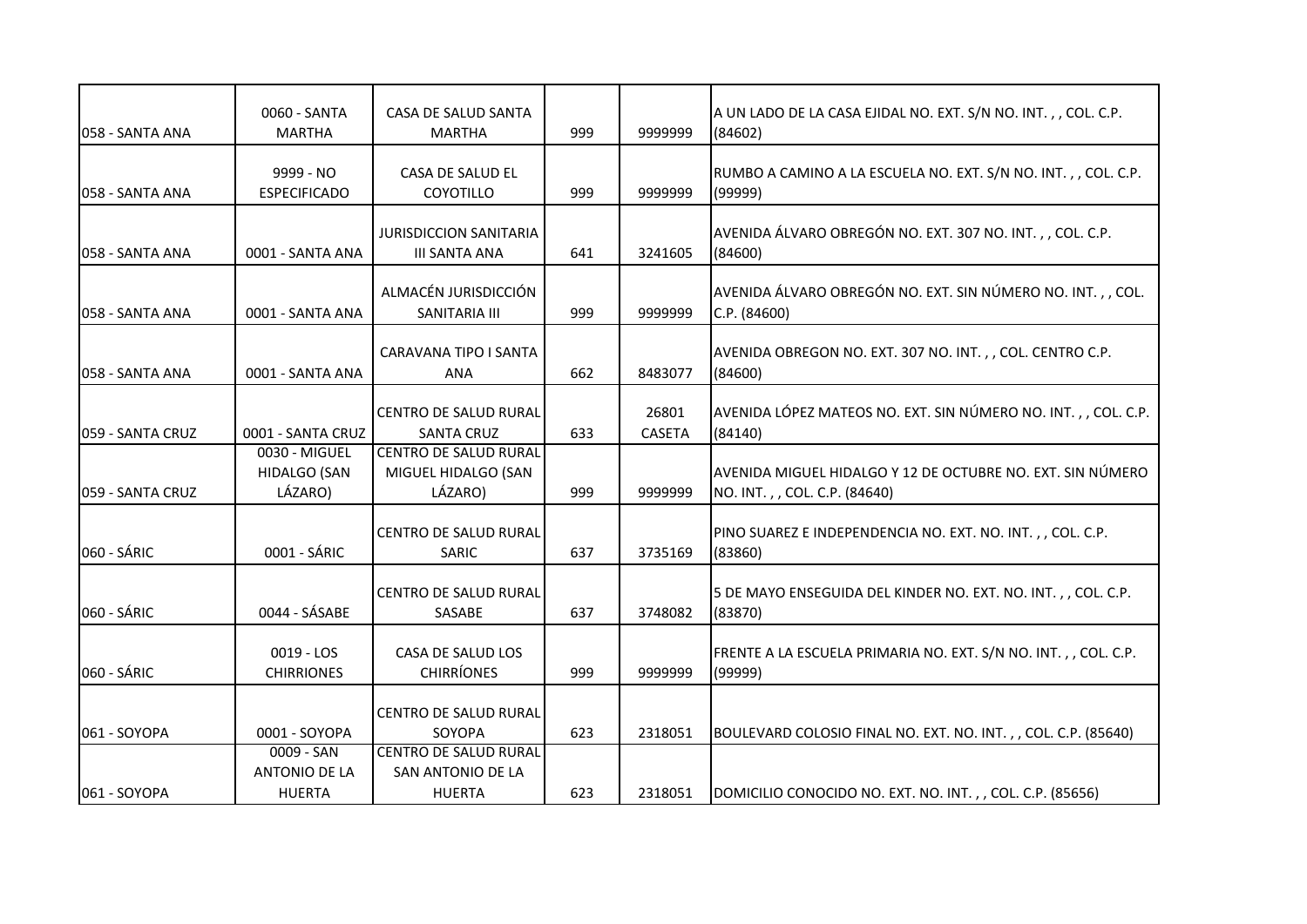| | | | | | |
|---|---|---|---|---|---|
| 058 - SANTA ANA | 0060 - SANTA MARTHA | CASA DE SALUD SANTA MARTHA | 999 | 9999999 | A UN LADO DE LA CASA EJIDAL NO. EXT. S/N NO. INT. , , COL. C.P. (84602) |
| 058 - SANTA ANA | 9999 - NO ESPECIFICADO | CASA DE SALUD EL COYOTILLO | 999 | 9999999 | RUMBO A CAMINO A LA ESCUELA NO. EXT. S/N NO. INT. , , COL. C.P. (99999) |
| 058 - SANTA ANA | 0001 - SANTA ANA | JURISDICCION SANITARIA III SANTA ANA | 641 | 3241605 | AVENIDA ÁLVARO OBREGÓN NO. EXT. 307 NO. INT. , , COL. C.P. (84600) |
| 058 - SANTA ANA | 0001 - SANTA ANA | ALMACÉN JURISDICCIÓN SANITARIA III | 999 | 9999999 | AVENIDA ÁLVARO OBREGÓN NO. EXT. SIN NÚMERO NO. INT. , , COL. C.P. (84600) |
| 058 - SANTA ANA | 0001 - SANTA ANA | CARAVANA TIPO I SANTA ANA | 662 | 8483077 | AVENIDA OBREGON NO. EXT. 307 NO. INT. , , COL. CENTRO C.P. (84600) |
| 059 - SANTA CRUZ | 0001 - SANTA CRUZ | CENTRO DE SALUD RURAL SANTA CRUZ | 633 | 26801 CASETA | AVENIDA LÓPEZ MATEOS NO. EXT. SIN NÚMERO NO. INT. , , COL. C.P. (84140) |
| 059 - SANTA CRUZ | 0030 - MIGUEL HIDALGO (SAN LÁZARO) | CENTRO DE SALUD RURAL MIGUEL HIDALGO (SAN LÁZARO) | 999 | 9999999 | AVENIDA MIGUEL HIDALGO Y 12 DE OCTUBRE NO. EXT. SIN NÚMERO NO. INT. , , COL. C.P. (84640) |
| 060 - SÁRIC | 0001 - SÁRIC | CENTRO DE SALUD RURAL SARIC | 637 | 3735169 | PINO SUAREZ E INDEPENDENCIA NO. EXT. NO. INT. , , COL. C.P. (83860) |
| 060 - SÁRIC | 0044 - SÁSABE | CENTRO DE SALUD RURAL SASABE | 637 | 3748082 | 5 DE MAYO ENSEGUIDA DEL KINDER NO. EXT. NO. INT. , , COL. C.P. (83870) |
| 060 - SÁRIC | 0019 - LOS CHIRRIONES | CASA DE SALUD LOS CHIRRÍONES | 999 | 9999999 | FRENTE A LA ESCUELA PRIMARIA NO. EXT. S/N NO. INT. , , COL. C.P. (99999) |
| 061 - SOYOPA | 0001 - SOYOPA | CENTRO DE SALUD RURAL SOYOPA | 623 | 2318051 | BOULEVARD COLOSIO FINAL NO. EXT. NO. INT. , , COL. C.P. (85640) |
| 061 - SOYOPA | 0009 - SAN ANTONIO DE LA HUERTA | CENTRO DE SALUD RURAL SAN ANTONIO DE LA HUERTA | 623 | 2318051 | DOMICILIO CONOCIDO NO. EXT. NO. INT. , , COL. C.P. (85656) |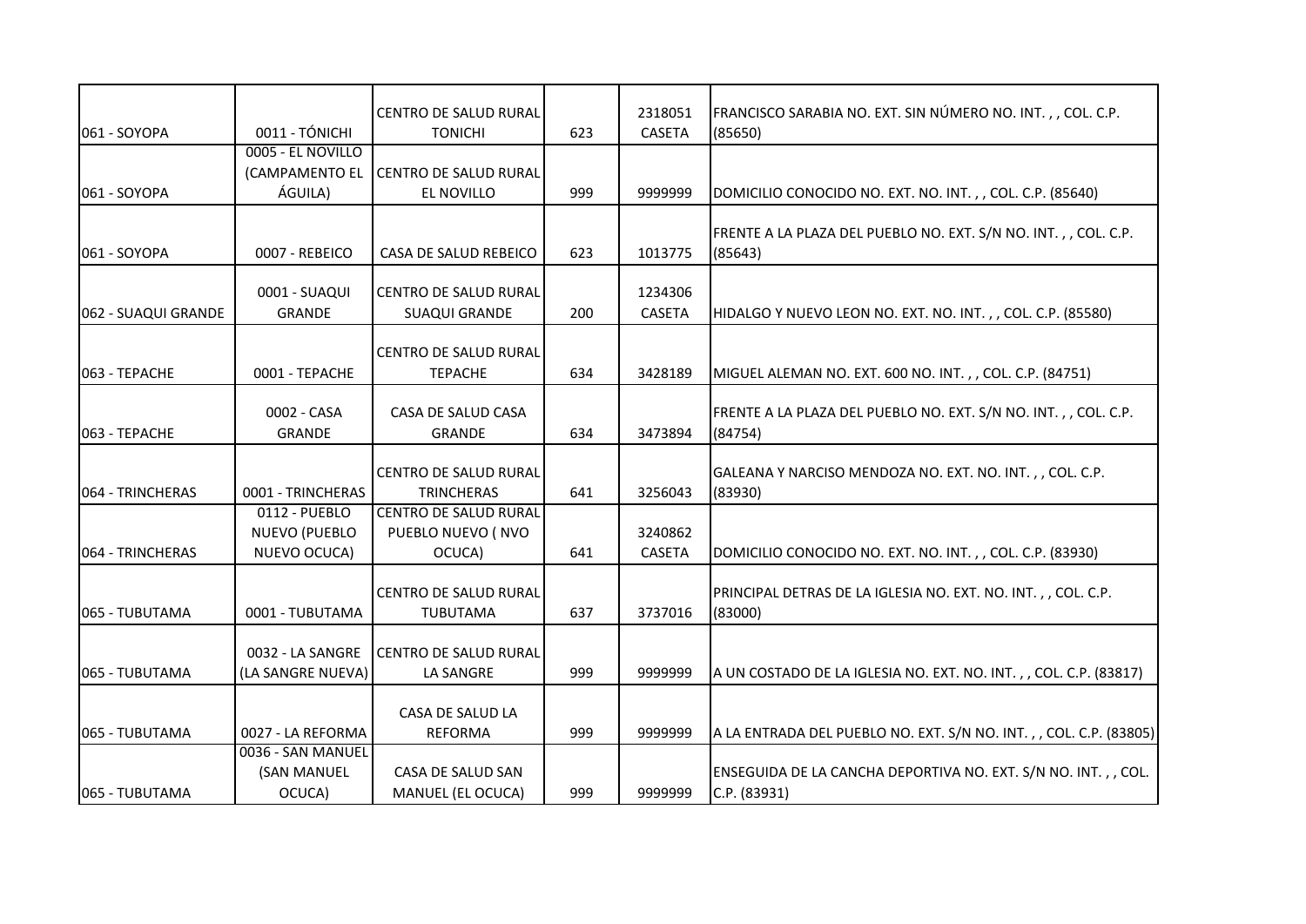| | | | | | |
|---|---|---|---|---|---|
| 061 - SOYOPA | 0011 - TÓNICHI | CENTRO DE SALUD RURAL TONICHI | 623 | 2318051 CASETA | FRANCISCO SARABIA NO. EXT. SIN NÚMERO NO. INT. , , COL. C.P. (85650) |
| 061 - SOYOPA | 0005 - EL NOVILLO (CAMPAMENTO EL ÁGUILA) | CENTRO DE SALUD RURAL EL NOVILLO | 999 | 9999999 | DOMICILIO CONOCIDO NO. EXT. NO. INT. , , COL. C.P. (85640) |
| 061 - SOYOPA | 0007 - REBEICO | CASA DE SALUD REBEICO | 623 | 1013775 | FRENTE A LA PLAZA DEL PUEBLO NO. EXT. S/N NO. INT. , , COL. C.P. (85643) |
| 062 - SUAQUI GRANDE | 0001 - SUAQUI GRANDE | CENTRO DE SALUD RURAL SUAQUI GRANDE | 200 | 1234306 CASETA | HIDALGO Y NUEVO LEON NO. EXT. NO. INT. , , COL. C.P. (85580) |
| 063 - TEPACHE | 0001 - TEPACHE | CENTRO DE SALUD RURAL TEPACHE | 634 | 3428189 | MIGUEL ALEMAN NO. EXT. 600 NO. INT. , , COL. C.P. (84751) |
| 063 - TEPACHE | 0002 - CASA GRANDE | CASA DE SALUD CASA GRANDE | 634 | 3473894 | FRENTE A LA PLAZA DEL PUEBLO NO. EXT. S/N NO. INT. , , COL. C.P. (84754) |
| 064 - TRINCHERAS | 0001 - TRINCHERAS | CENTRO DE SALUD RURAL TRINCHERAS | 641 | 3256043 | GALEANA Y NARCISO MENDOZA NO. EXT. NO. INT. , , COL. C.P. (83930) |
| 064 - TRINCHERAS | 0112 - PUEBLO NUEVO (PUEBLO NUEVO OCUCA) | CENTRO DE SALUD RURAL PUEBLO NUEVO ( NVO OCUCA) | 641 | 3240862 CASETA | DOMICILIO CONOCIDO NO. EXT. NO. INT. , , COL. C.P. (83930) |
| 065 - TUBUTAMA | 0001 - TUBUTAMA | CENTRO DE SALUD RURAL TUBUTAMA | 637 | 3737016 | PRINCIPAL DETRAS DE LA IGLESIA NO. EXT. NO. INT. , , COL. C.P. (83000) |
| 065 - TUBUTAMA | 0032 - LA SANGRE (LA SANGRE NUEVA) | CENTRO DE SALUD RURAL LA SANGRE | 999 | 9999999 | A UN COSTADO DE LA IGLESIA NO. EXT. NO. INT. , , COL. C.P. (83817) |
| 065 - TUBUTAMA | 0027 - LA REFORMA | CASA DE SALUD LA REFORMA | 999 | 9999999 | A LA ENTRADA DEL PUEBLO NO. EXT. S/N NO. INT. , , COL. C.P. (83805) |
| 065 - TUBUTAMA | 0036 - SAN MANUEL (SAN MANUEL OCUCA) | CASA DE SALUD SAN MANUEL (EL OCUCA) | 999 | 9999999 | ENSEGUIDA DE LA CANCHA DEPORTIVA NO. EXT. S/N NO. INT. , , COL. C.P. (83931) |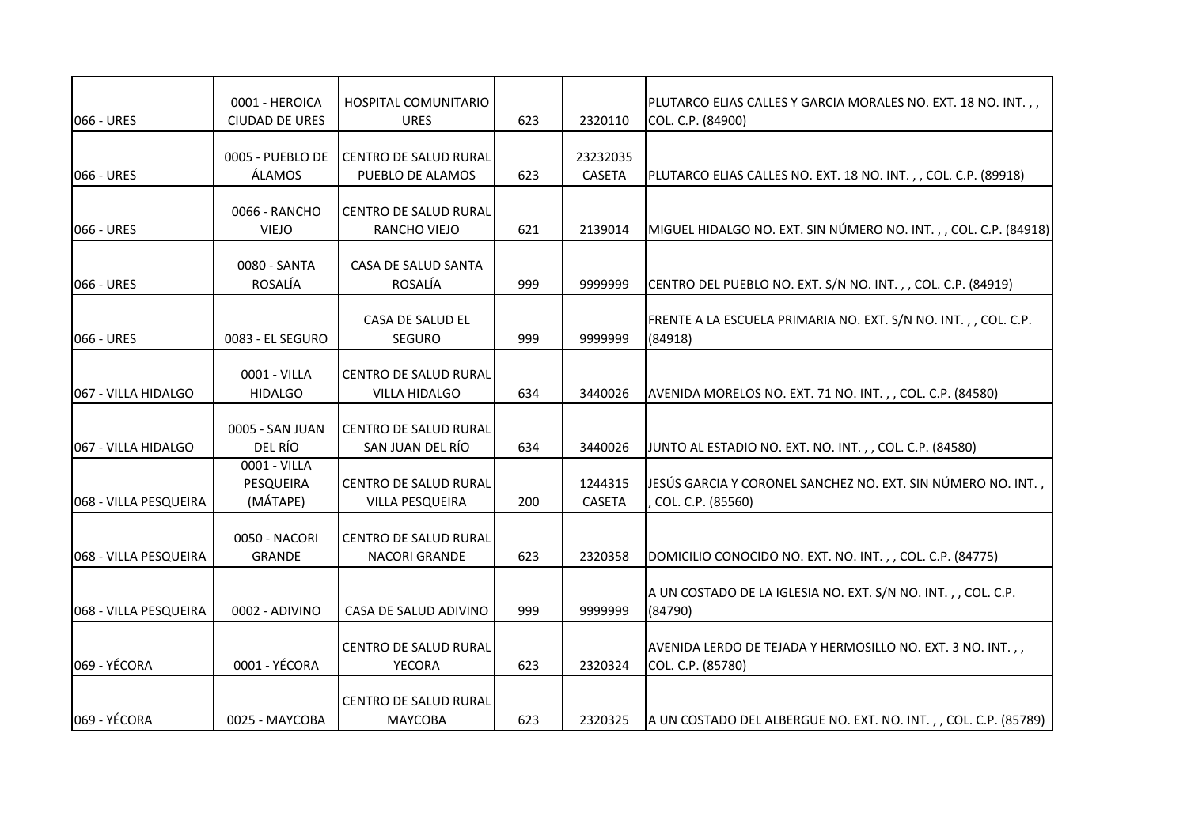| | | | | | |
|---|---|---|---|---|---|
| 066 - URES | 0001 - HEROICA CIUDAD DE URES | HOSPITAL COMUNITARIO URES | 623 | 2320110 | PLUTARCO ELIAS CALLES Y GARCIA MORALES NO. EXT. 18 NO. INT. , , COL. C.P. (84900) |
| 066 - URES | 0005 - PUEBLO DE ÁLAMOS | CENTRO DE SALUD RURAL PUEBLO DE ALAMOS | 623 | 23232035 CASETA | PLUTARCO ELIAS CALLES NO. EXT. 18 NO. INT. , , COL. C.P. (89918) |
| 066 - URES | 0066 - RANCHO VIEJO | CENTRO DE SALUD RURAL RANCHO VIEJO | 621 | 2139014 | MIGUEL HIDALGO NO. EXT. SIN NÚMERO NO. INT. , , COL. C.P. (84918) |
| 066 - URES | 0080 - SANTA ROSALÍA | CASA DE SALUD SANTA ROSALÍA | 999 | 9999999 | CENTRO DEL PUEBLO NO. EXT. S/N NO. INT. , , COL. C.P. (84919) |
| 066 - URES | 0083 - EL SEGURO | CASA DE SALUD EL SEGURO | 999 | 9999999 | FRENTE A LA ESCUELA PRIMARIA NO. EXT. S/N NO. INT. , , COL. C.P. (84918) |
| 067 - VILLA HIDALGO | 0001 - VILLA HIDALGO | CENTRO DE SALUD RURAL VILLA HIDALGO | 634 | 3440026 | AVENIDA MORELOS NO. EXT. 71 NO. INT. , , COL. C.P. (84580) |
| 067 - VILLA HIDALGO | 0005 - SAN JUAN DEL RÍO | CENTRO DE SALUD RURAL SAN JUAN DEL RÍO | 634 | 3440026 | JUNTO AL ESTADIO NO. EXT. NO. INT. , , COL. C.P. (84580) |
| 068 - VILLA PESQUEIRA | 0001 - VILLA PESQUEIRA (MÁTAPE) | CENTRO DE SALUD RURAL VILLA PESQUEIRA | 200 | 1244315 CASETA | JESÚS GARCIA Y CORONEL SANCHEZ NO. EXT. SIN NÚMERO NO. INT. , , COL. C.P. (85560) |
| 068 - VILLA PESQUEIRA | 0050 - NACORI GRANDE | CENTRO DE SALUD RURAL NACORI GRANDE | 623 | 2320358 | DOMICILIO CONOCIDO NO. EXT. NO. INT. , , COL. C.P. (84775) |
| 068 - VILLA PESQUEIRA | 0002 - ADIVINO | CASA DE SALUD ADIVINO | 999 | 9999999 | A UN COSTADO DE LA IGLESIA NO. EXT. S/N NO. INT. , , COL. C.P. (84790) |
| 069 - YÉCORA | 0001 - YÉCORA | CENTRO DE SALUD RURAL YECORA | 623 | 2320324 | AVENIDA LERDO DE TEJADA Y HERMOSILLO NO. EXT. 3 NO. INT. , , COL. C.P. (85780) |
| 069 - YÉCORA | 0025 - MAYCOBA | CENTRO DE SALUD RURAL MAYCOBA | 623 | 2320325 | A UN COSTADO DEL ALBERGUE NO. EXT. NO. INT. , , COL. C.P. (85789) |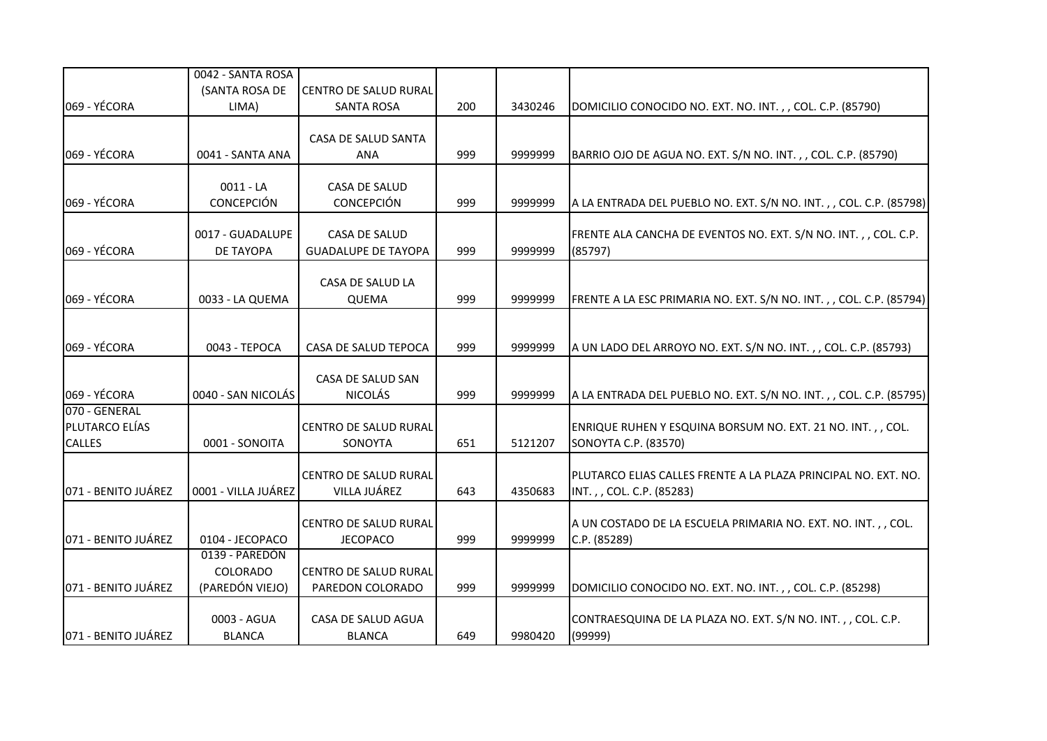| | | | | | |
|---|---|---|---|---|---|
| 069 - YÉCORA | 0042 - SANTA ROSA (SANTA ROSA DE LIMA) | CENTRO DE SALUD RURAL SANTA ROSA | 200 | 3430246 | DOMICILIO CONOCIDO NO. EXT. NO. INT. , , COL. C.P. (85790) |
| 069 - YÉCORA | 0041 - SANTA ANA | CASA DE SALUD SANTA ANA | 999 | 9999999 | BARRIO OJO DE AGUA NO. EXT. S/N NO. INT. , , COL. C.P. (85790) |
| 069 - YÉCORA | 0011 - LA CONCEPCIÓN | CASA DE SALUD CONCEPCIÓN | 999 | 9999999 | A LA ENTRADA DEL PUEBLO NO. EXT. S/N NO. INT. , , COL. C.P. (85798) |
| 069 - YÉCORA | 0017 - GUADALUPE DE TAYOPA | CASA DE SALUD GUADALUPE DE TAYOPA | 999 | 9999999 | FRENTE ALA CANCHA DE EVENTOS NO. EXT. S/N NO. INT. , , COL. C.P. (85797) |
| 069 - YÉCORA | 0033 - LA QUEMA | CASA DE SALUD LA QUEMA | 999 | 9999999 | FRENTE A LA ESC PRIMARIA NO. EXT. S/N NO. INT. , , COL. C.P. (85794) |
| 069 - YÉCORA | 0043 - TEPOCA | CASA DE SALUD TEPOCA | 999 | 9999999 | A UN LADO DEL ARROYO NO. EXT. S/N NO. INT. , , COL. C.P. (85793) |
| 069 - YÉCORA | 0040 - SAN NICOLÁS | CASA DE SALUD SAN NICOLÁS | 999 | 9999999 | A LA ENTRADA DEL PUEBLO NO. EXT. S/N NO. INT. , , COL. C.P. (85795) |
| 070 - GENERAL PLUTARCO ELÍAS CALLES | 0001 - SONOITA | CENTRO DE SALUD RURAL SONOYTA | 651 | 5121207 | ENRIQUE RUHEN Y ESQUINA BORSUM NO. EXT. 21 NO. INT. , , COL. SONOYTA C.P. (83570) |
| 071 - BENITO JUÁREZ | 0001 - VILLA JUÁREZ | CENTRO DE SALUD RURAL VILLA JUÁREZ | 643 | 4350683 | PLUTARCO ELIAS CALLES FRENTE A LA PLAZA PRINCIPAL NO. EXT. NO. INT. , , COL. C.P. (85283) |
| 071 - BENITO JUÁREZ | 0104 - JECOPACO | CENTRO DE SALUD RURAL JECOPACO | 999 | 9999999 | A UN COSTADO DE LA ESCUELA PRIMARIA NO. EXT. NO. INT. , , COL. C.P. (85289) |
| 071 - BENITO JUÁREZ | 0139 - PAREDÓN COLORADO (PAREDÓN VIEJO) | CENTRO DE SALUD RURAL PAREDON COLORADO | 999 | 9999999 | DOMICILIO CONOCIDO NO. EXT. NO. INT. , , COL. C.P. (85298) |
| 071 - BENITO JUÁREZ | 0003 - AGUA BLANCA | CASA DE SALUD AGUA BLANCA | 649 | 9980420 | CONTRAESQUINA DE LA PLAZA NO. EXT. S/N NO. INT. , , COL. C.P. (99999) |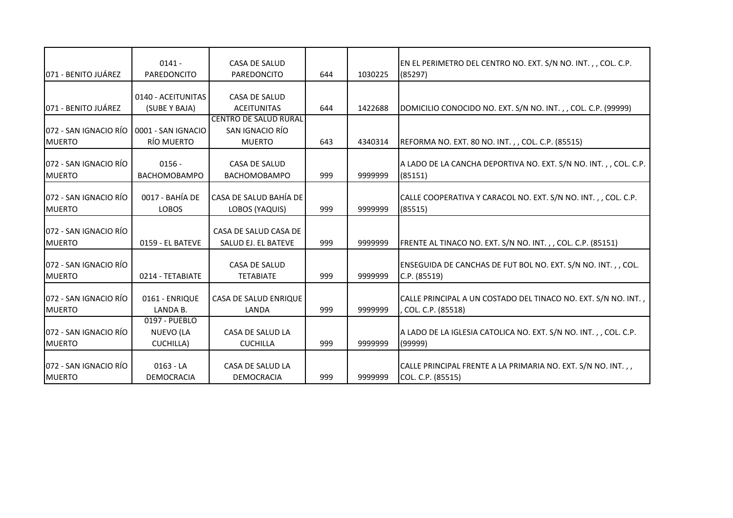| | | | | | |
|---|---|---|---|---|---|
| 071 - BENITO JUÁREZ | 0141 - PAREDONCITO | CASA DE SALUD PAREDONCITO | 644 | 1030225 | EN EL PERIMETRO DEL CENTRO NO. EXT. S/N NO. INT. , , COL. C.P. (85297) |
| 071 - BENITO JUÁREZ | 0140 - ACEITUNITAS (SUBE Y BAJA) | CASA DE SALUD ACEITUNITAS | 644 | 1422688 | DOMICILIO CONOCIDO NO. EXT. S/N NO. INT. , , COL. C.P. (99999) |
| 072 - SAN IGNACIO RÍO MUERTO | 0001 - SAN IGNACIO RÍO MUERTO | CENTRO DE SALUD RURAL SAN IGNACIO RÍO MUERTO | 643 | 4340314 | REFORMA NO. EXT. 80 NO. INT. , , COL. C.P. (85515) |
| 072 - SAN IGNACIO RÍO MUERTO | 0156 - BACHOMOBAMPO | CASA DE SALUD BACHOMOBAMPO | 999 | 9999999 | A LADO DE LA CANCHA DEPORTIVA NO. EXT. S/N NO. INT. , , COL. C.P. (85151) |
| 072 - SAN IGNACIO RÍO MUERTO | 0017 - BAHÍA DE LOBOS | CASA DE SALUD BAHÍA DE LOBOS (YAQUIS) | 999 | 9999999 | CALLE COOPERATIVA Y CARACOL NO. EXT. S/N NO. INT. , , COL. C.P. (85515) |
| 072 - SAN IGNACIO RÍO MUERTO | 0159 - EL BATEVE | CASA DE SALUD CASA DE SALUD EJ. EL BATEVE | 999 | 9999999 | FRENTE AL TINACO NO. EXT. S/N NO. INT. , , COL. C.P. (85151) |
| 072 - SAN IGNACIO RÍO MUERTO | 0214 - TETABIATE | CASA DE SALUD TETABIATE | 999 | 9999999 | ENSEGUIDA DE CANCHAS DE FUT BOL NO. EXT. S/N NO. INT. , , COL. C.P. (85519) |
| 072 - SAN IGNACIO RÍO MUERTO | 0161 - ENRIQUE LANDA B. | CASA DE SALUD ENRIQUE LANDA | 999 | 9999999 | CALLE PRINCIPAL A UN COSTADO DEL TINACO NO. EXT. S/N NO. INT. , , COL. C.P. (85518) |
| 072 - SAN IGNACIO RÍO MUERTO | 0197 - PUEBLO NUEVO (LA CUCHILLA) | CASA DE SALUD LA CUCHILLA | 999 | 9999999 | A LADO DE LA IGLESIA CATOLICA NO. EXT. S/N NO. INT. , , COL. C.P. (99999) |
| 072 - SAN IGNACIO RÍO MUERTO | 0163 - LA DEMOCRACIA | CASA DE SALUD LA DEMOCRACIA | 999 | 9999999 | CALLE PRINCIPAL FRENTE A LA PRIMARIA NO. EXT. S/N NO. INT. , , COL. C.P. (85515) |